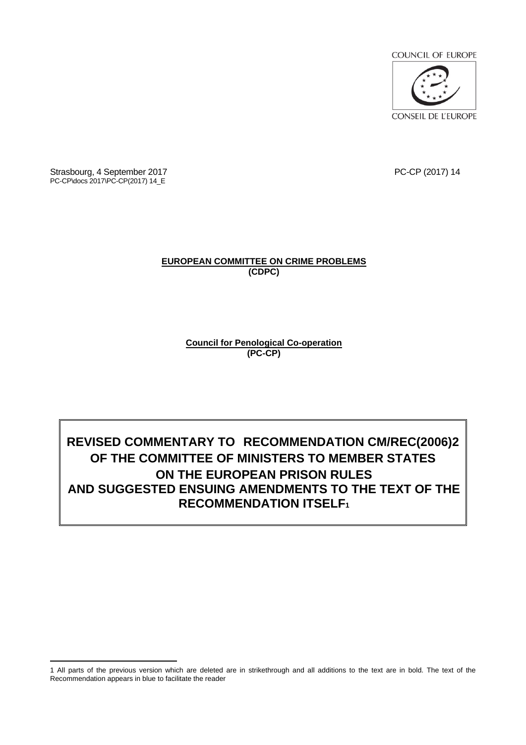COUNCIL OF EUROPE

CONSEIL DE L'EUROPE

Strasbourg, 4 September 2017

PC-CP\docs 2017\PC-CP(2017) 14_E

PC-CP (2017) 14

**EUROPEAN COMMITTEE ON CRIME PROBLEMS**
**(CDPC)**

**Council for Penological Co-operation**
**(PC-CP)**

# REVISED COMMENTARY TO RECOMMENDATION CM/REC(2006)2 OF THE COMMITTEE OF MINISTERS TO MEMBER STATES ON THE EUROPEAN PRISON RULES AND SUGGESTED ENSUING AMENDMENTS TO THE TEXT OF THE RECOMMENDATION ITSELF[1]

---

1 All parts of the previous version which are deleted are in strikethrough and all additions to the text are in bold. The text of the Recommendation appears in blue to facilitate the reader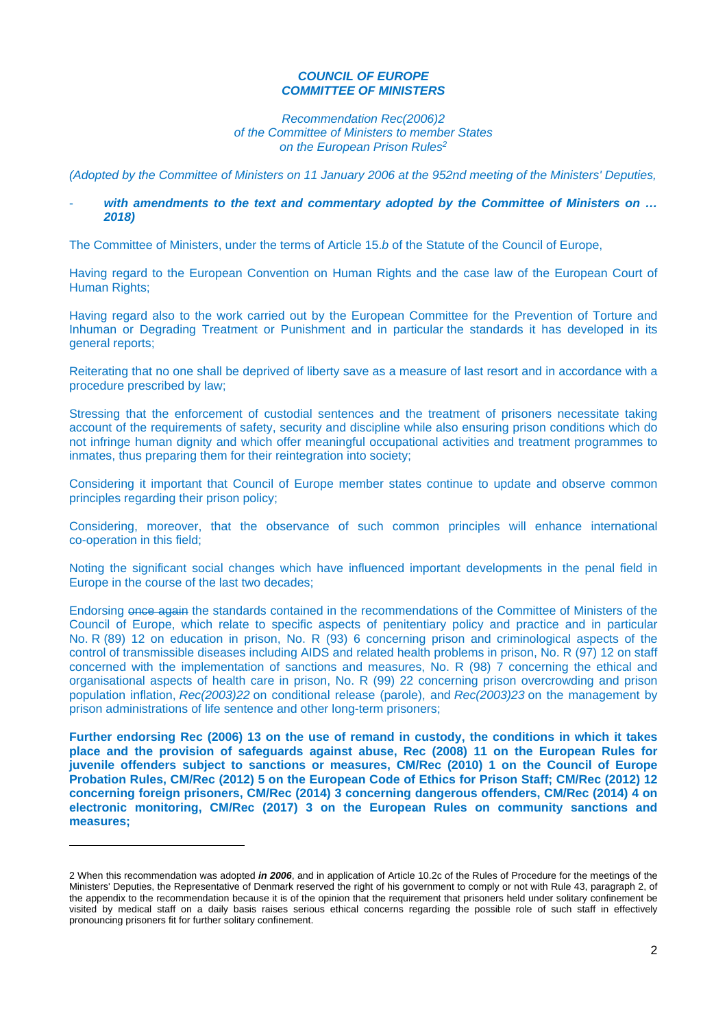***COUNCIL OF EUROPE***
***COMMITTEE OF MINISTERS***

*Recommendation Rec(2006)2*
*of the Committee of Ministers to member States*
*on the European Prison Rules*[2]

*(Adopted by the Committee of Ministers on 11 January 2006 at the 952nd meeting of the Ministers' Deputies,*

- ***with amendments to the text and commentary adopted by the Committee of Ministers on … 2018)***

The Committee of Ministers, under the terms of Article 15.*b* of the Statute of the Council of Europe,

Having regard to the European Convention on Human Rights and the case law of the European Court of Human Rights;

Having regard also to the work carried out by the European Committee for the Prevention of Torture and Inhuman or Degrading Treatment or Punishment and in particular the standards it has developed in its general reports;

Reiterating that no one shall be deprived of liberty save as a measure of last resort and in accordance with a procedure prescribed by law;

Stressing that the enforcement of custodial sentences and the treatment of prisoners necessitate taking account of the requirements of safety, security and discipline while also ensuring prison conditions which do not infringe human dignity and which offer meaningful occupational activities and treatment programmes to inmates, thus preparing them for their reintegration into society;

Considering it important that Council of Europe member states continue to update and observe common principles regarding their prison policy;

Considering, moreover, that the observance of such common principles will enhance international co-operation in this field;

Noting the significant social changes which have influenced important developments in the penal field in Europe in the course of the last two decades;

Endorsing ~~once again~~ the standards contained in the recommendations of the Committee of Ministers of the Council of Europe, which relate to specific aspects of penitentiary policy and practice and in particular No. R (89) 12 on education in prison, No. R (93) 6 concerning prison and criminological aspects of the control of transmissible diseases including AIDS and related health problems in prison, No. R (97) 12 on staff concerned with the implementation of sanctions and measures, No. R (98) 7 concerning the ethical and organisational aspects of health care in prison, No. R (99) 22 concerning prison overcrowding and prison population inflation, *Rec(2003)22* on conditional release (parole), and *Rec(2003)23* on the management by prison administrations of life sentence and other long-term prisoners;

**Further endorsing Rec (2006) 13 on the use of remand in custody, the conditions in which it takes place and the provision of safeguards against abuse, Rec (2008) 11 on the European Rules for juvenile offenders subject to sanctions or measures, CM/Rec (2010) 1 on the Council of Europe Probation Rules, CM/Rec (2012) 5 on the European Code of Ethics for Prison Staff; CM/Rec (2012) 12 concerning foreign prisoners, CM/Rec (2014) 3 concerning dangerous offenders, CM/Rec (2014) 4 on electronic monitoring, CM/Rec (2017) 3 on the European Rules on community sanctions and measures;**

---

2 When this recommendation was adopted ***in 2006***, and in application of Article 10.2c of the Rules of Procedure for the meetings of the Ministers' Deputies, the Representative of Denmark reserved the right of his government to comply or not with Rule 43, paragraph 2, of the appendix to the recommendation because it is of the opinion that the requirement that prisoners held under solitary confinement be visited by medical staff on a daily basis raises serious ethical concerns regarding the possible role of such staff in effectively pronouncing prisoners fit for further solitary confinement.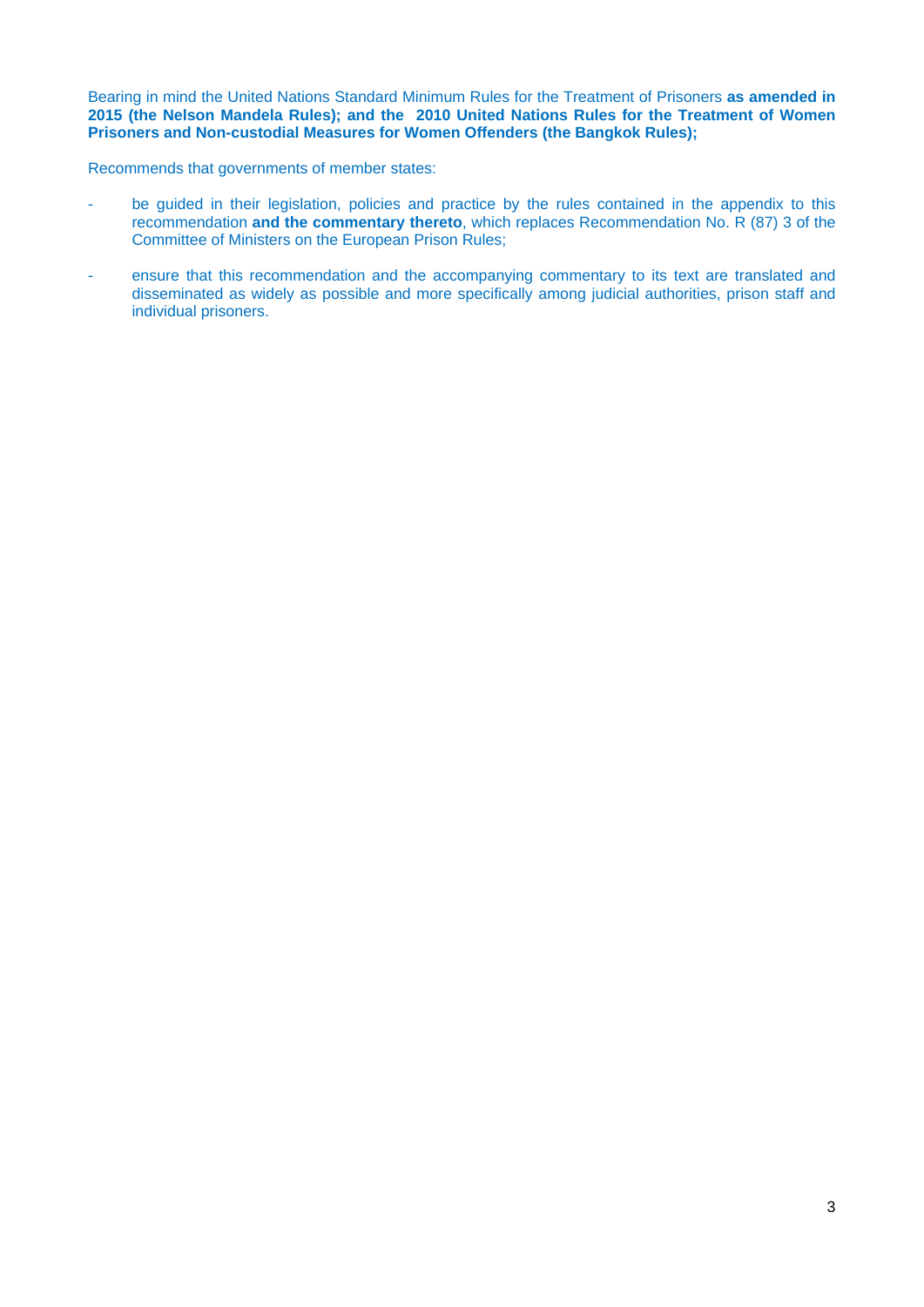Bearing in mind the United Nations Standard Minimum Rules for the Treatment of Prisoners **as amended in 2015 (the Nelson Mandela Rules); and the 2010 United Nations Rules for the Treatment of Women Prisoners and Non-custodial Measures for Women Offenders (the Bangkok Rules);**

Recommends that governments of member states:

- be guided in their legislation, policies and practice by the rules contained in the appendix to this recommendation **and the commentary thereto**, which replaces Recommendation No. R (87) 3 of the Committee of Ministers on the European Prison Rules;

- ensure that this recommendation and the accompanying commentary to its text are translated and disseminated as widely as possible and more specifically among judicial authorities, prison staff and individual prisoners.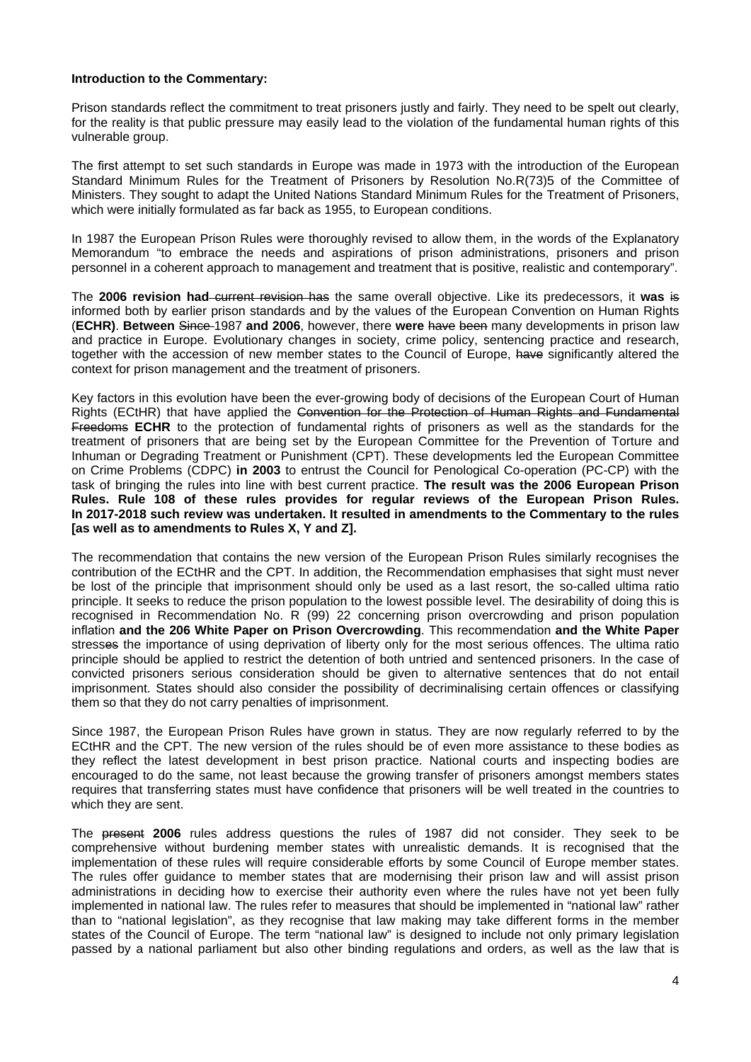**Introduction to the Commentary:**

Prison standards reflect the commitment to treat prisoners justly and fairly. They need to be spelt out clearly, for the reality is that public pressure may easily lead to the violation of the fundamental human rights of this vulnerable group.

The first attempt to set such standards in Europe was made in 1973 with the introduction of the European Standard Minimum Rules for the Treatment of Prisoners by Resolution No.R(73)5 of the Committee of Ministers. They sought to adapt the United Nations Standard Minimum Rules for the Treatment of Prisoners, which were initially formulated as far back as 1955, to European conditions.

In 1987 the European Prison Rules were thoroughly revised to allow them, in the words of the Explanatory Memorandum "to embrace the needs and aspirations of prison administrations, prisoners and prison personnel in a coherent approach to management and treatment that is positive, realistic and contemporary".

The **2006 revision had** ~~current revision has~~ the same overall objective. Like its predecessors, it **was** ~~is~~ informed both by earlier prison standards and by the values of the European Convention on Human Rights (**ECHR**). **Between** ~~Since~~ 1987 **and 2006**, however, there **were** ~~have been~~ many developments in prison law and practice in Europe. Evolutionary changes in society, crime policy, sentencing practice and research, together with the accession of new member states to the Council of Europe, ~~have~~ significantly altered the context for prison management and the treatment of prisoners.

Key factors in this evolution have been the ever-growing body of decisions of the European Court of Human Rights (ECtHR) that have applied the ~~Convention for the Protection of Human Rights and Fundamental Freedoms~~ **ECHR** to the protection of fundamental rights of prisoners as well as the standards for the treatment of prisoners that are being set by the European Committee for the Prevention of Torture and Inhuman or Degrading Treatment or Punishment (CPT). These developments led the European Committee on Crime Problems (CDPC) **in 2003** to entrust the Council for Penological Co-operation (PC-CP) with the task of bringing the rules into line with best current practice. **The result was the 2006 European Prison Rules. Rule 108 of these rules provides for regular reviews of the European Prison Rules. In 2017-2018 such review was undertaken. It resulted in amendments to the Commentary to the rules [as well as to amendments to Rules X, Y and Z].**

The recommendation that contains the new version of the European Prison Rules similarly recognises the contribution of the ECtHR and the CPT. In addition, the Recommendation emphasises that sight must never be lost of the principle that imprisonment should only be used as a last resort, the so-called ultima ratio principle. It seeks to reduce the prison population to the lowest possible level. The desirability of doing this is recognised in Recommendation No. R (99) 22 concerning prison overcrowding and prison population inflation **and the 206 White Paper on Prison Overcrowding**. This recommendation **and the White Paper** stress~~es~~ the importance of using deprivation of liberty only for the most serious offences. The ultima ratio principle should be applied to restrict the detention of both untried and sentenced prisoners. In the case of convicted prisoners serious consideration should be given to alternative sentences that do not entail imprisonment. States should also consider the possibility of decriminalising certain offences or classifying them so that they do not carry penalties of imprisonment.

Since 1987, the European Prison Rules have grown in status. They are now regularly referred to by the ECtHR and the CPT. The new version of the rules should be of even more assistance to these bodies as they reflect the latest development in best prison practice. National courts and inspecting bodies are encouraged to do the same, not least because the growing transfer of prisoners amongst members states requires that transferring states must have confidence that prisoners will be well treated in the countries to which they are sent.

The ~~present~~ **2006** rules address questions the rules of 1987 did not consider. They seek to be comprehensive without burdening member states with unrealistic demands. It is recognised that the implementation of these rules will require considerable efforts by some Council of Europe member states. The rules offer guidance to member states that are modernising their prison law and will assist prison administrations in deciding how to exercise their authority even where the rules have not yet been fully implemented in national law. The rules refer to measures that should be implemented in "national law" rather than to "national legislation", as they recognise that law making may take different forms in the member states of the Council of Europe. The term "national law" is designed to include not only primary legislation passed by a national parliament but also other binding regulations and orders, as well as the law that is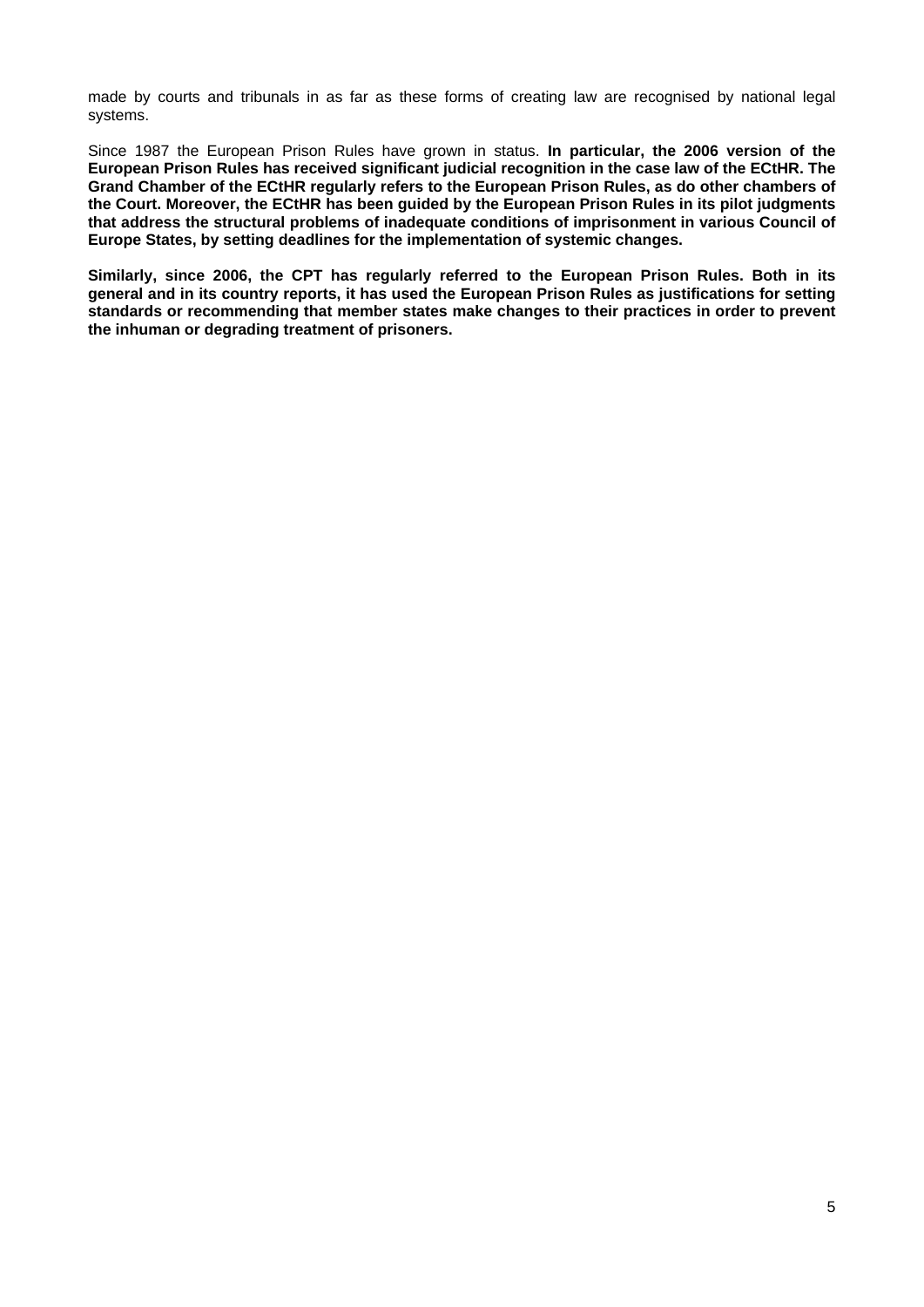made by courts and tribunals in as far as these forms of creating law are recognised by national legal systems.

Since 1987 the European Prison Rules have grown in status. **In particular, the 2006 version of the European Prison Rules has received significant judicial recognition in the case law of the ECtHR. The Grand Chamber of the ECtHR regularly refers to the European Prison Rules, as do other chambers of the Court. Moreover, the ECtHR has been guided by the European Prison Rules in its pilot judgments that address the structural problems of inadequate conditions of imprisonment in various Council of Europe States, by setting deadlines for the implementation of systemic changes.**

**Similarly, since 2006, the CPT has regularly referred to the European Prison Rules. Both in its general and in its country reports, it has used the European Prison Rules as justifications for setting standards or recommending that member states make changes to their practices in order to prevent the inhuman or degrading treatment of prisoners.**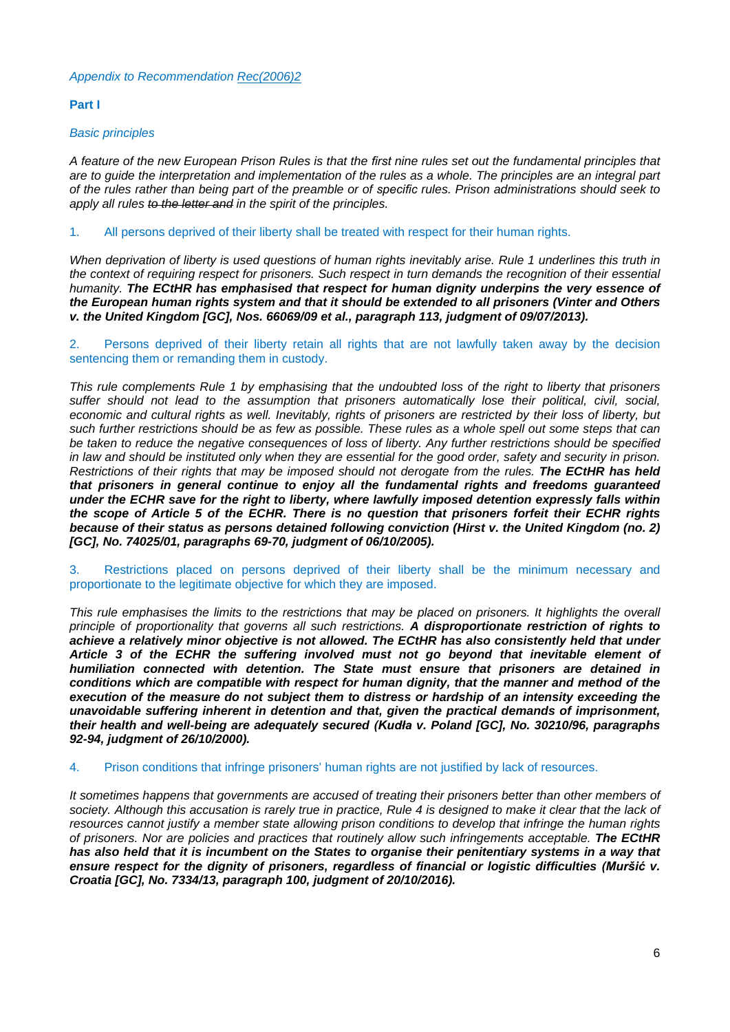*Appendix to Recommendation Rec(2006)2*

**Part I**

*Basic principles*

*A feature of the new European Prison Rules is that the first nine rules set out the fundamental principles that are to guide the interpretation and implementation of the rules as a whole. The principles are an integral part of the rules rather than being part of the preamble or of specific rules. Prison administrations should seek to apply all rules ~~to the letter and~~ in the spirit of the principles.*

1. All persons deprived of their liberty shall be treated with respect for their human rights.

*When deprivation of liberty is used questions of human rights inevitably arise. Rule 1 underlines this truth in the context of requiring respect for prisoners. Such respect in turn demands the recognition of their essential humanity.* ***The ECtHR has emphasised that respect for human dignity underpins the very essence of the European human rights system and that it should be extended to all prisoners (Vinter and Others v. the United Kingdom [GC], Nos. 66069/09 et al., paragraph 113, judgment of 09/07/2013).***

2. Persons deprived of their liberty retain all rights that are not lawfully taken away by the decision sentencing them or remanding them in custody.

*This rule complements Rule 1 by emphasising that the undoubted loss of the right to liberty that prisoners suffer should not lead to the assumption that prisoners automatically lose their political, civil, social, economic and cultural rights as well. Inevitably, rights of prisoners are restricted by their loss of liberty, but such further restrictions should be as few as possible. These rules as a whole spell out some steps that can be taken to reduce the negative consequences of loss of liberty. Any further restrictions should be specified in law and should be instituted only when they are essential for the good order, safety and security in prison. Restrictions of their rights that may be imposed should not derogate from the rules.* ***The ECtHR has held that prisoners in general continue to enjoy all the fundamental rights and freedoms guaranteed under the ECHR save for the right to liberty, where lawfully imposed detention expressly falls within the scope of Article 5 of the ECHR. There is no question that prisoners forfeit their ECHR rights because of their status as persons detained following conviction (Hirst v. the United Kingdom (no. 2) [GC], No. 74025/01, paragraphs 69-70, judgment of 06/10/2005).***

3. Restrictions placed on persons deprived of their liberty shall be the minimum necessary and proportionate to the legitimate objective for which they are imposed.

*This rule emphasises the limits to the restrictions that may be placed on prisoners. It highlights the overall principle of proportionality that governs all such restrictions.* ***A disproportionate restriction of rights to achieve a relatively minor objective is not allowed. The ECtHR has also consistently held that under Article 3 of the ECHR the suffering involved must not go beyond that inevitable element of humiliation connected with detention. The State must ensure that prisoners are detained in conditions which are compatible with respect for human dignity, that the manner and method of the execution of the measure do not subject them to distress or hardship of an intensity exceeding the unavoidable suffering inherent in detention and that, given the practical demands of imprisonment, their health and well-being are adequately secured (Kudła v. Poland [GC], No. 30210/96, paragraphs 92-94, judgment of 26/10/2000).***

4. Prison conditions that infringe prisoners' human rights are not justified by lack of resources.

*It sometimes happens that governments are accused of treating their prisoners better than other members of society. Although this accusation is rarely true in practice, Rule 4 is designed to make it clear that the lack of resources cannot justify a member state allowing prison conditions to develop that infringe the human rights of prisoners. Nor are policies and practices that routinely allow such infringements acceptable.* ***The ECtHR has also held that it is incumbent on the States to organise their penitentiary systems in a way that ensure respect for the dignity of prisoners, regardless of financial or logistic difficulties (Muršić v. Croatia [GC], No. 7334/13, paragraph 100, judgment of 20/10/2016).***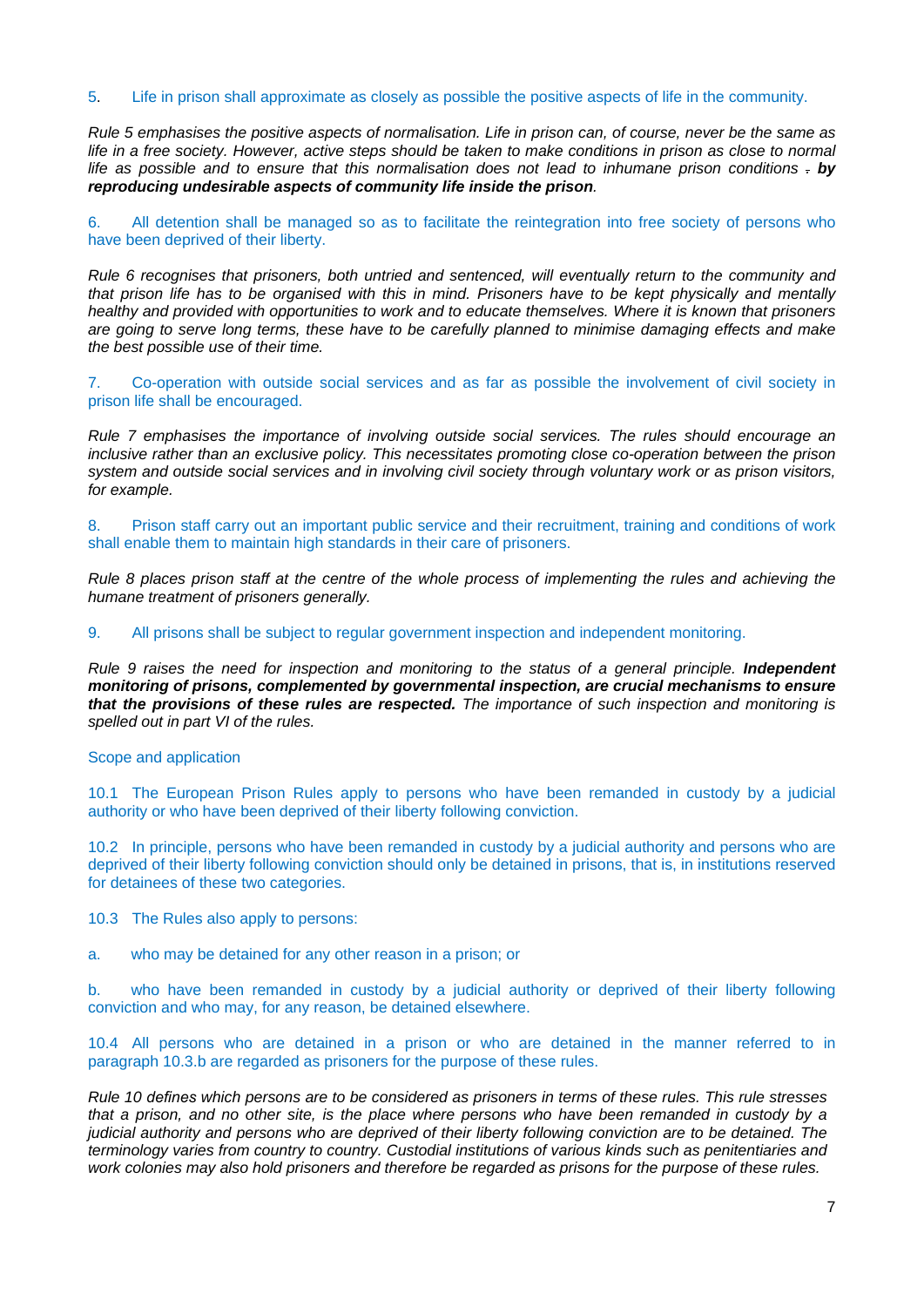5. Life in prison shall approximate as closely as possible the positive aspects of life in the community.

*Rule 5 emphasises the positive aspects of normalisation. Life in prison can, of course, never be the same as life in a free society. However, active steps should be taken to make conditions in prison as close to normal life as possible and to ensure that this normalisation does not lead to inhumane prison conditions . **by reproducing undesirable aspects of community life inside the prison**.*

6. All detention shall be managed so as to facilitate the reintegration into free society of persons who have been deprived of their liberty.

*Rule 6 recognises that prisoners, both untried and sentenced, will eventually return to the community and that prison life has to be organised with this in mind. Prisoners have to be kept physically and mentally healthy and provided with opportunities to work and to educate themselves. Where it is known that prisoners are going to serve long terms, these have to be carefully planned to minimise damaging effects and make the best possible use of their time.*

7. Co-operation with outside social services and as far as possible the involvement of civil society in prison life shall be encouraged.

*Rule 7 emphasises the importance of involving outside social services. The rules should encourage an inclusive rather than an exclusive policy. This necessitates promoting close co-operation between the prison system and outside social services and in involving civil society through voluntary work or as prison visitors, for example.*

8. Prison staff carry out an important public service and their recruitment, training and conditions of work shall enable them to maintain high standards in their care of prisoners.

*Rule 8 places prison staff at the centre of the whole process of implementing the rules and achieving the humane treatment of prisoners generally.*

9. All prisons shall be subject to regular government inspection and independent monitoring.

*Rule 9 raises the need for inspection and monitoring to the status of a general principle. **Independent monitoring of prisons, complemented by governmental inspection, are crucial mechanisms to ensure that the provisions of these rules are respected.** The importance of such inspection and monitoring is spelled out in part VI of the rules.*

Scope and application

10.1 The European Prison Rules apply to persons who have been remanded in custody by a judicial authority or who have been deprived of their liberty following conviction.

10.2 In principle, persons who have been remanded in custody by a judicial authority and persons who are deprived of their liberty following conviction should only be detained in prisons, that is, in institutions reserved for detainees of these two categories.

10.3 The Rules also apply to persons:

a. who may be detained for any other reason in a prison; or

b. who have been remanded in custody by a judicial authority or deprived of their liberty following conviction and who may, for any reason, be detained elsewhere.

10.4 All persons who are detained in a prison or who are detained in the manner referred to in paragraph 10.3.b are regarded as prisoners for the purpose of these rules.

*Rule 10 defines which persons are to be considered as prisoners in terms of these rules. This rule stresses that a prison, and no other site, is the place where persons who have been remanded in custody by a judicial authority and persons who are deprived of their liberty following conviction are to be detained. The terminology varies from country to country. Custodial institutions of various kinds such as penitentiaries and work colonies may also hold prisoners and therefore be regarded as prisons for the purpose of these rules.*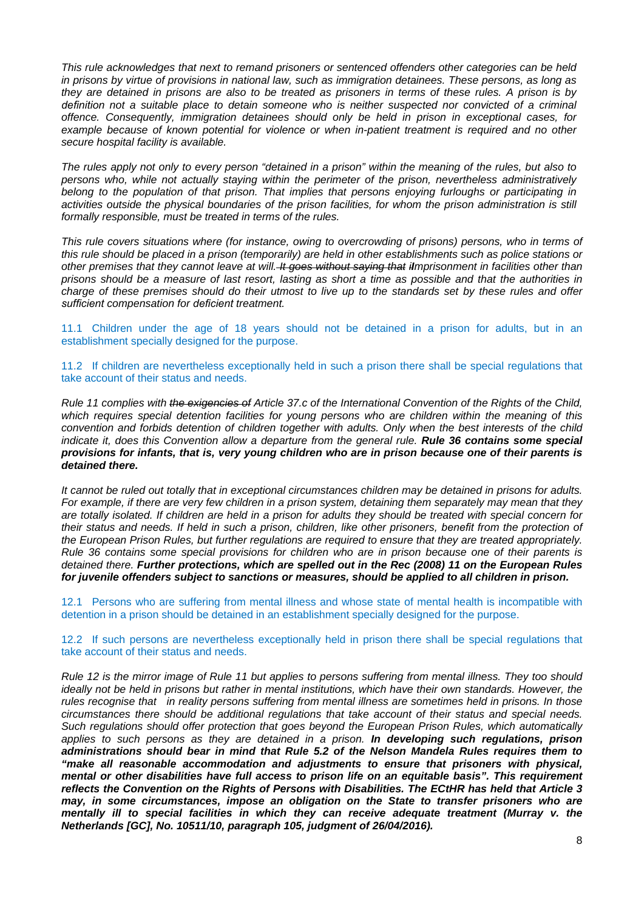*This rule acknowledges that next to remand prisoners or sentenced offenders other categories can be held in prisons by virtue of provisions in national law, such as immigration detainees. These persons, as long as they are detained in prisons are also to be treated as prisoners in terms of these rules. A prison is by definition not a suitable place to detain someone who is neither suspected nor convicted of a criminal offence. Consequently, immigration detainees should only be held in prison in exceptional cases, for example because of known potential for violence or when in-patient treatment is required and no other secure hospital facility is available.*

*The rules apply not only to every person "detained in a prison" within the meaning of the rules, but also to persons who, while not actually staying within the perimeter of the prison, nevertheless administratively belong to the population of that prison. That implies that persons enjoying furloughs or participating in activities outside the physical boundaries of the prison facilities, for whom the prison administration is still formally responsible, must be treated in terms of the rules.*

*This rule covers situations where (for instance, owing to overcrowding of prisons) persons, who in terms of this rule should be placed in a prison (temporarily) are held in other establishments such as police stations or other premises that they cannot leave at will. ~~It goes without saying that i~~Imprisonment in facilities other than prisons should be a measure of last resort, lasting as short a time as possible and that the authorities in charge of these premises should do their utmost to live up to the standards set by these rules and offer sufficient compensation for deficient treatment.*

11.1 Children under the age of 18 years should not be detained in a prison for adults, but in an establishment specially designed for the purpose.

11.2 If children are nevertheless exceptionally held in such a prison there shall be special regulations that take account of their status and needs.

*Rule 11 complies with ~~the exigencies of~~ Article 37.c of the International Convention of the Rights of the Child, which requires special detention facilities for young persons who are children within the meaning of this convention and forbids detention of children together with adults. Only when the best interests of the child indicate it, does this Convention allow a departure from the general rule.* ***Rule 36 contains some special provisions for infants, that is, very young children who are in prison because one of their parents is detained there.***

*It cannot be ruled out totally that in exceptional circumstances children may be detained in prisons for adults. For example, if there are very few children in a prison system, detaining them separately may mean that they are totally isolated. If children are held in a prison for adults they should be treated with special concern for their status and needs. If held in such a prison, children, like other prisoners, benefit from the protection of the European Prison Rules, but further regulations are required to ensure that they are treated appropriately. Rule 36 contains some special provisions for children who are in prison because one of their parents is detained there.* ***Further protections, which are spelled out in the Rec (2008) 11 on the European Rules for juvenile offenders subject to sanctions or measures, should be applied to all children in prison.***

12.1 Persons who are suffering from mental illness and whose state of mental health is incompatible with detention in a prison should be detained in an establishment specially designed for the purpose.

12.2 If such persons are nevertheless exceptionally held in prison there shall be special regulations that take account of their status and needs.

*Rule 12 is the mirror image of Rule 11 but applies to persons suffering from mental illness. They too should ideally not be held in prisons but rather in mental institutions, which have their own standards. However, the rules recognise that in reality persons suffering from mental illness are sometimes held in prisons. In those circumstances there should be additional regulations that take account of their status and special needs. Such regulations should offer protection that goes beyond the European Prison Rules, which automatically applies to such persons as they are detained in a prison.* ***In developing such regulations, prison administrations should bear in mind that Rule 5.2 of the Nelson Mandela Rules requires them to "make all reasonable accommodation and adjustments to ensure that prisoners with physical, mental or other disabilities have full access to prison life on an equitable basis". This requirement reflects the Convention on the Rights of Persons with Disabilities. The ECtHR has held that Article 3 may, in some circumstances, impose an obligation on the State to transfer prisoners who are mentally ill to special facilities in which they can receive adequate treatment (Murray v. the Netherlands [GC], No. 10511/10, paragraph 105, judgment of 26/04/2016).***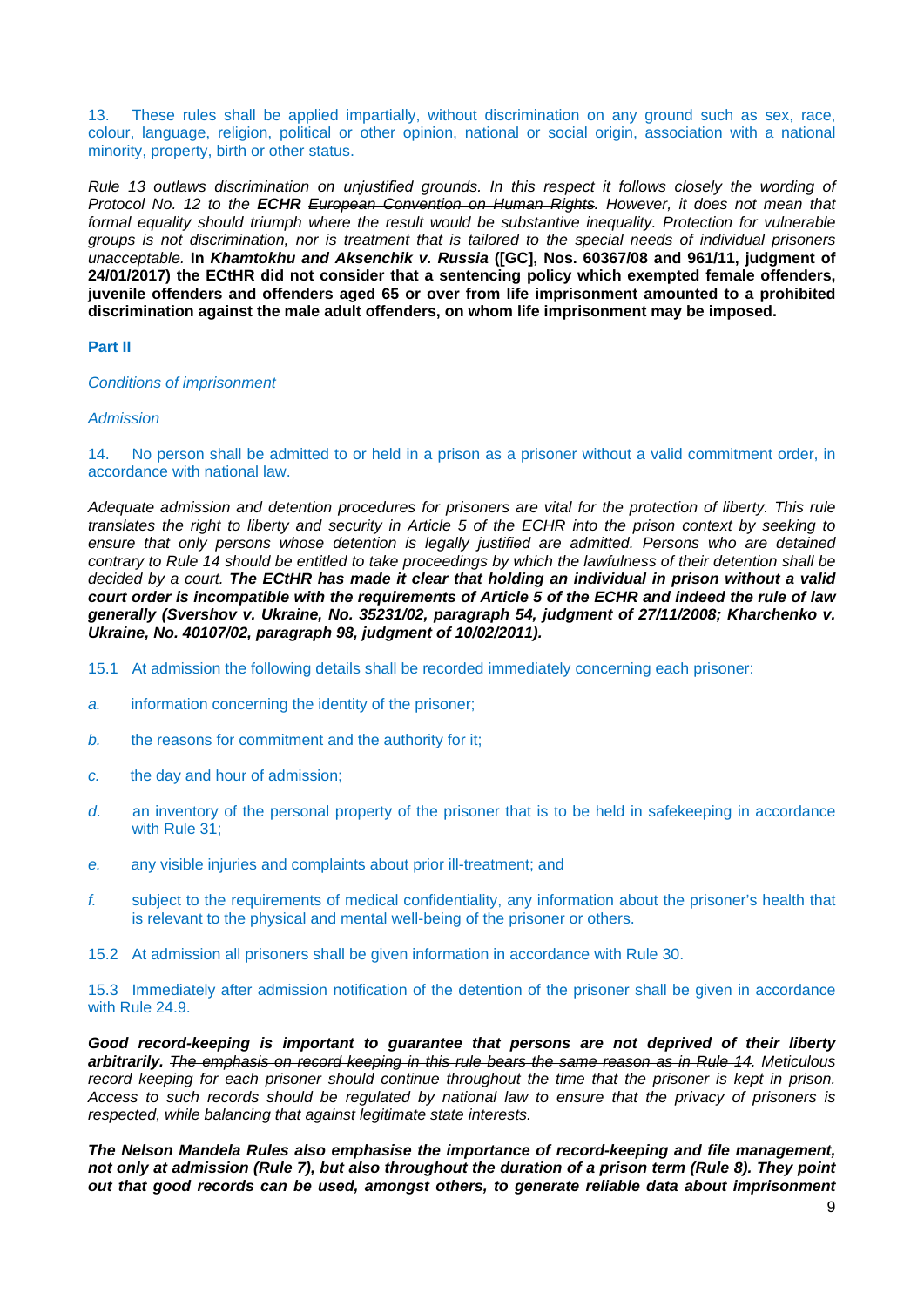13. These rules shall be applied impartially, without discrimination on any ground such as sex, race, colour, language, religion, political or other opinion, national or social origin, association with a national minority, property, birth or other status.

*Rule 13 outlaws discrimination on unjustified grounds. In this respect it follows closely the wording of Protocol No. 12 to the **ECHR** ~~European Convention on Human Rights~~. However, it does not mean that formal equality should triumph where the result would be substantive inequality. Protection for vulnerable groups is not discrimination, nor is treatment that is tailored to the special needs of individual prisoners unacceptable.* **In *Khamtokhu and Aksenchik v. Russia* ([GC], Nos. 60367/08 and 961/11, judgment of 24/01/2017) the ECtHR did not consider that a sentencing policy which exempted female offenders, juvenile offenders and offenders aged 65 or over from life imprisonment amounted to a prohibited discrimination against the male adult offenders, on whom life imprisonment may be imposed.**

## Part II

*Conditions of imprisonment*

*Admission*

14. No person shall be admitted to or held in a prison as a prisoner without a valid commitment order, in accordance with national law.

*Adequate admission and detention procedures for prisoners are vital for the protection of liberty. This rule translates the right to liberty and security in Article 5 of the ECHR into the prison context by seeking to ensure that only persons whose detention is legally justified are admitted. Persons who are detained contrary to Rule 14 should be entitled to take proceedings by which the lawfulness of their detention shall be decided by a court.* ***The ECtHR has made it clear that holding an individual in prison without a valid court order is incompatible with the requirements of Article 5 of the ECHR and indeed the rule of law generally (Svershov v. Ukraine, No. 35231/02, paragraph 54, judgment of 27/11/2008; Kharchenko v. Ukraine, No. 40107/02, paragraph 98, judgment of 10/02/2011).***

15.1 At admission the following details shall be recorded immediately concerning each prisoner:

*a.* information concerning the identity of the prisoner;

*b.* the reasons for commitment and the authority for it;

*c.* the day and hour of admission;

*d.* an inventory of the personal property of the prisoner that is to be held in safekeeping in accordance with Rule 31;

*e.* any visible injuries and complaints about prior ill-treatment; and

*f.* subject to the requirements of medical confidentiality, any information about the prisoner's health that is relevant to the physical and mental well-being of the prisoner or others.

15.2 At admission all prisoners shall be given information in accordance with Rule 30.

15.3 Immediately after admission notification of the detention of the prisoner shall be given in accordance with Rule 24.9.

***Good record-keeping is important to guarantee that persons are not deprived of their liberty arbitrarily.*** *~~The emphasis on record keeping in this rule bears the same reason as in Rule 14.~~ Meticulous record keeping for each prisoner should continue throughout the time that the prisoner is kept in prison. Access to such records should be regulated by national law to ensure that the privacy of prisoners is respected, while balancing that against legitimate state interests.*

***The Nelson Mandela Rules also emphasise the importance of record-keeping and file management, not only at admission (Rule 7), but also throughout the duration of a prison term (Rule 8). They point out that good records can be used, amongst others, to generate reliable data about imprisonment***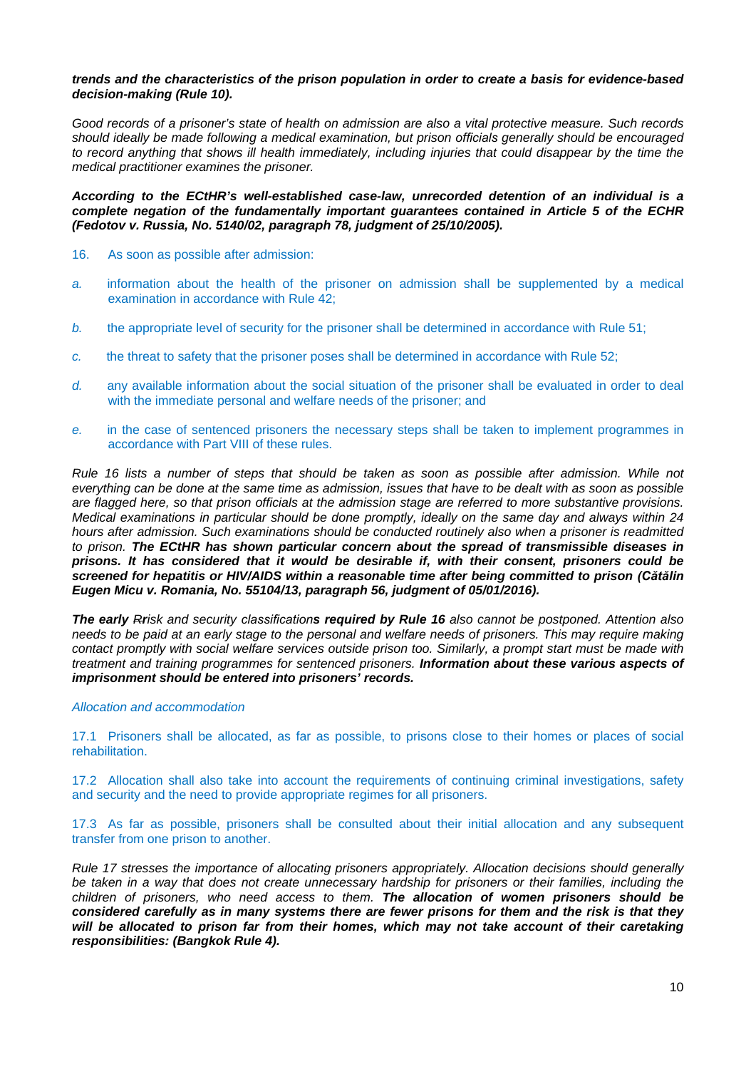***trends and the characteristics of the prison population in order to create a basis for evidence-based decision-making (Rule 10).***

*Good records of a prisoner's state of health on admission are also a vital protective measure. Such records should ideally be made following a medical examination, but prison officials generally should be encouraged to record anything that shows ill health immediately, including injuries that could disappear by the time the medical practitioner examines the prisoner.*

***According to the ECtHR's well-established case-law, unrecorded detention of an individual is a complete negation of the fundamentally important guarantees contained in Article 5 of the ECHR (Fedotov v. Russia, No. 5140/02, paragraph 78, judgment of 25/10/2005).***

16. As soon as possible after admission:

*a.* information about the health of the prisoner on admission shall be supplemented by a medical examination in accordance with Rule 42;

*b.* the appropriate level of security for the prisoner shall be determined in accordance with Rule 51;

*c.* the threat to safety that the prisoner poses shall be determined in accordance with Rule 52;

*d.* any available information about the social situation of the prisoner shall be evaluated in order to deal with the immediate personal and welfare needs of the prisoner; and

*e.* in the case of sentenced prisoners the necessary steps shall be taken to implement programmes in accordance with Part VIII of these rules.

*Rule 16 lists a number of steps that should be taken as soon as possible after admission. While not everything can be done at the same time as admission, issues that have to be dealt with as soon as possible are flagged here, so that prison officials at the admission stage are referred to more substantive provisions. Medical examinations in particular should be done promptly, ideally on the same day and always within 24 hours after admission. Such examinations should be conducted routinely also when a prisoner is readmitted to prison.* ***The ECtHR has shown particular concern about the spread of transmissible diseases in prisons. It has considered that it would be desirable if, with their consent, prisoners could be screened for hepatitis or HIV/AIDS within a reasonable time after being committed to prison (Cătălin Eugen Micu v. Romania, No. 55104/13, paragraph 56, judgment of 05/01/2016).***

***The early ~~R~~r****isk and security classification****s required by Rule 16*** *also cannot be postponed. Attention also needs to be paid at an early stage to the personal and welfare needs of prisoners. This may require making contact promptly with social welfare services outside prison too. Similarly, a prompt start must be made with treatment and training programmes for sentenced prisoners.* ***Information about these various aspects of imprisonment should be entered into prisoners' records.***

*Allocation and accommodation*

17.1 Prisoners shall be allocated, as far as possible, to prisons close to their homes or places of social rehabilitation.

17.2 Allocation shall also take into account the requirements of continuing criminal investigations, safety and security and the need to provide appropriate regimes for all prisoners.

17.3 As far as possible, prisoners shall be consulted about their initial allocation and any subsequent transfer from one prison to another.

*Rule 17 stresses the importance of allocating prisoners appropriately. Allocation decisions should generally be taken in a way that does not create unnecessary hardship for prisoners or their families, including the children of prisoners, who need access to them.* ***The allocation of women prisoners should be considered carefully as in many systems there are fewer prisons for them and the risk is that they will be allocated to prison far from their homes, which may not take account of their caretaking responsibilities: (Bangkok Rule 4).***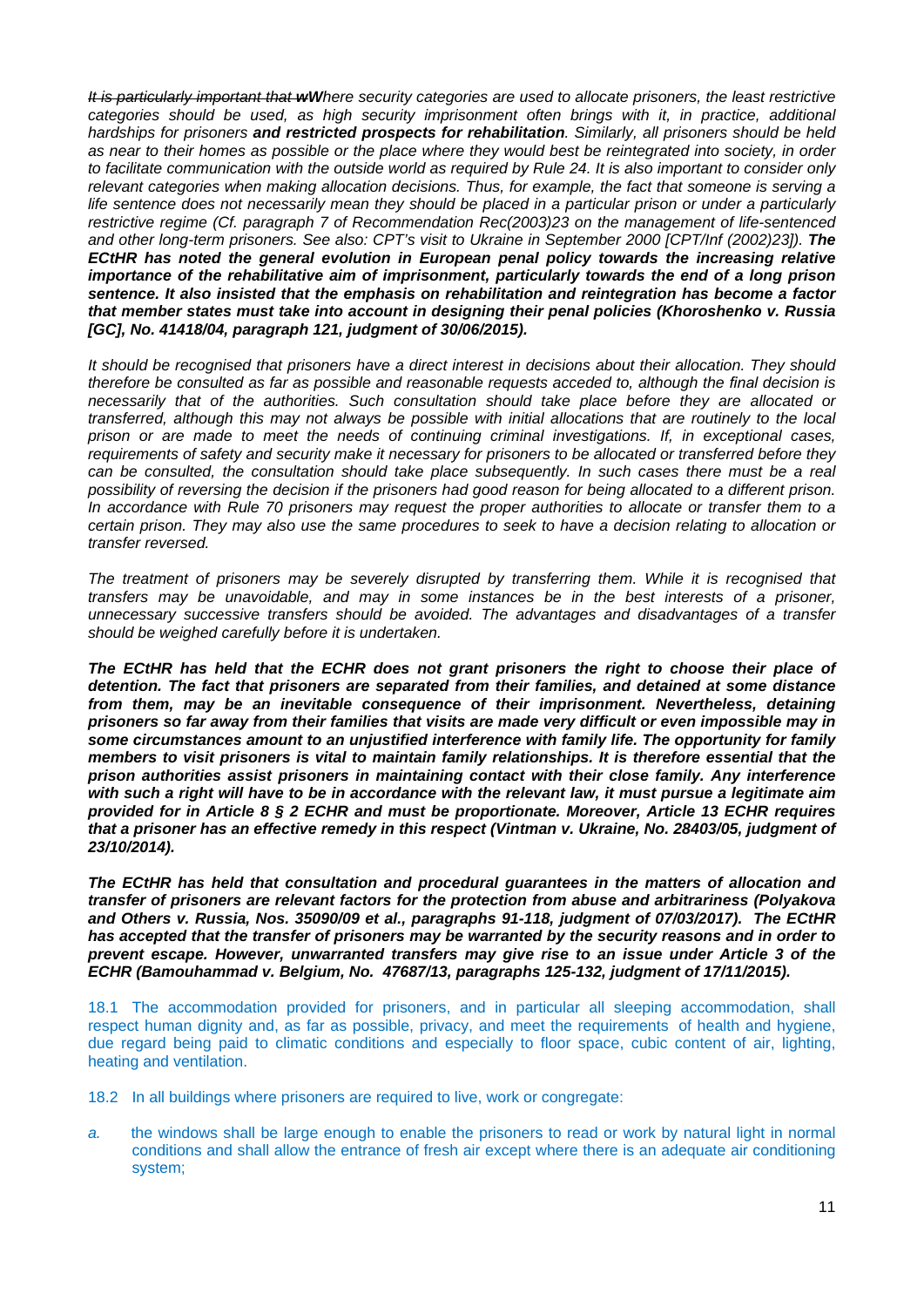*~~It is particularly important that w~~**W**here security categories are used to allocate prisoners, the least restrictive categories should be used, as high security imprisonment often brings with it, in practice, additional hardships for prisoners **and restricted prospects for rehabilitation**. Similarly, all prisoners should be held as near to their homes as possible or the place where they would best be reintegrated into society, in order to facilitate communication with the outside world as required by Rule 24. It is also important to consider only relevant categories when making allocation decisions. Thus, for example, the fact that someone is serving a life sentence does not necessarily mean they should be placed in a particular prison or under a particularly restrictive regime (Cf. paragraph 7 of Recommendation Rec(2003)23 on the management of life-sentenced and other long-term prisoners. See also: CPT's visit to Ukraine in September 2000 [CPT/Inf (2002)23]). **The ECtHR has noted the general evolution in European penal policy towards the increasing relative importance of the rehabilitative aim of imprisonment, particularly towards the end of a long prison sentence. It also insisted that the emphasis on rehabilitation and reintegration has become a factor that member states must take into account in designing their penal policies (Khoroshenko v. Russia [GC], No. 41418/04, paragraph 121, judgment of 30/06/2015).***

*It should be recognised that prisoners have a direct interest in decisions about their allocation. They should therefore be consulted as far as possible and reasonable requests acceded to, although the final decision is necessarily that of the authorities. Such consultation should take place before they are allocated or transferred, although this may not always be possible with initial allocations that are routinely to the local prison or are made to meet the needs of continuing criminal investigations. If, in exceptional cases, requirements of safety and security make it necessary for prisoners to be allocated or transferred before they can be consulted, the consultation should take place subsequently. In such cases there must be a real possibility of reversing the decision if the prisoners had good reason for being allocated to a different prison. In accordance with Rule 70 prisoners may request the proper authorities to allocate or transfer them to a certain prison. They may also use the same procedures to seek to have a decision relating to allocation or transfer reversed.*

*The treatment of prisoners may be severely disrupted by transferring them. While it is recognised that transfers may be unavoidable, and may in some instances be in the best interests of a prisoner, unnecessary successive transfers should be avoided. The advantages and disadvantages of a transfer should be weighed carefully before it is undertaken.*

***The ECtHR has held that the ECHR does not grant prisoners the right to choose their place of detention. The fact that prisoners are separated from their families, and detained at some distance from them, may be an inevitable consequence of their imprisonment. Nevertheless, detaining prisoners so far away from their families that visits are made very difficult or even impossible may in some circumstances amount to an unjustified interference with family life. The opportunity for family members to visit prisoners is vital to maintain family relationships. It is therefore essential that the prison authorities assist prisoners in maintaining contact with their close family. Any interference with such a right will have to be in accordance with the relevant law, it must pursue a legitimate aim provided for in Article 8 § 2 ECHR and must be proportionate. Moreover, Article 13 ECHR requires that a prisoner has an effective remedy in this respect (Vintman v. Ukraine, No. 28403/05, judgment of 23/10/2014).***

***The ECtHR has held that consultation and procedural guarantees in the matters of allocation and transfer of prisoners are relevant factors for the protection from abuse and arbitrariness (Polyakova and Others v. Russia, Nos. 35090/09 et al., paragraphs 91-118, judgment of 07/03/2017). The ECtHR has accepted that the transfer of prisoners may be warranted by the security reasons and in order to prevent escape. However, unwarranted transfers may give rise to an issue under Article 3 of the ECHR (Bamouhammad v. Belgium, No. 47687/13, paragraphs 125-132, judgment of 17/11/2015).***

18.1 The accommodation provided for prisoners, and in particular all sleeping accommodation, shall respect human dignity and, as far as possible, privacy, and meet the requirements of health and hygiene, due regard being paid to climatic conditions and especially to floor space, cubic content of air, lighting, heating and ventilation.

18.2 In all buildings where prisoners are required to live, work or congregate:

a. the windows shall be large enough to enable the prisoners to read or work by natural light in normal conditions and shall allow the entrance of fresh air except where there is an adequate air conditioning system;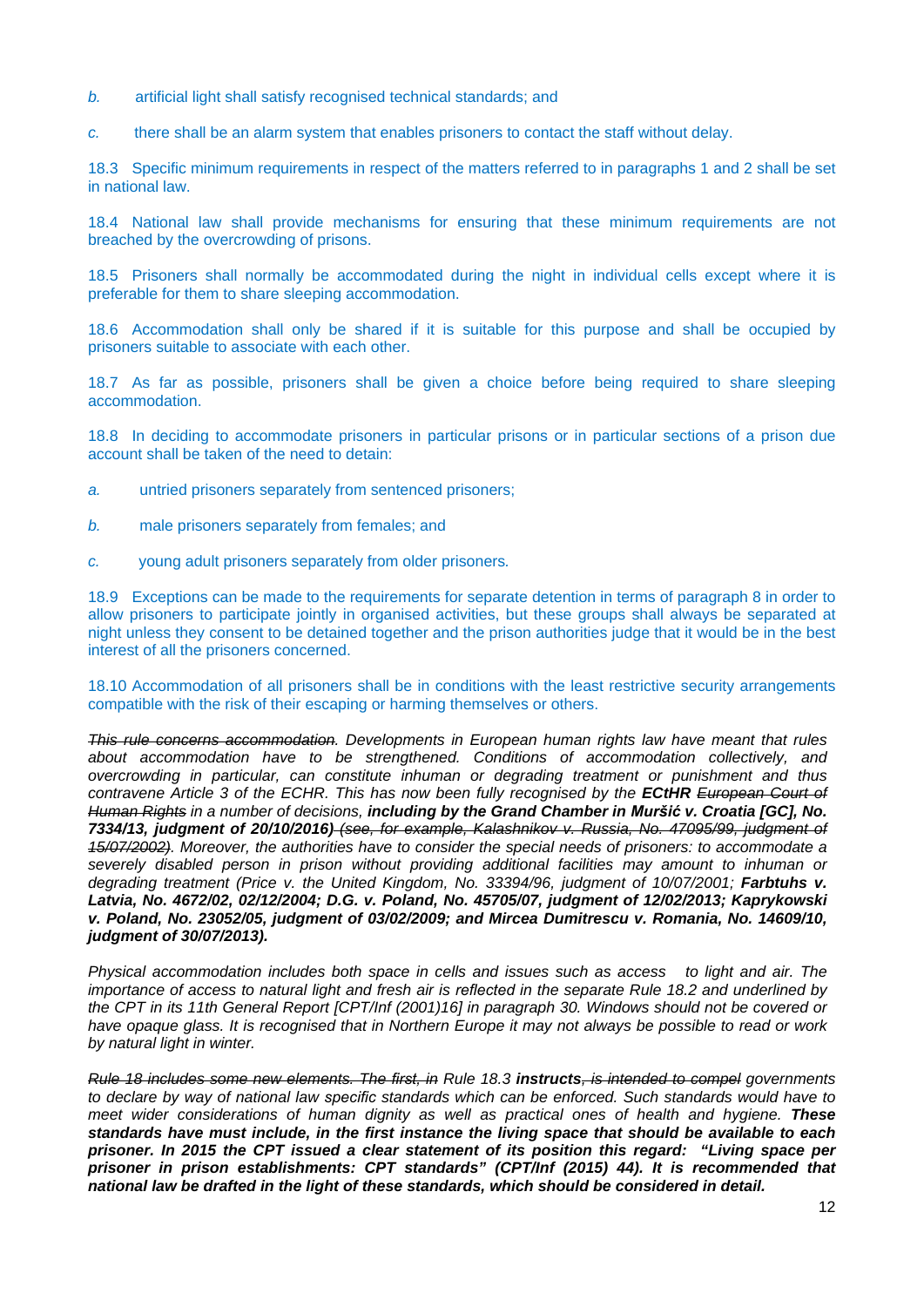*b.* artificial light shall satisfy recognised technical standards; and

*c.* there shall be an alarm system that enables prisoners to contact the staff without delay.

18.3 Specific minimum requirements in respect of the matters referred to in paragraphs 1 and 2 shall be set in national law.

18.4 National law shall provide mechanisms for ensuring that these minimum requirements are not breached by the overcrowding of prisons.

18.5 Prisoners shall normally be accommodated during the night in individual cells except where it is preferable for them to share sleeping accommodation.

18.6 Accommodation shall only be shared if it is suitable for this purpose and shall be occupied by prisoners suitable to associate with each other.

18.7 As far as possible, prisoners shall be given a choice before being required to share sleeping accommodation.

18.8 In deciding to accommodate prisoners in particular prisons or in particular sections of a prison due account shall be taken of the need to detain:

*a.* untried prisoners separately from sentenced prisoners;

*b.* male prisoners separately from females; and

*c.* young adult prisoners separately from older prisoners*.*

18.9 Exceptions can be made to the requirements for separate detention in terms of paragraph 8 in order to allow prisoners to participate jointly in organised activities, but these groups shall always be separated at night unless they consent to be detained together and the prison authorities judge that it would be in the best interest of all the prisoners concerned.

18.10 Accommodation of all prisoners shall be in conditions with the least restrictive security arrangements compatible with the risk of their escaping or harming themselves or others.

*~~This rule concerns accommodation~~. Developments in European human rights law have meant that rules about accommodation have to be strengthened. Conditions of accommodation collectively, and overcrowding in particular, can constitute inhuman or degrading treatment or punishment and thus contravene Article 3 of the ECHR. This has now been fully recognised by the* ***ECtHR*** *~~European Court of Human Rights~~ in a number of decisions,* ***including by the Grand Chamber in Muršić v. Croatia [GC], No. 7334/13, judgment of 20/10/2016)*** *~~(see, for example, Kalashnikov v. Russia, No. 47095/99, judgment of 15/07/2002)~~. Moreover, the authorities have to consider the special needs of prisoners: to accommodate a severely disabled person in prison without providing additional facilities may amount to inhuman or degrading treatment (Price v. the United Kingdom, No. 33394/96, judgment of 10/07/2001;* ***Farbtuhs v. Latvia, No. 4672/02, 02/12/2004; D.G. v. Poland, No. 45705/07, judgment of 12/02/2013; Kaprykowski v. Poland, No. 23052/05, judgment of 03/02/2009; and Mircea Dumitrescu v. Romania, No. 14609/10, judgment of 30/07/2013).***

*Physical accommodation includes both space in cells and issues such as access to light and air. The importance of access to natural light and fresh air is reflected in the separate Rule 18.2 and underlined by the CPT in its 11th General Report [CPT/Inf (2001)16] in paragraph 30. Windows should not be covered or have opaque glass. It is recognised that in Northern Europe it may not always be possible to read or work by natural light in winter.*

*~~Rule 18 includes some new elements. The first, in~~ Rule 18.3* ***instructs****~~, is intended to compel~~ governments to declare by way of national law specific standards which can be enforced. Such standards would have to meet wider considerations of human dignity as well as practical ones of health and hygiene.* ***These standards have must include, in the first instance the living space that should be available to each prisoner. In 2015 the CPT issued a clear statement of its position this regard: "Living space per prisoner in prison establishments: CPT standards" (CPT/Inf (2015) 44). It is recommended that national law be drafted in the light of these standards, which should be considered in detail.***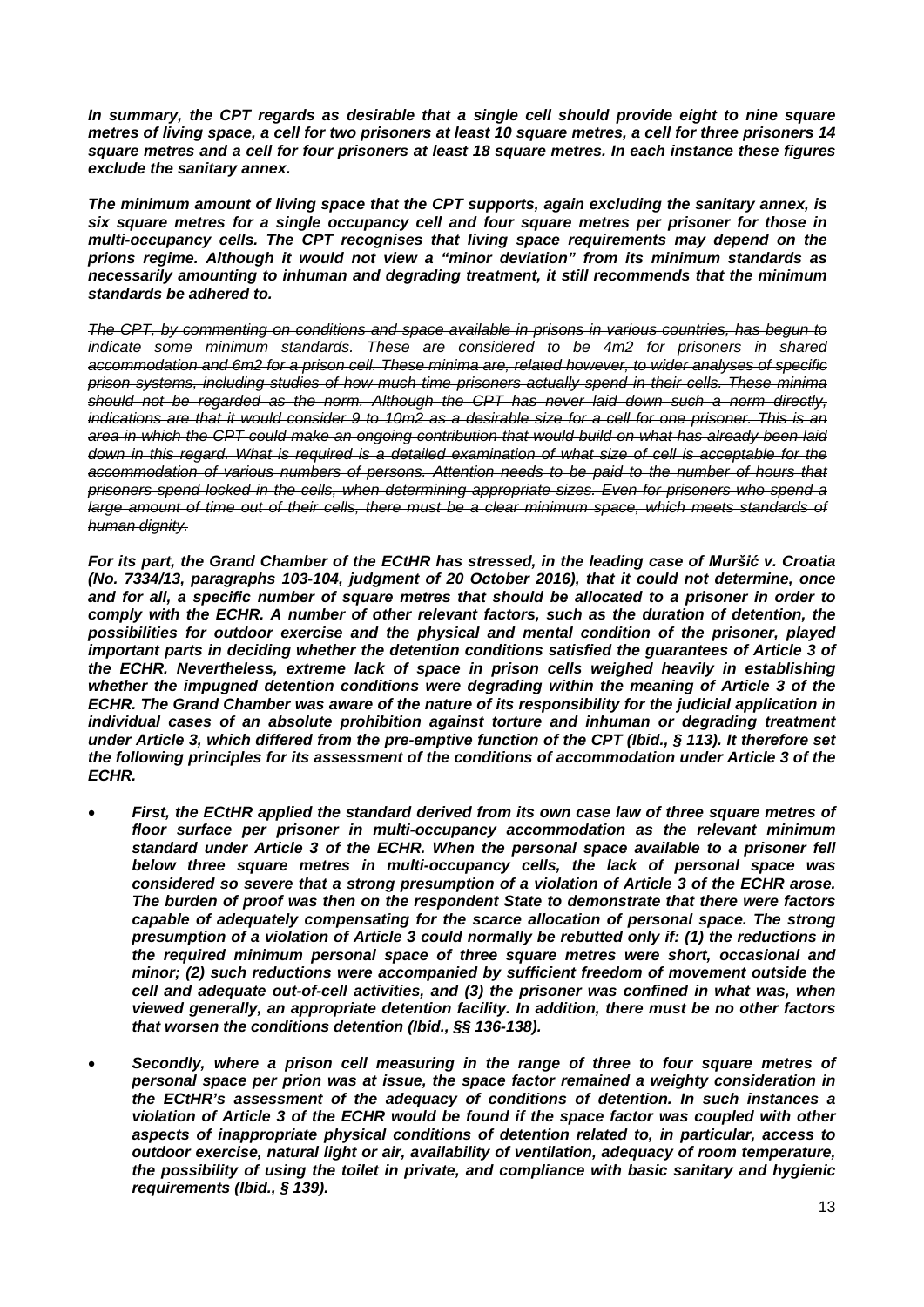***In summary, the CPT regards as desirable that a single cell should provide eight to nine square metres of living space, a cell for two prisoners at least 10 square metres, a cell for three prisoners 14 square metres and a cell for four prisoners at least 18 square metres. In each instance these figures exclude the sanitary annex.***

***The minimum amount of living space that the CPT supports, again excluding the sanitary annex, is six square metres for a single occupancy cell and four square metres per prisoner for those in multi-occupancy cells. The CPT recognises that living space requirements may depend on the prions regime. Although it would not view a "minor deviation" from its minimum standards as necessarily amounting to inhuman and degrading treatment, it still recommends that the minimum standards be adhered to.***

*~~The CPT, by commenting on conditions and space available in prisons in various countries, has begun to indicate some minimum standards. These are considered to be 4m2 for prisoners in shared accommodation and 6m2 for a prison cell. These minima are, related however, to wider analyses of specific prison systems, including studies of how much time prisoners actually spend in their cells. These minima should not be regarded as the norm. Although the CPT has never laid down such a norm directly, indications are that it would consider 9 to 10m2 as a desirable size for a cell for one prisoner. This is an area in which the CPT could make an ongoing contribution that would build on what has already been laid down in this regard. What is required is a detailed examination of what size of cell is acceptable for the accommodation of various numbers of persons. Attention needs to be paid to the number of hours that prisoners spend locked in the cells, when determining appropriate sizes. Even for prisoners who spend a large amount of time out of their cells, there must be a clear minimum space, which meets standards of human dignity.~~*

***For its part, the Grand Chamber of the ECtHR has stressed, in the leading case of Muršić v. Croatia (No. 7334/13, paragraphs 103-104, judgment of 20 October 2016), that it could not determine, once and for all, a specific number of square metres that should be allocated to a prisoner in order to comply with the ECHR. A number of other relevant factors, such as the duration of detention, the possibilities for outdoor exercise and the physical and mental condition of the prisoner, played important parts in deciding whether the detention conditions satisfied the guarantees of Article 3 of the ECHR. Nevertheless, extreme lack of space in prison cells weighed heavily in establishing whether the impugned detention conditions were degrading within the meaning of Article 3 of the ECHR. The Grand Chamber was aware of the nature of its responsibility for the judicial application in individual cases of an absolute prohibition against torture and inhuman or degrading treatment under Article 3, which differed from the pre-emptive function of the CPT (Ibid., § 113). It therefore set the following principles for its assessment of the conditions of accommodation under Article 3 of the ECHR.***

- ***First, the ECtHR applied the standard derived from its own case law of three square metres of floor surface per prisoner in multi-occupancy accommodation as the relevant minimum standard under Article 3 of the ECHR. When the personal space available to a prisoner fell below three square metres in multi-occupancy cells, the lack of personal space was considered so severe that a strong presumption of a violation of Article 3 of the ECHR arose. The burden of proof was then on the respondent State to demonstrate that there were factors capable of adequately compensating for the scarce allocation of personal space. The strong presumption of a violation of Article 3 could normally be rebutted only if: (1) the reductions in the required minimum personal space of three square metres were short, occasional and minor; (2) such reductions were accompanied by sufficient freedom of movement outside the cell and adequate out-of-cell activities, and (3) the prisoner was confined in what was, when viewed generally, an appropriate detention facility. In addition, there must be no other factors that worsen the conditions detention (Ibid., §§ 136-138).***

- ***Secondly, where a prison cell measuring in the range of three to four square metres of personal space per prion was at issue, the space factor remained a weighty consideration in the ECtHR's assessment of the adequacy of conditions of detention. In such instances a violation of Article 3 of the ECHR would be found if the space factor was coupled with other aspects of inappropriate physical conditions of detention related to, in particular, access to outdoor exercise, natural light or air, availability of ventilation, adequacy of room temperature, the possibility of using the toilet in private, and compliance with basic sanitary and hygienic requirements (Ibid., § 139).***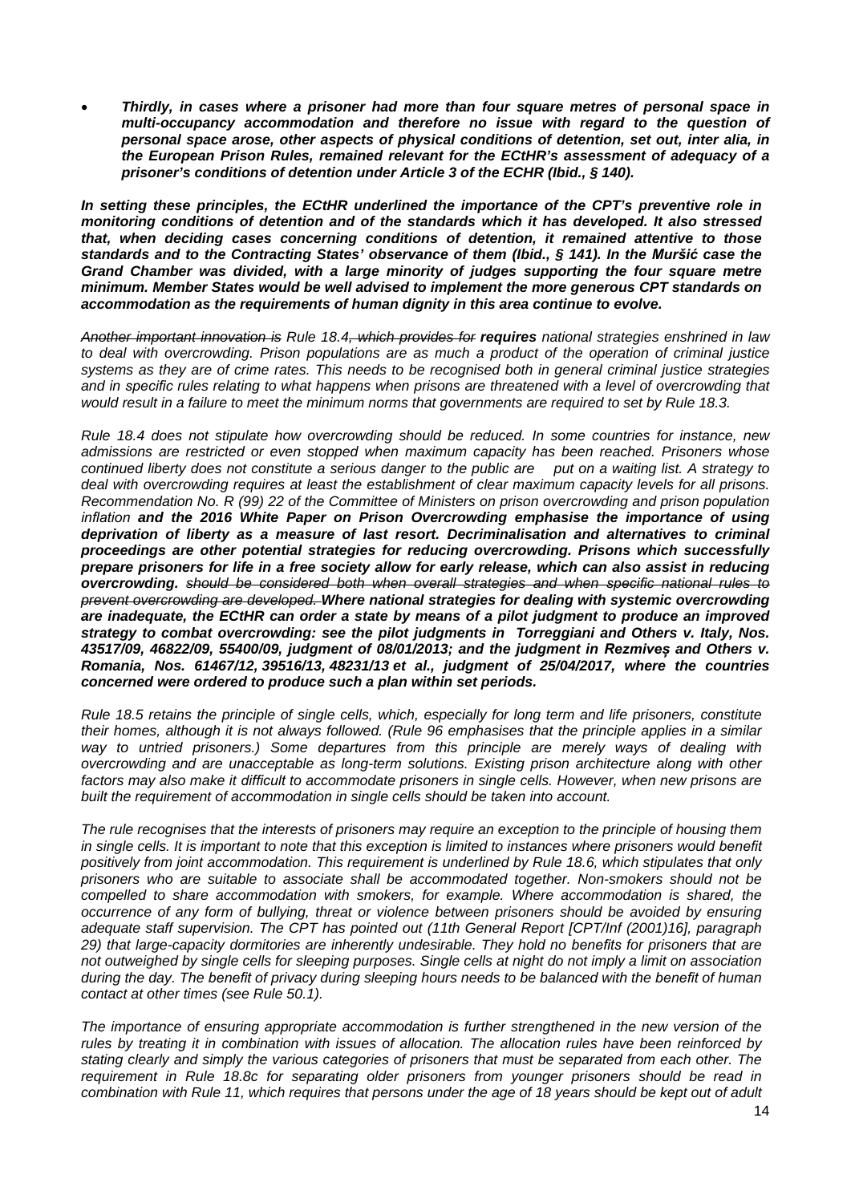- ***Thirdly, in cases where a prisoner had more than four square metres of personal space in multi-occupancy accommodation and therefore no issue with regard to the question of personal space arose, other aspects of physical conditions of detention, set out, inter alia, in the European Prison Rules, remained relevant for the ECtHR's assessment of adequacy of a prisoner's conditions of detention under Article 3 of the ECHR (Ibid., § 140).***

***In setting these principles, the ECtHR underlined the importance of the CPT's preventive role in monitoring conditions of detention and of the standards which it has developed. It also stressed that, when deciding cases concerning conditions of detention, it remained attentive to those standards and to the Contracting States' observance of them (Ibid., § 141). In the Muršić case the Grand Chamber was divided, with a large minority of judges supporting the four square metre minimum. Member States would be well advised to implement the more generous CPT standards on accommodation as the requirements of human dignity in this area continue to evolve.***

*~~Another important innovation is~~ Rule 18.4~~, which provides for~~* ***requires*** *national strategies enshrined in law to deal with overcrowding. Prison populations are as much a product of the operation of criminal justice systems as they are of crime rates. This needs to be recognised both in general criminal justice strategies and in specific rules relating to what happens when prisons are threatened with a level of overcrowding that would result in a failure to meet the minimum norms that governments are required to set by Rule 18.3.*

*Rule 18.4 does not stipulate how overcrowding should be reduced. In some countries for instance, new admissions are restricted or even stopped when maximum capacity has been reached. Prisoners whose continued liberty does not constitute a serious danger to the public are put on a waiting list. A strategy to deal with overcrowding requires at least the establishment of clear maximum capacity levels for all prisons. Recommendation No. R (99) 22 of the Committee of Ministers on prison overcrowding and prison population inflation* ***and the 2016 White Paper on Prison Overcrowding emphasise the importance of using deprivation of liberty as a measure of last resort. Decriminalisation and alternatives to criminal proceedings are other potential strategies for reducing overcrowding. Prisons which successfully prepare prisoners for life in a free society allow for early release, which can also assist in reducing overcrowding.*** *~~should be considered both when overall strategies and when specific national rules to prevent overcrowding are developed.~~* ***Where national strategies for dealing with systemic overcrowding are inadequate, the ECtHR can order a state by means of a pilot judgment to produce an improved strategy to combat overcrowding: see the pilot judgments in Torreggiani and Others v. Italy, Nos. 43517/09, 46822/09, 55400/09, judgment of 08/01/2013; and the judgment in Rezmiveș and Others v. Romania, Nos. 61467/12, 39516/13, 48231/13 et al., judgment of 25/04/2017, where the countries concerned were ordered to produce such a plan within set periods.***

*Rule 18.5 retains the principle of single cells, which, especially for long term and life prisoners, constitute their homes, although it is not always followed. (Rule 96 emphasises that the principle applies in a similar way to untried prisoners.) Some departures from this principle are merely ways of dealing with overcrowding and are unacceptable as long-term solutions. Existing prison architecture along with other factors may also make it difficult to accommodate prisoners in single cells. However, when new prisons are built the requirement of accommodation in single cells should be taken into account.*

*The rule recognises that the interests of prisoners may require an exception to the principle of housing them in single cells. It is important to note that this exception is limited to instances where prisoners would benefit positively from joint accommodation. This requirement is underlined by Rule 18.6, which stipulates that only prisoners who are suitable to associate shall be accommodated together. Non-smokers should not be compelled to share accommodation with smokers, for example. Where accommodation is shared, the occurrence of any form of bullying, threat or violence between prisoners should be avoided by ensuring adequate staff supervision. The CPT has pointed out (11th General Report [CPT/Inf (2001)16], paragraph 29) that large-capacity dormitories are inherently undesirable. They hold no benefits for prisoners that are not outweighed by single cells for sleeping purposes. Single cells at night do not imply a limit on association during the day. The benefit of privacy during sleeping hours needs to be balanced with the benefit of human contact at other times (see Rule 50.1).*

*The importance of ensuring appropriate accommodation is further strengthened in the new version of the rules by treating it in combination with issues of allocation. The allocation rules have been reinforced by stating clearly and simply the various categories of prisoners that must be separated from each other. The requirement in Rule 18.8c for separating older prisoners from younger prisoners should be read in combination with Rule 11, which requires that persons under the age of 18 years should be kept out of adult*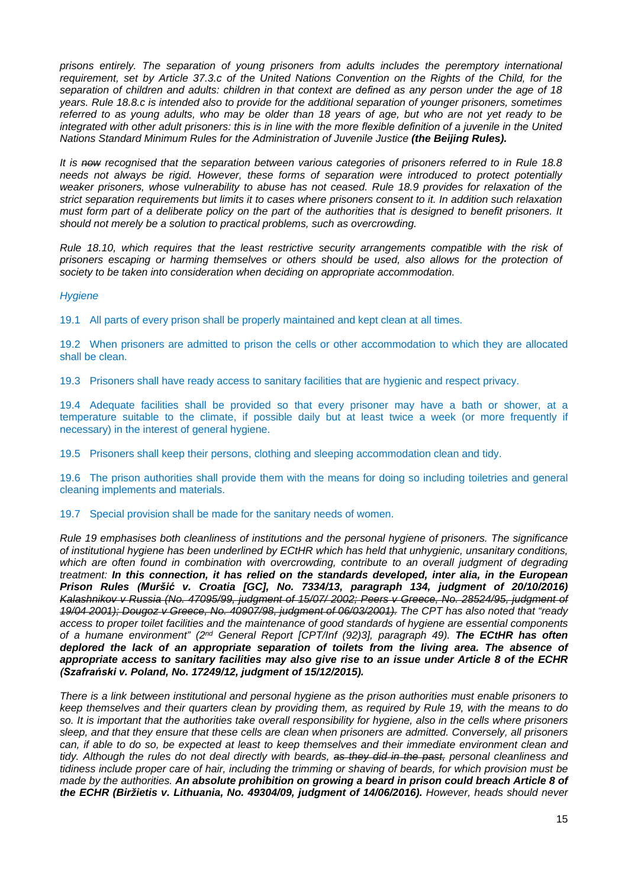*prisons entirely. The separation of young prisoners from adults includes the peremptory international requirement, set by Article 37.3.c of the United Nations Convention on the Rights of the Child, for the separation of children and adults: children in that context are defined as any person under the age of 18 years. Rule 18.8.c is intended also to provide for the additional separation of younger prisoners, sometimes referred to as young adults, who may be older than 18 years of age, but who are not yet ready to be integrated with other adult prisoners: this is in line with the more flexible definition of a juvenile in the United Nations Standard Minimum Rules for the Administration of Juvenile Justice* ***(the Beijing Rules).***

*It is ~~now~~ recognised that the separation between various categories of prisoners referred to in Rule 18.8 needs not always be rigid. However, these forms of separation were introduced to protect potentially weaker prisoners, whose vulnerability to abuse has not ceased. Rule 18.9 provides for relaxation of the strict separation requirements but limits it to cases where prisoners consent to it. In addition such relaxation must form part of a deliberate policy on the part of the authorities that is designed to benefit prisoners. It should not merely be a solution to practical problems, such as overcrowding.*

*Rule 18.10, which requires that the least restrictive security arrangements compatible with the risk of prisoners escaping or harming themselves or others should be used, also allows for the protection of society to be taken into consideration when deciding on appropriate accommodation.*

*Hygiene*

19.1 All parts of every prison shall be properly maintained and kept clean at all times.

19.2 When prisoners are admitted to prison the cells or other accommodation to which they are allocated shall be clean.

19.3 Prisoners shall have ready access to sanitary facilities that are hygienic and respect privacy.

19.4 Adequate facilities shall be provided so that every prisoner may have a bath or shower, at a temperature suitable to the climate, if possible daily but at least twice a week (or more frequently if necessary) in the interest of general hygiene.

19.5 Prisoners shall keep their persons, clothing and sleeping accommodation clean and tidy.

19.6 The prison authorities shall provide them with the means for doing so including toiletries and general cleaning implements and materials.

19.7 Special provision shall be made for the sanitary needs of women.

*Rule 19 emphasises both cleanliness of institutions and the personal hygiene of prisoners. The significance of institutional hygiene has been underlined by ECtHR which has held that unhygienic, unsanitary conditions, which are often found in combination with overcrowding, contribute to an overall judgment of degrading treatment:* ***In this connection, it has relied on the standards developed, inter alia, in the European Prison Rules (Muršić v. Croatia [GC], No. 7334/13, paragraph 134, judgment of 20/10/2016)*** *~~Kalashnikov v Russia (No. 47095/99, judgment of 15/07/ 2002; Peers v Greece, No. 28524/95, judgment of 19/04 2001); Dougoz v Greece, No. 40907/98, judgment of 06/03/2001).~~ The CPT has also noted that "ready access to proper toilet facilities and the maintenance of good standards of hygiene are essential components of a humane environment" (2nd General Report [CPT/Inf (92)3], paragraph 49).* ***The ECtHR has often deplored the lack of an appropriate separation of toilets from the living area. The absence of appropriate access to sanitary facilities may also give rise to an issue under Article 8 of the ECHR (Szafrański v. Poland, No. 17249/12, judgment of 15/12/2015).***

*There is a link between institutional and personal hygiene as the prison authorities must enable prisoners to keep themselves and their quarters clean by providing them, as required by Rule 19, with the means to do so. It is important that the authorities take overall responsibility for hygiene, also in the cells where prisoners sleep, and that they ensure that these cells are clean when prisoners are admitted. Conversely, all prisoners can, if able to do so, be expected at least to keep themselves and their immediate environment clean and tidy. Although the rules do not deal directly with beards, ~~as they did in the past,~~ personal cleanliness and tidiness include proper care of hair, including the trimming or shaving of beards, for which provision must be made by the authorities.* ***An absolute prohibition on growing a beard in prison could breach Article 8 of the ECHR (Biržietis v. Lithuania, No. 49304/09, judgment of 14/06/2016).*** *However, heads should never*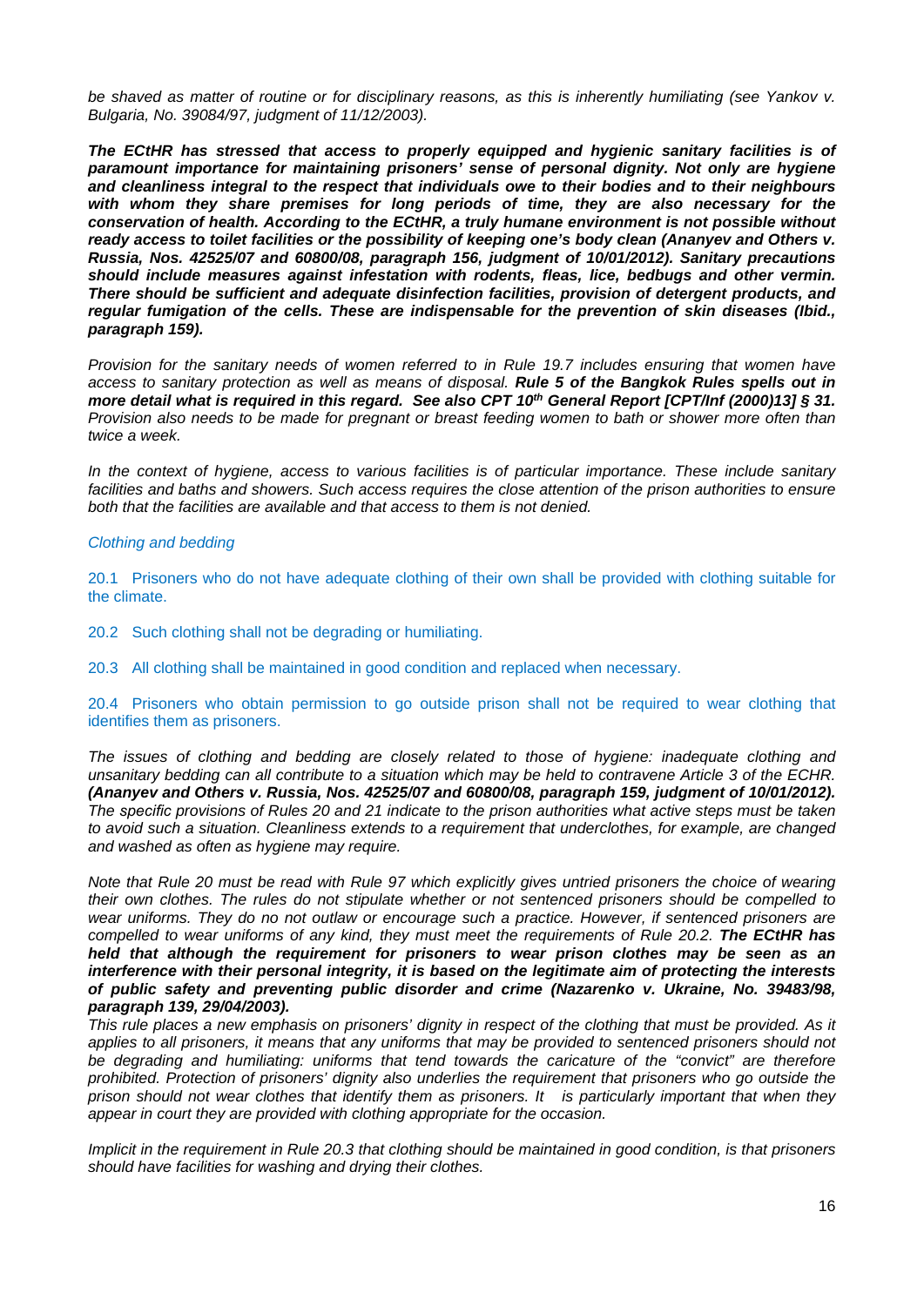*be shaved as matter of routine or for disciplinary reasons, as this is inherently humiliating (see Yankov v. Bulgaria, No. 39084/97, judgment of 11/12/2003).*

***The ECtHR has stressed that access to properly equipped and hygienic sanitary facilities is of paramount importance for maintaining prisoners' sense of personal dignity. Not only are hygiene and cleanliness integral to the respect that individuals owe to their bodies and to their neighbours with whom they share premises for long periods of time, they are also necessary for the conservation of health. According to the ECtHR, a truly humane environment is not possible without ready access to toilet facilities or the possibility of keeping one's body clean (Ananyev and Others v. Russia, Nos. 42525/07 and 60800/08, paragraph 156, judgment of 10/01/2012). Sanitary precautions should include measures against infestation with rodents, fleas, lice, bedbugs and other vermin. There should be sufficient and adequate disinfection facilities, provision of detergent products, and regular fumigation of the cells. These are indispensable for the prevention of skin diseases (Ibid., paragraph 159).***

*Provision for the sanitary needs of women referred to in Rule 19.7 includes ensuring that women have access to sanitary protection as well as means of disposal.* ***Rule 5 of the Bangkok Rules spells out in more detail what is required in this regard. See also CPT 10th General Report [CPT/Inf (2000)13] § 31.*** *Provision also needs to be made for pregnant or breast feeding women to bath or shower more often than twice a week.*

*In the context of hygiene, access to various facilities is of particular importance. These include sanitary facilities and baths and showers. Such access requires the close attention of the prison authorities to ensure both that the facilities are available and that access to them is not denied.*

*Clothing and bedding*

20.1 Prisoners who do not have adequate clothing of their own shall be provided with clothing suitable for the climate.

20.2 Such clothing shall not be degrading or humiliating.

20.3 All clothing shall be maintained in good condition and replaced when necessary.

20.4 Prisoners who obtain permission to go outside prison shall not be required to wear clothing that identifies them as prisoners.

*The issues of clothing and bedding are closely related to those of hygiene: inadequate clothing and unsanitary bedding can all contribute to a situation which may be held to contravene Article 3 of the ECHR.* ***(Ananyev and Others v. Russia, Nos. 42525/07 and 60800/08, paragraph 159, judgment of 10/01/2012).*** *The specific provisions of Rules 20 and 21 indicate to the prison authorities what active steps must be taken to avoid such a situation. Cleanliness extends to a requirement that underclothes, for example, are changed and washed as often as hygiene may require.*

*Note that Rule 20 must be read with Rule 97 which explicitly gives untried prisoners the choice of wearing their own clothes. The rules do not stipulate whether or not sentenced prisoners should be compelled to wear uniforms. They do no not outlaw or encourage such a practice. However, if sentenced prisoners are compelled to wear uniforms of any kind, they must meet the requirements of Rule 20.2.* ***The ECtHR has held that although the requirement for prisoners to wear prison clothes may be seen as an interference with their personal integrity, it is based on the legitimate aim of protecting the interests of public safety and preventing public disorder and crime (Nazarenko v. Ukraine, No. 39483/98, paragraph 139, 29/04/2003).***
*This rule places a new emphasis on prisoners' dignity in respect of the clothing that must be provided. As it applies to all prisoners, it means that any uniforms that may be provided to sentenced prisoners should not be degrading and humiliating: uniforms that tend towards the caricature of the "convict" are therefore prohibited. Protection of prisoners' dignity also underlies the requirement that prisoners who go outside the prison should not wear clothes that identify them as prisoners. It is particularly important that when they appear in court they are provided with clothing appropriate for the occasion.*

*Implicit in the requirement in Rule 20.3 that clothing should be maintained in good condition, is that prisoners should have facilities for washing and drying their clothes.*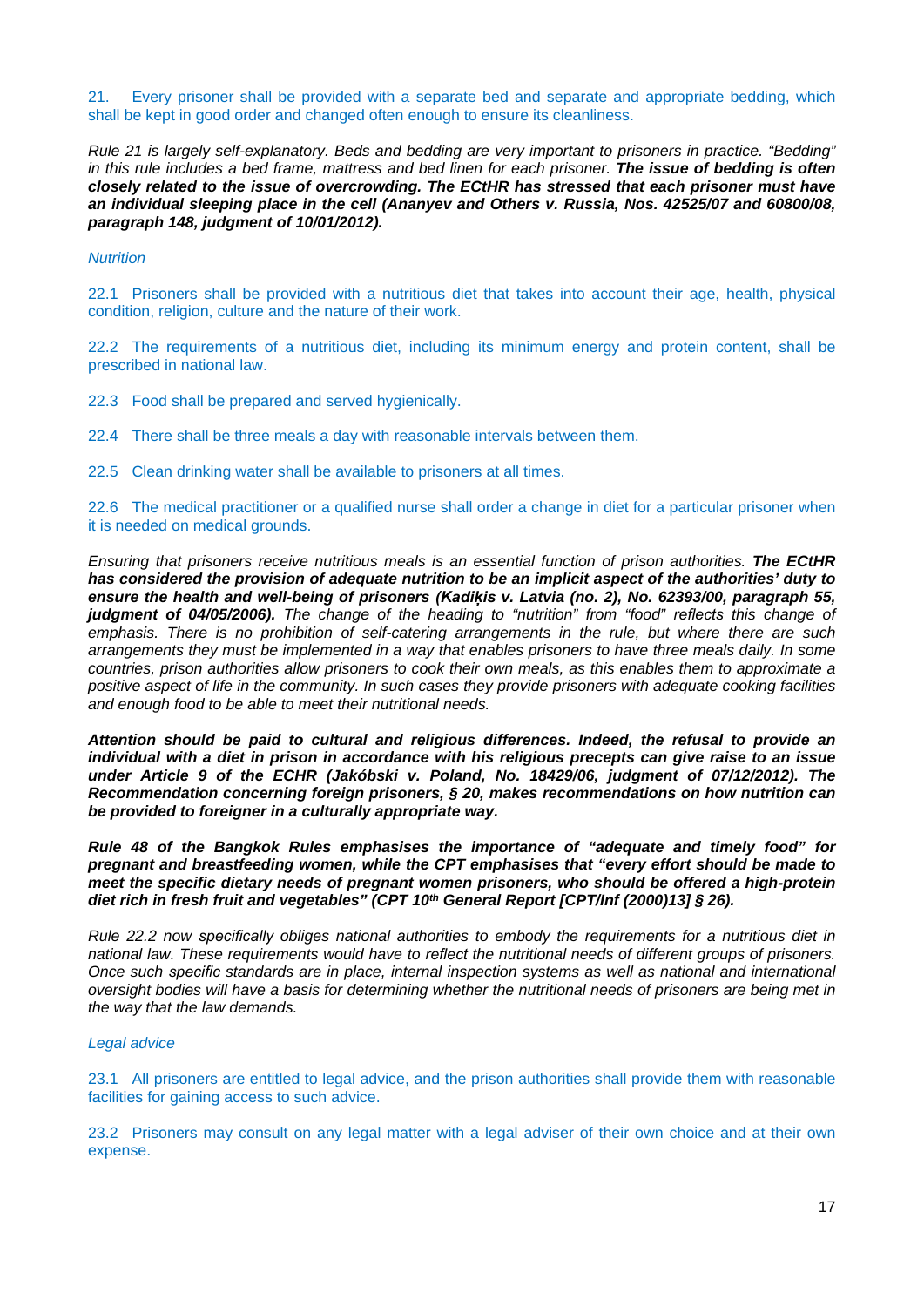21. Every prisoner shall be provided with a separate bed and separate and appropriate bedding, which shall be kept in good order and changed often enough to ensure its cleanliness.

*Rule 21 is largely self-explanatory. Beds and bedding are very important to prisoners in practice. "Bedding" in this rule includes a bed frame, mattress and bed linen for each prisoner.* ***The issue of bedding is often closely related to the issue of overcrowding. The ECtHR has stressed that each prisoner must have an individual sleeping place in the cell (Ananyev and Others v. Russia, Nos. 42525/07 and 60800/08, paragraph 148, judgment of 10/01/2012).***

*Nutrition*

22.1 Prisoners shall be provided with a nutritious diet that takes into account their age, health, physical condition, religion, culture and the nature of their work.

22.2 The requirements of a nutritious diet, including its minimum energy and protein content, shall be prescribed in national law.

22.3 Food shall be prepared and served hygienically.

22.4 There shall be three meals a day with reasonable intervals between them.

22.5 Clean drinking water shall be available to prisoners at all times.

22.6 The medical practitioner or a qualified nurse shall order a change in diet for a particular prisoner when it is needed on medical grounds.

*Ensuring that prisoners receive nutritious meals is an essential function of prison authorities.* ***The ECtHR has considered the provision of adequate nutrition to be an implicit aspect of the authorities' duty to ensure the health and well-being of prisoners (Kadiķis v. Latvia (no. 2), No. 62393/00, paragraph 55, judgment of 04/05/2006).*** *The change of the heading to "nutrition" from "food" reflects this change of emphasis. There is no prohibition of self-catering arrangements in the rule, but where there are such arrangements they must be implemented in a way that enables prisoners to have three meals daily. In some countries, prison authorities allow prisoners to cook their own meals, as this enables them to approximate a positive aspect of life in the community. In such cases they provide prisoners with adequate cooking facilities and enough food to be able to meet their nutritional needs.*

***Attention should be paid to cultural and religious differences. Indeed, the refusal to provide an individual with a diet in prison in accordance with his religious precepts can give raise to an issue under Article 9 of the ECHR (Jakóbski v. Poland, No. 18429/06, judgment of 07/12/2012). The Recommendation concerning foreign prisoners, § 20, makes recommendations on how nutrition can be provided to foreigner in a culturally appropriate way.***

***Rule 48 of the Bangkok Rules emphasises the importance of "adequate and timely food" for pregnant and breastfeeding women, while the CPT emphasises that "every effort should be made to meet the specific dietary needs of pregnant women prisoners, who should be offered a high-protein diet rich in fresh fruit and vegetables" (CPT 10th General Report [CPT/Inf (2000)13] § 26).***

*Rule 22.2 now specifically obliges national authorities to embody the requirements for a nutritious diet in national law. These requirements would have to reflect the nutritional needs of different groups of prisoners. Once such specific standards are in place, internal inspection systems as well as national and international oversight bodies ~~will~~ have a basis for determining whether the nutritional needs of prisoners are being met in the way that the law demands.*

*Legal advice*

23.1 All prisoners are entitled to legal advice, and the prison authorities shall provide them with reasonable facilities for gaining access to such advice.

23.2 Prisoners may consult on any legal matter with a legal adviser of their own choice and at their own expense.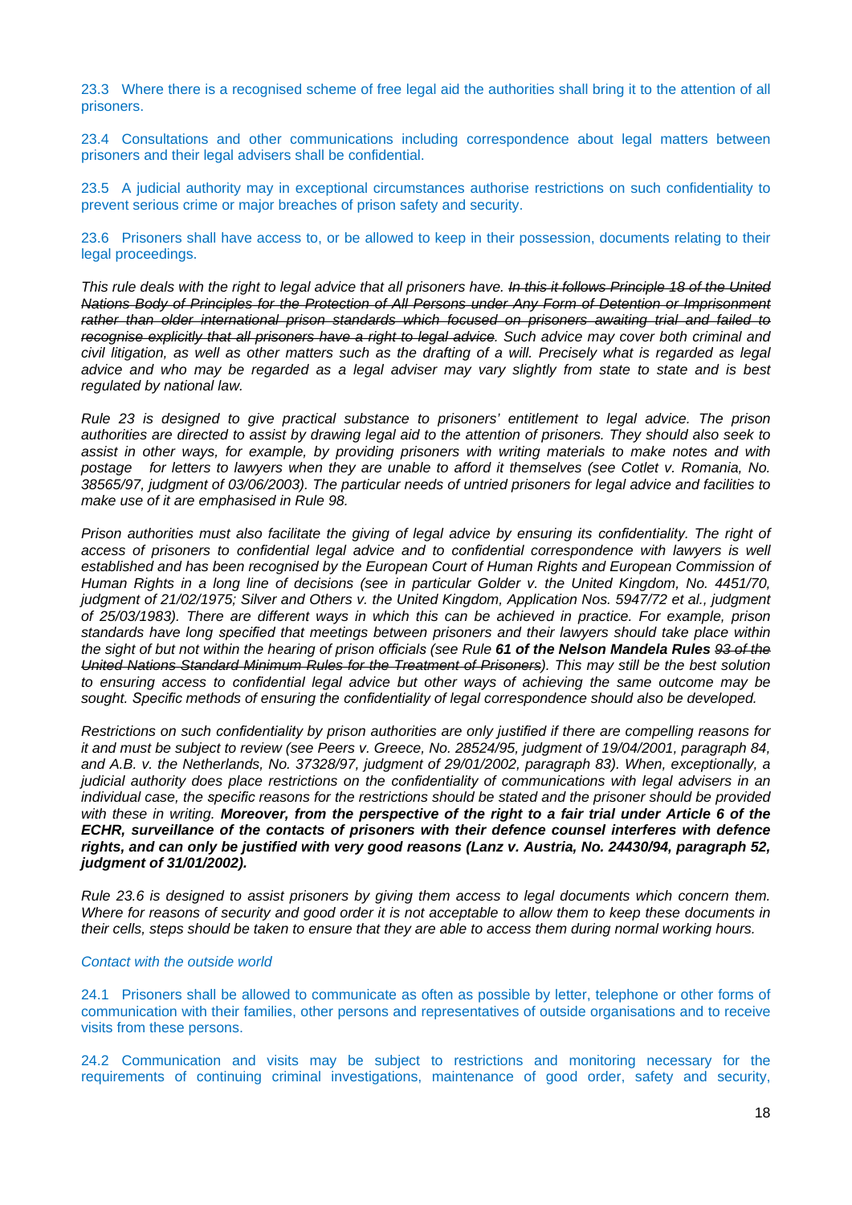23.3 Where there is a recognised scheme of free legal aid the authorities shall bring it to the attention of all prisoners.

23.4 Consultations and other communications including correspondence about legal matters between prisoners and their legal advisers shall be confidential.

23.5 A judicial authority may in exceptional circumstances authorise restrictions on such confidentiality to prevent serious crime or major breaches of prison safety and security.

23.6 Prisoners shall have access to, or be allowed to keep in their possession, documents relating to their legal proceedings.

*This rule deals with the right to legal advice that all prisoners have. ~~In this it follows Principle 18 of the United Nations Body of Principles for the Protection of All Persons under Any Form of Detention or Imprisonment rather than older international prison standards which focused on prisoners awaiting trial and failed to recognise explicitly that all prisoners have a right to legal advice~~. Such advice may cover both criminal and civil litigation, as well as other matters such as the drafting of a will. Precisely what is regarded as legal advice and who may be regarded as a legal adviser may vary slightly from state to state and is best regulated by national law.*

*Rule 23 is designed to give practical substance to prisoners' entitlement to legal advice. The prison authorities are directed to assist by drawing legal aid to the attention of prisoners. They should also seek to assist in other ways, for example, by providing prisoners with writing materials to make notes and with postage for letters to lawyers when they are unable to afford it themselves (see Cotlet v. Romania, No. 38565/97, judgment of 03/06/2003). The particular needs of untried prisoners for legal advice and facilities to make use of it are emphasised in Rule 98.*

*Prison authorities must also facilitate the giving of legal advice by ensuring its confidentiality. The right of access of prisoners to confidential legal advice and to confidential correspondence with lawyers is well established and has been recognised by the European Court of Human Rights and European Commission of Human Rights in a long line of decisions (see in particular Golder v. the United Kingdom, No. 4451/70, judgment of 21/02/1975; Silver and Others v. the United Kingdom, Application Nos. 5947/72 et al., judgment of 25/03/1983). There are different ways in which this can be achieved in practice. For example, prison standards have long specified that meetings between prisoners and their lawyers should take place within the sight of but not within the hearing of prison officials (see Rule **61 of the Nelson Mandela Rules** ~~93 of the United Nations Standard Minimum Rules for the Treatment of Prisoners~~). This may still be the best solution to ensuring access to confidential legal advice but other ways of achieving the same outcome may be sought. Specific methods of ensuring the confidentiality of legal correspondence should also be developed.*

*Restrictions on such confidentiality by prison authorities are only justified if there are compelling reasons for it and must be subject to review (see Peers v. Greece, No. 28524/95, judgment of 19/04/2001, paragraph 84, and A.B. v. the Netherlands, No. 37328/97, judgment of 29/01/2002, paragraph 83). When, exceptionally, a judicial authority does place restrictions on the confidentiality of communications with legal advisers in an individual case, the specific reasons for the restrictions should be stated and the prisoner should be provided with these in writing. **Moreover, from the perspective of the right to a fair trial under Article 6 of the ECHR, surveillance of the contacts of prisoners with their defence counsel interferes with defence rights, and can only be justified with very good reasons (Lanz v. Austria, No. 24430/94, paragraph 52, judgment of 31/01/2002).***

*Rule 23.6 is designed to assist prisoners by giving them access to legal documents which concern them. Where for reasons of security and good order it is not acceptable to allow them to keep these documents in their cells, steps should be taken to ensure that they are able to access them during normal working hours.*

*Contact with the outside world*

24.1 Prisoners shall be allowed to communicate as often as possible by letter, telephone or other forms of communication with their families, other persons and representatives of outside organisations and to receive visits from these persons.

24.2 Communication and visits may be subject to restrictions and monitoring necessary for the requirements of continuing criminal investigations, maintenance of good order, safety and security,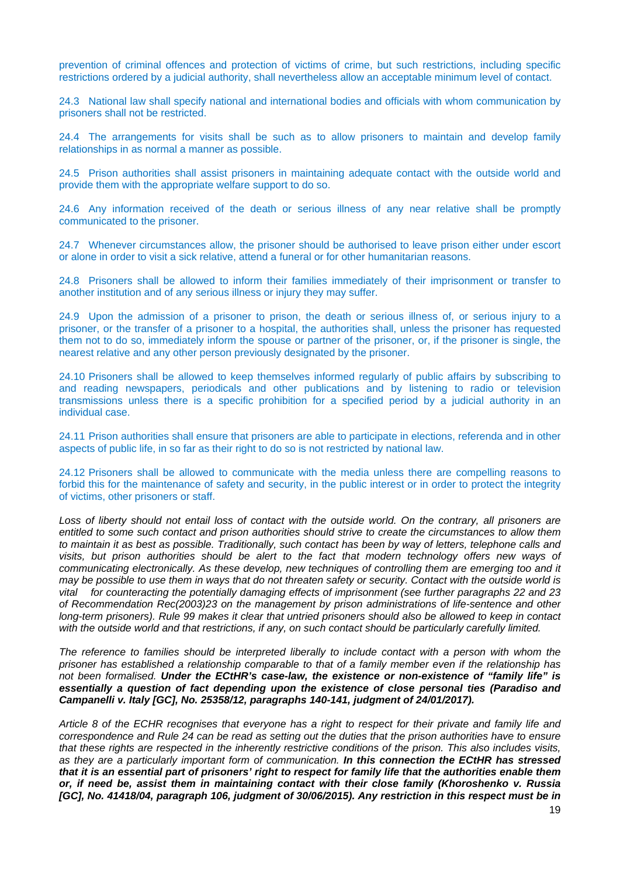prevention of criminal offences and protection of victims of crime, but such restrictions, including specific restrictions ordered by a judicial authority, shall nevertheless allow an acceptable minimum level of contact.

24.3 National law shall specify national and international bodies and officials with whom communication by prisoners shall not be restricted.

24.4 The arrangements for visits shall be such as to allow prisoners to maintain and develop family relationships in as normal a manner as possible.

24.5 Prison authorities shall assist prisoners in maintaining adequate contact with the outside world and provide them with the appropriate welfare support to do so.

24.6 Any information received of the death or serious illness of any near relative shall be promptly communicated to the prisoner.

24.7 Whenever circumstances allow, the prisoner should be authorised to leave prison either under escort or alone in order to visit a sick relative, attend a funeral or for other humanitarian reasons.

24.8 Prisoners shall be allowed to inform their families immediately of their imprisonment or transfer to another institution and of any serious illness or injury they may suffer.

24.9 Upon the admission of a prisoner to prison, the death or serious illness of, or serious injury to a prisoner, or the transfer of a prisoner to a hospital, the authorities shall, unless the prisoner has requested them not to do so, immediately inform the spouse or partner of the prisoner, or, if the prisoner is single, the nearest relative and any other person previously designated by the prisoner.

24.10 Prisoners shall be allowed to keep themselves informed regularly of public affairs by subscribing to and reading newspapers, periodicals and other publications and by listening to radio or television transmissions unless there is a specific prohibition for a specified period by a judicial authority in an individual case.

24.11 Prison authorities shall ensure that prisoners are able to participate in elections, referenda and in other aspects of public life, in so far as their right to do so is not restricted by national law.

24.12 Prisoners shall be allowed to communicate with the media unless there are compelling reasons to forbid this for the maintenance of safety and security, in the public interest or in order to protect the integrity of victims, other prisoners or staff.

*Loss of liberty should not entail loss of contact with the outside world. On the contrary, all prisoners are entitled to some such contact and prison authorities should strive to create the circumstances to allow them to maintain it as best as possible. Traditionally, such contact has been by way of letters, telephone calls and visits, but prison authorities should be alert to the fact that modern technology offers new ways of communicating electronically. As these develop, new techniques of controlling them are emerging too and it may be possible to use them in ways that do not threaten safety or security. Contact with the outside world is vital for counteracting the potentially damaging effects of imprisonment (see further paragraphs 22 and 23 of Recommendation Rec(2003)23 on the management by prison administrations of life-sentence and other long-term prisoners). Rule 99 makes it clear that untried prisoners should also be allowed to keep in contact with the outside world and that restrictions, if any, on such contact should be particularly carefully limited.*

*The reference to families should be interpreted liberally to include contact with a person with whom the prisoner has established a relationship comparable to that of a family member even if the relationship has not been formalised.* ***Under the ECtHR's case-law, the existence or non-existence of "family life" is essentially a question of fact depending upon the existence of close personal ties (Paradiso and Campanelli v. Italy [GC], No. 25358/12, paragraphs 140-141, judgment of 24/01/2017).***

*Article 8 of the ECHR recognises that everyone has a right to respect for their private and family life and correspondence and Rule 24 can be read as setting out the duties that the prison authorities have to ensure that these rights are respected in the inherently restrictive conditions of the prison. This also includes visits, as they are a particularly important form of communication.* ***In this connection the ECtHR has stressed that it is an essential part of prisoners' right to respect for family life that the authorities enable them or, if need be, assist them in maintaining contact with their close family (Khoroshenko v. Russia [GC], No. 41418/04, paragraph 106, judgment of 30/06/2015). Any restriction in this respect must be in***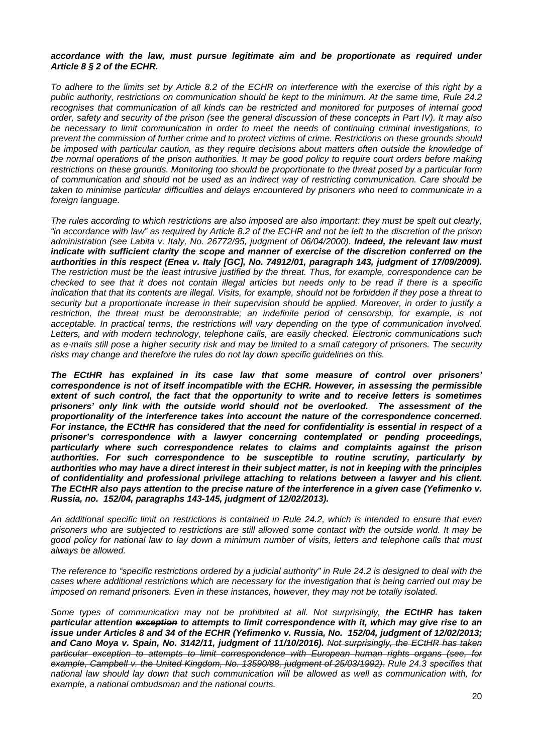***accordance with the law, must pursue legitimate aim and be proportionate as required under Article 8 § 2 of the ECHR.***

*To adhere to the limits set by Article 8.2 of the ECHR on interference with the exercise of this right by a public authority, restrictions on communication should be kept to the minimum. At the same time, Rule 24.2 recognises that communication of all kinds can be restricted and monitored for purposes of internal good order, safety and security of the prison (see the general discussion of these concepts in Part IV). It may also be necessary to limit communication in order to meet the needs of continuing criminal investigations, to prevent the commission of further crime and to protect victims of crime. Restrictions on these grounds should be imposed with particular caution, as they require decisions about matters often outside the knowledge of the normal operations of the prison authorities. It may be good policy to require court orders before making restrictions on these grounds. Monitoring too should be proportionate to the threat posed by a particular form of communication and should not be used as an indirect way of restricting communication. Care should be taken to minimise particular difficulties and delays encountered by prisoners who need to communicate in a foreign language.*

*The rules according to which restrictions are also imposed are also important: they must be spelt out clearly, "in accordance with law" as required by Article 8.2 of the ECHR and not be left to the discretion of the prison administration (see Labita v. Italy, No. 26772/95, judgment of 06/04/2000).* ***Indeed, the relevant law must indicate with sufficient clarity the scope and manner of exercise of the discretion conferred on the authorities in this respect (Enea v. Italy [GC], No. 74912/01, paragraph 143, judgment of 17/09/2009).*** *The restriction must be the least intrusive justified by the threat. Thus, for example, correspondence can be checked to see that it does not contain illegal articles but needs only to be read if there is a specific indication that that its contents are illegal. Visits, for example, should not be forbidden if they pose a threat to security but a proportionate increase in their supervision should be applied. Moreover, in order to justify a restriction, the threat must be demonstrable; an indefinite period of censorship, for example, is not acceptable. In practical terms, the restrictions will vary depending on the type of communication involved. Letters, and with modern technology, telephone calls, are easily checked. Electronic communications such as e-mails still pose a higher security risk and may be limited to a small category of prisoners. The security risks may change and therefore the rules do not lay down specific guidelines on this.*

***The ECtHR has explained in its case law that some measure of control over prisoners' correspondence is not of itself incompatible with the ECHR. However, in assessing the permissible extent of such control, the fact that the opportunity to write and to receive letters is sometimes prisoners' only link with the outside world should not be overlooked. The assessment of the proportionality of the interference takes into account the nature of the correspondence concerned. For instance, the ECtHR has considered that the need for confidentiality is essential in respect of a prisoner's correspondence with a lawyer concerning contemplated or pending proceedings, particularly where such correspondence relates to claims and complaints against the prison authorities. For such correspondence to be susceptible to routine scrutiny, particularly by authorities who may have a direct interest in their subject matter, is not in keeping with the principles of confidentiality and professional privilege attaching to relations between a lawyer and his client. The ECtHR also pays attention to the precise nature of the interference in a given case (Yefimenko v. Russia, no. 152/04, paragraphs 143-145, judgment of 12/02/2013).***

*An additional specific limit on restrictions is contained in Rule 24.2, which is intended to ensure that even prisoners who are subjected to restrictions are still allowed some contact with the outside world. It may be good policy for national law to lay down a minimum number of visits, letters and telephone calls that must always be allowed.*

*The reference to "specific restrictions ordered by a judicial authority" in Rule 24.2 is designed to deal with the cases where additional restrictions which are necessary for the investigation that is being carried out may be imposed on remand prisoners. Even in these instances, however, they may not be totally isolated.*

*Some types of communication may not be prohibited at all. Not surprisingly,* ***the ECtHR has taken particular attention ~~exception~~ to attempts to limit correspondence with it, which may give rise to an issue under Articles 8 and 34 of the ECHR (Yefimenko v. Russia, No. 152/04, judgment of 12/02/2013; and Cano Moya v. Spain, No. 3142/11, judgment of 11/10/2016).*** *~~Not surprisingly, the ECtHR has taken particular exception to attempts to limit correspondence with European human rights organs (see, for example, Campbell v. the United Kingdom, No. 13590/88, judgment of 25/03/1992).~~ Rule 24.3 specifies that national law should lay down that such communication will be allowed as well as communication with, for example, a national ombudsman and the national courts.*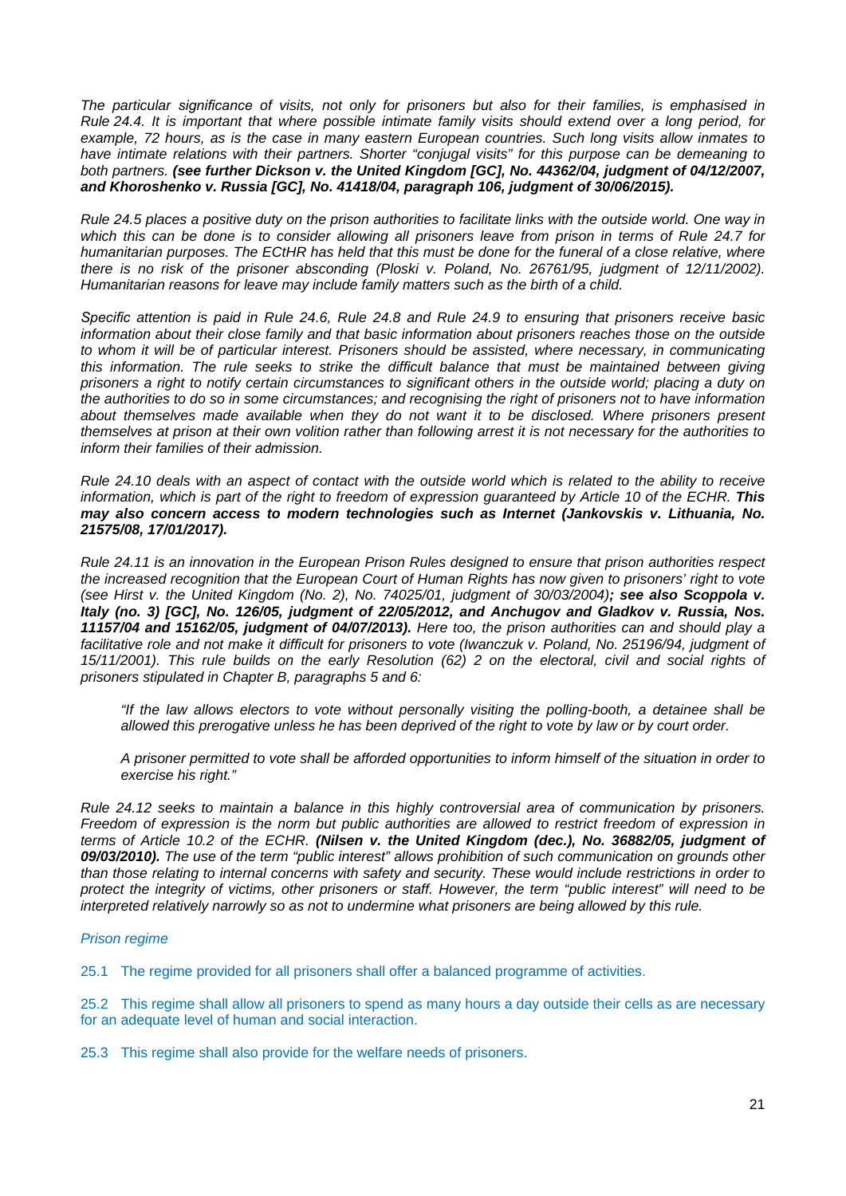*The particular significance of visits, not only for prisoners but also for their families, is emphasised in Rule 24.4. It is important that where possible intimate family visits should extend over a long period, for example, 72 hours, as is the case in many eastern European countries. Such long visits allow inmates to have intimate relations with their partners. Shorter "conjugal visits" for this purpose can be demeaning to both partners.* ***(see further Dickson v. the United Kingdom [GC], No. 44362/04, judgment of 04/12/2007, and Khoroshenko v. Russia [GC], No. 41418/04, paragraph 106, judgment of 30/06/2015).***

*Rule 24.5 places a positive duty on the prison authorities to facilitate links with the outside world. One way in which this can be done is to consider allowing all prisoners leave from prison in terms of Rule 24.7 for humanitarian purposes. The ECtHR has held that this must be done for the funeral of a close relative, where there is no risk of the prisoner absconding (Ploski v. Poland, No. 26761/95, judgment of 12/11/2002). Humanitarian reasons for leave may include family matters such as the birth of a child.*

*Specific attention is paid in Rule 24.6, Rule 24.8 and Rule 24.9 to ensuring that prisoners receive basic information about their close family and that basic information about prisoners reaches those on the outside to whom it will be of particular interest. Prisoners should be assisted, where necessary, in communicating this information. The rule seeks to strike the difficult balance that must be maintained between giving prisoners a right to notify certain circumstances to significant others in the outside world; placing a duty on the authorities to do so in some circumstances; and recognising the right of prisoners not to have information about themselves made available when they do not want it to be disclosed. Where prisoners present themselves at prison at their own volition rather than following arrest it is not necessary for the authorities to inform their families of their admission.*

*Rule 24.10 deals with an aspect of contact with the outside world which is related to the ability to receive information, which is part of the right to freedom of expression guaranteed by Article 10 of the ECHR.* ***This may also concern access to modern technologies such as Internet (Jankovskis v. Lithuania, No. 21575/08, 17/01/2017).***

*Rule 24.11 is an innovation in the European Prison Rules designed to ensure that prison authorities respect the increased recognition that the European Court of Human Rights has now given to prisoners' right to vote (see Hirst v. the United Kingdom (No. 2), No. 74025/01, judgment of 30/03/2004)****; see also Scoppola v. Italy (no. 3) [GC], No. 126/05, judgment of 22/05/2012, and Anchugov and Gladkov v. Russia, Nos. 11157/04 and 15162/05, judgment of 04/07/2013).*** *Here too, the prison authorities can and should play a facilitative role and not make it difficult for prisoners to vote (Iwanczuk v. Poland, No. 25196/94, judgment of 15/11/2001). This rule builds on the early Resolution (62) 2 on the electoral, civil and social rights of prisoners stipulated in Chapter B, paragraphs 5 and 6:*

> *"If the law allows electors to vote without personally visiting the polling-booth, a detainee shall be allowed this prerogative unless he has been deprived of the right to vote by law or by court order.*
>
> *A prisoner permitted to vote shall be afforded opportunities to inform himself of the situation in order to exercise his right."*

*Rule 24.12 seeks to maintain a balance in this highly controversial area of communication by prisoners. Freedom of expression is the norm but public authorities are allowed to restrict freedom of expression in terms of Article 10.2 of the ECHR.* ***(Nilsen v. the United Kingdom (dec.), No. 36882/05, judgment of 09/03/2010).*** *The use of the term "public interest" allows prohibition of such communication on grounds other than those relating to internal concerns with safety and security. These would include restrictions in order to protect the integrity of victims, other prisoners or staff. However, the term "public interest" will need to be interpreted relatively narrowly so as not to undermine what prisoners are being allowed by this rule.*

*Prison regime*

25.1 The regime provided for all prisoners shall offer a balanced programme of activities.

25.2 This regime shall allow all prisoners to spend as many hours a day outside their cells as are necessary for an adequate level of human and social interaction.

25.3 This regime shall also provide for the welfare needs of prisoners.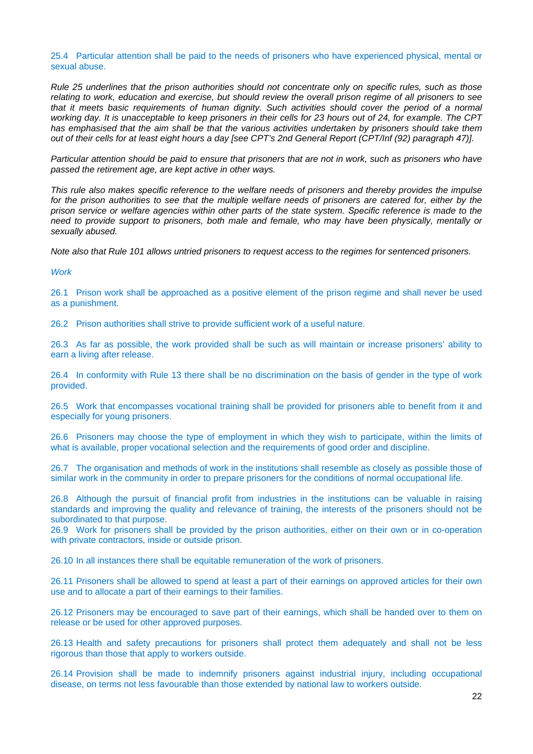25.4 Particular attention shall be paid to the needs of prisoners who have experienced physical, mental or sexual abuse.

*Rule 25 underlines that the prison authorities should not concentrate only on specific rules, such as those relating to work, education and exercise, but should review the overall prison regime of all prisoners to see that it meets basic requirements of human dignity. Such activities should cover the period of a normal working day. It is unacceptable to keep prisoners in their cells for 23 hours out of 24, for example. The CPT has emphasised that the aim shall be that the various activities undertaken by prisoners should take them out of their cells for at least eight hours a day [see CPT's 2nd General Report (CPT/Inf (92) paragraph 47)].*

*Particular attention should be paid to ensure that prisoners that are not in work, such as prisoners who have passed the retirement age, are kept active in other ways.*

*This rule also makes specific reference to the welfare needs of prisoners and thereby provides the impulse for the prison authorities to see that the multiple welfare needs of prisoners are catered for, either by the prison service or welfare agencies within other parts of the state system. Specific reference is made to the need to provide support to prisoners, both male and female, who may have been physically, mentally or sexually abused.*

*Note also that Rule 101 allows untried prisoners to request access to the regimes for sentenced prisoners.*

*Work*

26.1 Prison work shall be approached as a positive element of the prison regime and shall never be used as a punishment.

26.2 Prison authorities shall strive to provide sufficient work of a useful nature.

26.3 As far as possible, the work provided shall be such as will maintain or increase prisoners' ability to earn a living after release.

26.4 In conformity with Rule 13 there shall be no discrimination on the basis of gender in the type of work provided.

26.5 Work that encompasses vocational training shall be provided for prisoners able to benefit from it and especially for young prisoners.

26.6 Prisoners may choose the type of employment in which they wish to participate, within the limits of what is available, proper vocational selection and the requirements of good order and discipline.

26.7 The organisation and methods of work in the institutions shall resemble as closely as possible those of similar work in the community in order to prepare prisoners for the conditions of normal occupational life.

26.8 Although the pursuit of financial profit from industries in the institutions can be valuable in raising standards and improving the quality and relevance of training, the interests of the prisoners should not be subordinated to that purpose.

26.9 Work for prisoners shall be provided by the prison authorities, either on their own or in co-operation with private contractors, inside or outside prison.

26.10 In all instances there shall be equitable remuneration of the work of prisoners.

26.11 Prisoners shall be allowed to spend at least a part of their earnings on approved articles for their own use and to allocate a part of their earnings to their families.

26.12 Prisoners may be encouraged to save part of their earnings, which shall be handed over to them on release or be used for other approved purposes.

26.13 Health and safety precautions for prisoners shall protect them adequately and shall not be less rigorous than those that apply to workers outside.

26.14 Provision shall be made to indemnify prisoners against industrial injury, including occupational disease, on terms not less favourable than those extended by national law to workers outside.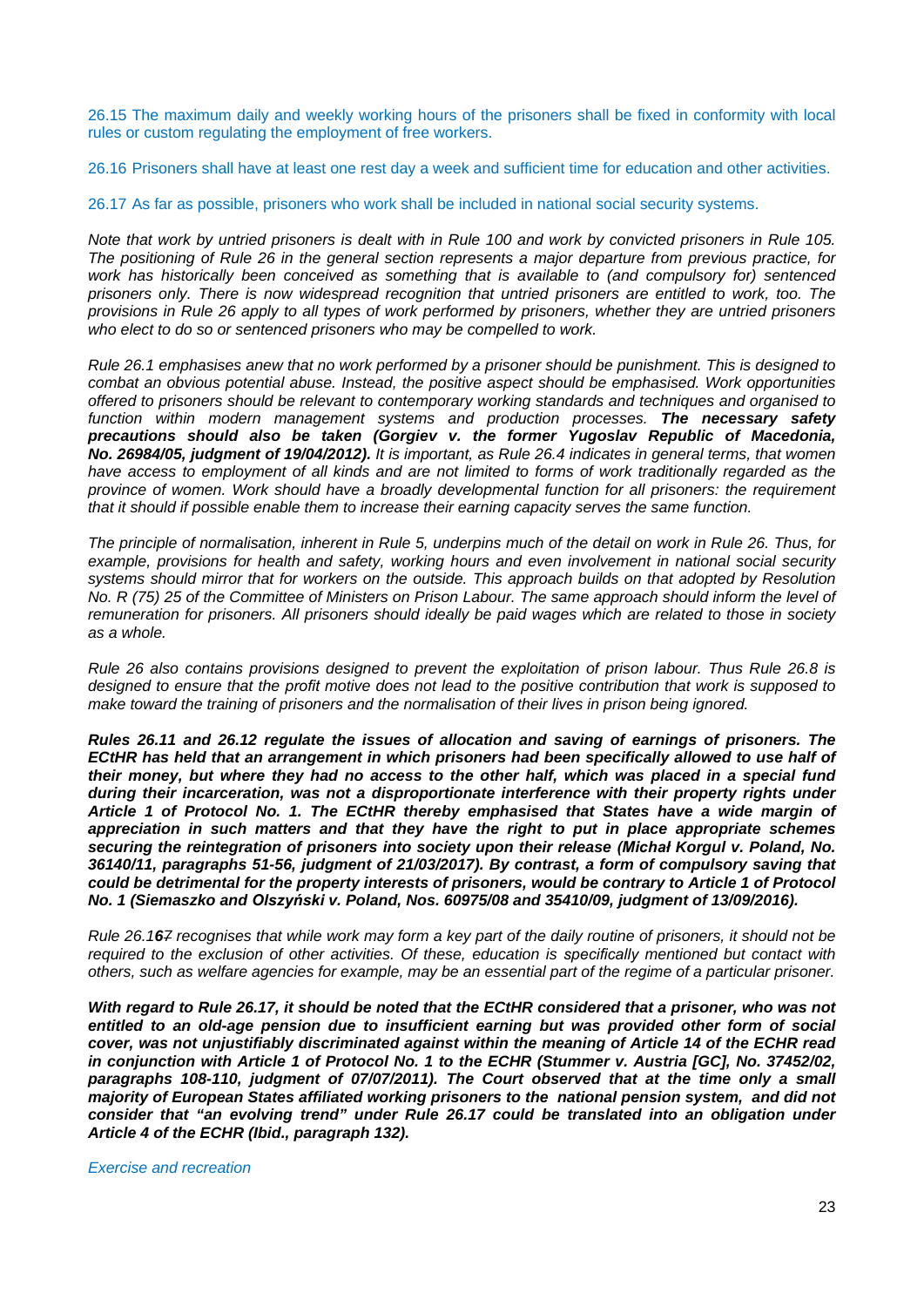26.15 The maximum daily and weekly working hours of the prisoners shall be fixed in conformity with local rules or custom regulating the employment of free workers.

26.16 Prisoners shall have at least one rest day a week and sufficient time for education and other activities.

26.17 As far as possible, prisoners who work shall be included in national social security systems.

*Note that work by untried prisoners is dealt with in Rule 100 and work by convicted prisoners in Rule 105. The positioning of Rule 26 in the general section represents a major departure from previous practice, for work has historically been conceived as something that is available to (and compulsory for) sentenced prisoners only. There is now widespread recognition that untried prisoners are entitled to work, too. The provisions in Rule 26 apply to all types of work performed by prisoners, whether they are untried prisoners who elect to do so or sentenced prisoners who may be compelled to work.*

*Rule 26.1 emphasises anew that no work performed by a prisoner should be punishment. This is designed to combat an obvious potential abuse. Instead, the positive aspect should be emphasised. Work opportunities offered to prisoners should be relevant to contemporary working standards and techniques and organised to function within modern management systems and production processes.* ***The necessary safety precautions should also be taken (Gorgiev v. the former Yugoslav Republic of Macedonia, No. 26984/05, judgment of 19/04/2012).*** *It is important, as Rule 26.4 indicates in general terms, that women have access to employment of all kinds and are not limited to forms of work traditionally regarded as the province of women. Work should have a broadly developmental function for all prisoners: the requirement that it should if possible enable them to increase their earning capacity serves the same function.*

*The principle of normalisation, inherent in Rule 5, underpins much of the detail on work in Rule 26. Thus, for example, provisions for health and safety, working hours and even involvement in national social security systems should mirror that for workers on the outside. This approach builds on that adopted by Resolution No. R (75) 25 of the Committee of Ministers on Prison Labour. The same approach should inform the level of remuneration for prisoners. All prisoners should ideally be paid wages which are related to those in society as a whole.*

*Rule 26 also contains provisions designed to prevent the exploitation of prison labour. Thus Rule 26.8 is designed to ensure that the profit motive does not lead to the positive contribution that work is supposed to make toward the training of prisoners and the normalisation of their lives in prison being ignored.*

***Rules 26.11 and 26.12 regulate the issues of allocation and saving of earnings of prisoners. The ECtHR has held that an arrangement in which prisoners had been specifically allowed to use half of their money, but where they had no access to the other half, which was placed in a special fund during their incarceration, was not a disproportionate interference with their property rights under Article 1 of Protocol No. 1. The ECtHR thereby emphasised that States have a wide margin of appreciation in such matters and that they have the right to put in place appropriate schemes securing the reintegration of prisoners into society upon their release (Michał Korgul v. Poland, No. 36140/11, paragraphs 51-56, judgment of 21/03/2017). By contrast, a form of compulsory saving that could be detrimental for the property interests of prisoners, would be contrary to Article 1 of Protocol No. 1 (Siemaszko and Olszyński v. Poland, Nos. 60975/08 and 35410/09, judgment of 13/09/2016).***

*Rule 26.1****6****~~7~~ recognises that while work may form a key part of the daily routine of prisoners, it should not be required to the exclusion of other activities. Of these, education is specifically mentioned but contact with others, such as welfare agencies for example, may be an essential part of the regime of a particular prisoner.*

***With regard to Rule 26.17, it should be noted that the ECtHR considered that a prisoner, who was not entitled to an old-age pension due to insufficient earning but was provided other form of social cover, was not unjustifiably discriminated against within the meaning of Article 14 of the ECHR read in conjunction with Article 1 of Protocol No. 1 to the ECHR (Stummer v. Austria [GC], No. 37452/02, paragraphs 108-110, judgment of 07/07/2011). The Court observed that at the time only a small majority of European States affiliated working prisoners to the national pension system, and did not consider that "an evolving trend" under Rule 26.17 could be translated into an obligation under Article 4 of the ECHR (Ibid., paragraph 132).***

*Exercise and recreation*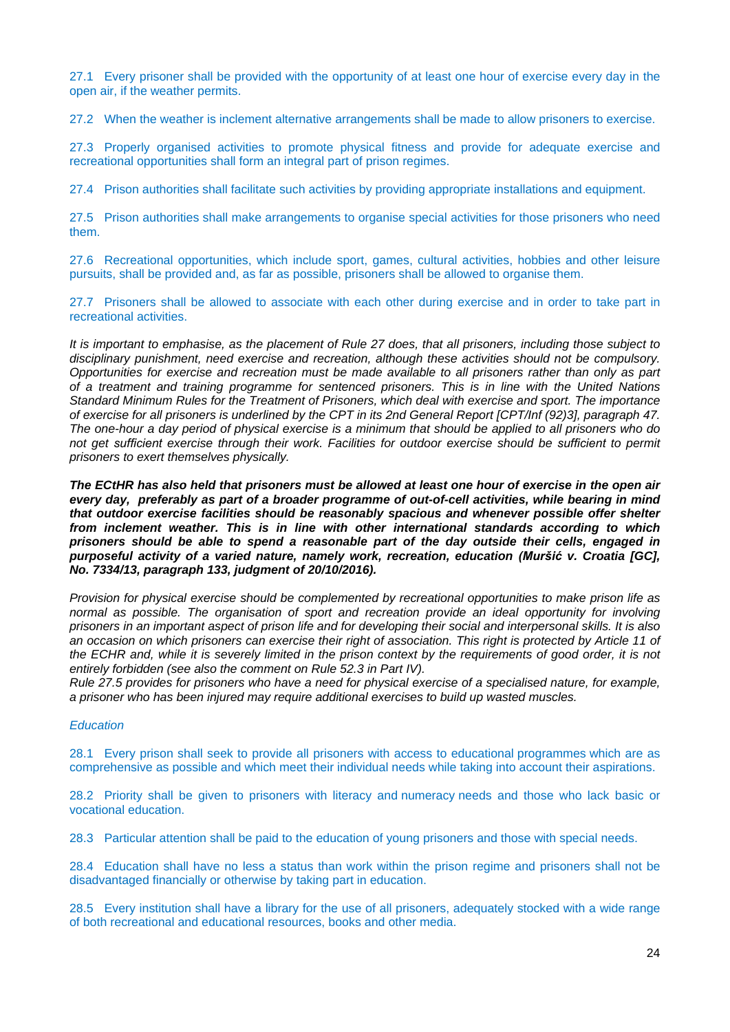27.1 Every prisoner shall be provided with the opportunity of at least one hour of exercise every day in the open air, if the weather permits.

27.2 When the weather is inclement alternative arrangements shall be made to allow prisoners to exercise.

27.3 Properly organised activities to promote physical fitness and provide for adequate exercise and recreational opportunities shall form an integral part of prison regimes.

27.4 Prison authorities shall facilitate such activities by providing appropriate installations and equipment.

27.5 Prison authorities shall make arrangements to organise special activities for those prisoners who need them.

27.6 Recreational opportunities, which include sport, games, cultural activities, hobbies and other leisure pursuits, shall be provided and, as far as possible, prisoners shall be allowed to organise them.

27.7 Prisoners shall be allowed to associate with each other during exercise and in order to take part in recreational activities.

*It is important to emphasise, as the placement of Rule 27 does, that all prisoners, including those subject to disciplinary punishment, need exercise and recreation, although these activities should not be compulsory. Opportunities for exercise and recreation must be made available to all prisoners rather than only as part of a treatment and training programme for sentenced prisoners. This is in line with the United Nations Standard Minimum Rules for the Treatment of Prisoners, which deal with exercise and sport. The importance of exercise for all prisoners is underlined by the CPT in its 2nd General Report [CPT/Inf (92)3], paragraph 47. The one-hour a day period of physical exercise is a minimum that should be applied to all prisoners who do not get sufficient exercise through their work. Facilities for outdoor exercise should be sufficient to permit prisoners to exert themselves physically.*

***The ECtHR has also held that prisoners must be allowed at least one hour of exercise in the open air every day, preferably as part of a broader programme of out-of-cell activities, while bearing in mind that outdoor exercise facilities should be reasonably spacious and whenever possible offer shelter from inclement weather. This is in line with other international standards according to which prisoners should be able to spend a reasonable part of the day outside their cells, engaged in purposeful activity of a varied nature, namely work, recreation, education (Muršić v. Croatia [GC], No. 7334/13, paragraph 133, judgment of 20/10/2016).***

*Provision for physical exercise should be complemented by recreational opportunities to make prison life as normal as possible. The organisation of sport and recreation provide an ideal opportunity for involving prisoners in an important aspect of prison life and for developing their social and interpersonal skills. It is also an occasion on which prisoners can exercise their right of association. This right is protected by Article 11 of the ECHR and, while it is severely limited in the prison context by the requirements of good order, it is not entirely forbidden (see also the comment on Rule 52.3 in Part IV).*
*Rule 27.5 provides for prisoners who have a need for physical exercise of a specialised nature, for example, a prisoner who has been injured may require additional exercises to build up wasted muscles.*

*Education*

28.1 Every prison shall seek to provide all prisoners with access to educational programmes which are as comprehensive as possible and which meet their individual needs while taking into account their aspirations.

28.2 Priority shall be given to prisoners with literacy and numeracy needs and those who lack basic or vocational education.

28.3 Particular attention shall be paid to the education of young prisoners and those with special needs.

28.4 Education shall have no less a status than work within the prison regime and prisoners shall not be disadvantaged financially or otherwise by taking part in education.

28.5 Every institution shall have a library for the use of all prisoners, adequately stocked with a wide range of both recreational and educational resources, books and other media.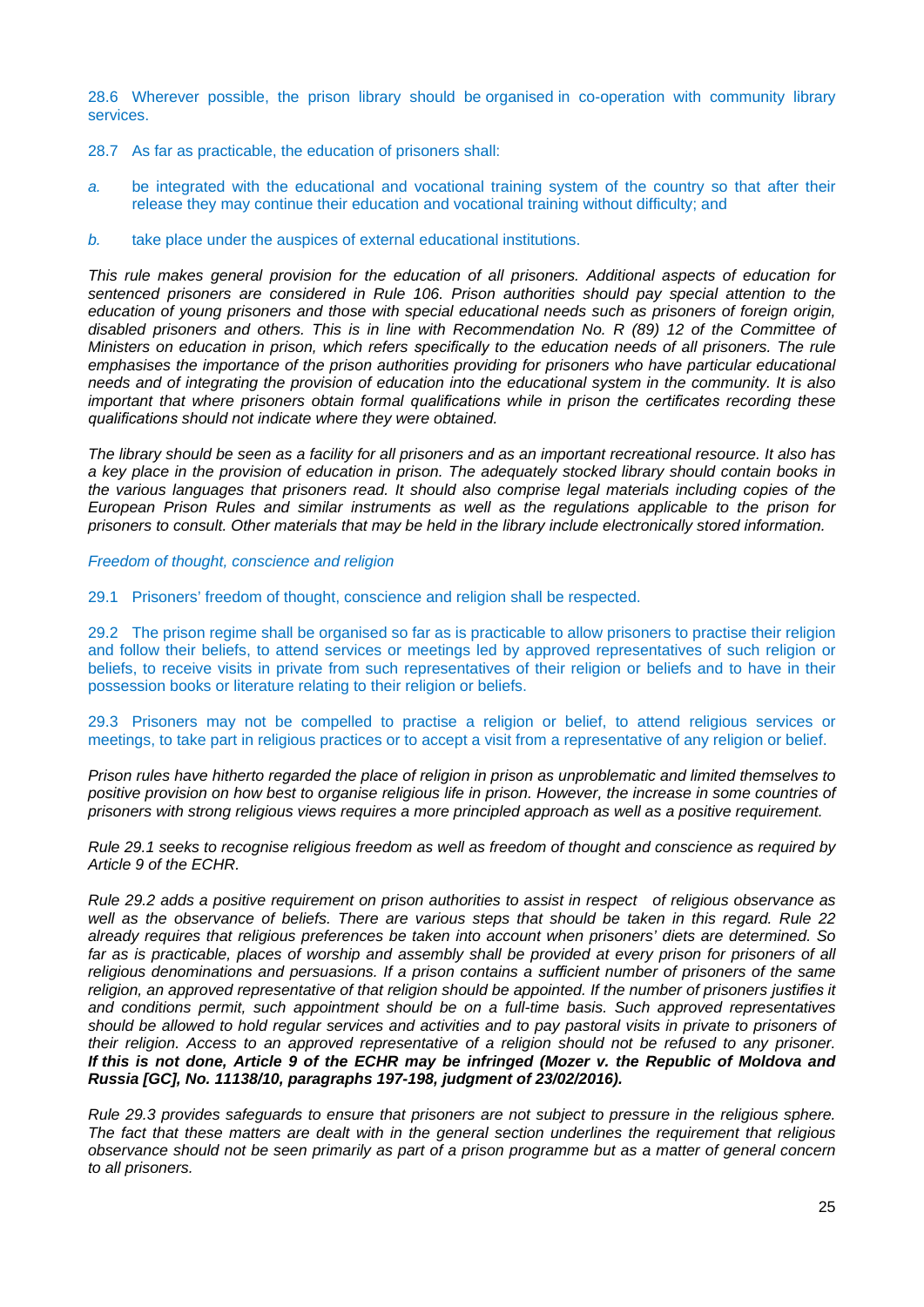28.6 Wherever possible, the prison library should be organised in co-operation with community library services.

28.7 As far as practicable, the education of prisoners shall:

*a.* be integrated with the educational and vocational training system of the country so that after their release they may continue their education and vocational training without difficulty; and

*b.* take place under the auspices of external educational institutions.

*This rule makes general provision for the education of all prisoners. Additional aspects of education for sentenced prisoners are considered in Rule 106. Prison authorities should pay special attention to the education of young prisoners and those with special educational needs such as prisoners of foreign origin, disabled prisoners and others. This is in line with Recommendation No. R (89) 12 of the Committee of Ministers on education in prison, which refers specifically to the education needs of all prisoners. The rule emphasises the importance of the prison authorities providing for prisoners who have particular educational needs and of integrating the provision of education into the educational system in the community. It is also important that where prisoners obtain formal qualifications while in prison the certificates recording these qualifications should not indicate where they were obtained.*

*The library should be seen as a facility for all prisoners and as an important recreational resource. It also has a key place in the provision of education in prison. The adequately stocked library should contain books in the various languages that prisoners read. It should also comprise legal materials including copies of the European Prison Rules and similar instruments as well as the regulations applicable to the prison for prisoners to consult. Other materials that may be held in the library include electronically stored information.*

*Freedom of thought, conscience and religion*

29.1 Prisoners' freedom of thought, conscience and religion shall be respected.

29.2 The prison regime shall be organised so far as is practicable to allow prisoners to practise their religion and follow their beliefs, to attend services or meetings led by approved representatives of such religion or beliefs, to receive visits in private from such representatives of their religion or beliefs and to have in their possession books or literature relating to their religion or beliefs.

29.3 Prisoners may not be compelled to practise a religion or belief, to attend religious services or meetings, to take part in religious practices or to accept a visit from a representative of any religion or belief.

*Prison rules have hitherto regarded the place of religion in prison as unproblematic and limited themselves to positive provision on how best to organise religious life in prison. However, the increase in some countries of prisoners with strong religious views requires a more principled approach as well as a positive requirement.*

*Rule 29.1 seeks to recognise religious freedom as well as freedom of thought and conscience as required by Article 9 of the ECHR.*

*Rule 29.2 adds a positive requirement on prison authorities to assist in respect of religious observance as well as the observance of beliefs. There are various steps that should be taken in this regard. Rule 22 already requires that religious preferences be taken into account when prisoners' diets are determined. So far as is practicable, places of worship and assembly shall be provided at every prison for prisoners of all religious denominations and persuasions. If a prison contains a sufficient number of prisoners of the same religion, an approved representative of that religion should be appointed. If the number of prisoners justifies it and conditions permit, such appointment should be on a full-time basis. Such approved representatives should be allowed to hold regular services and activities and to pay pastoral visits in private to prisoners of their religion. Access to an approved representative of a religion should not be refused to any prisoner.* ***If this is not done, Article 9 of the ECHR may be infringed (Mozer v. the Republic of Moldova and Russia [GC], No. 11138/10, paragraphs 197-198, judgment of 23/02/2016).***

*Rule 29.3 provides safeguards to ensure that prisoners are not subject to pressure in the religious sphere. The fact that these matters are dealt with in the general section underlines the requirement that religious observance should not be seen primarily as part of a prison programme but as a matter of general concern to all prisoners.*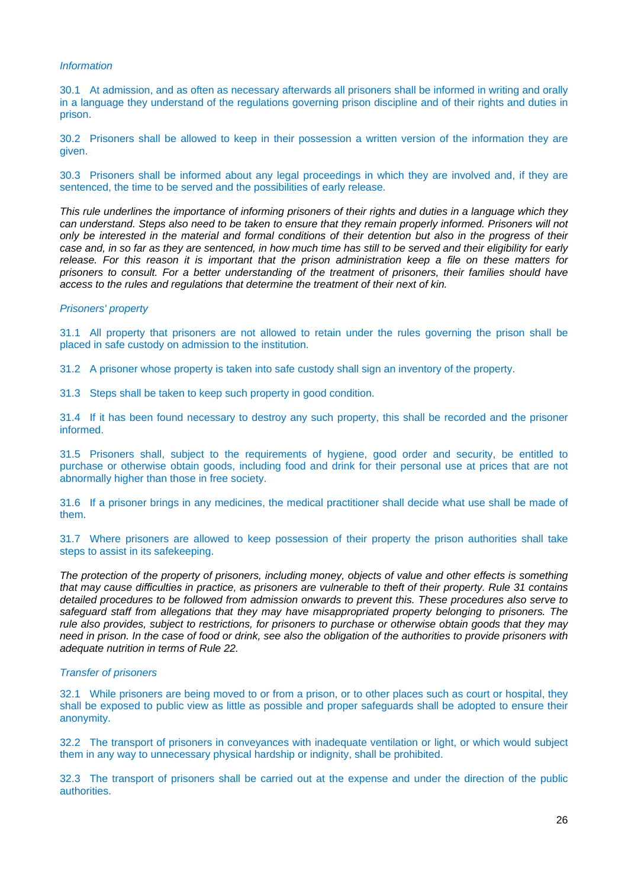*Information*

30.1 At admission, and as often as necessary afterwards all prisoners shall be informed in writing and orally in a language they understand of the regulations governing prison discipline and of their rights and duties in prison.

30.2 Prisoners shall be allowed to keep in their possession a written version of the information they are given.

30.3 Prisoners shall be informed about any legal proceedings in which they are involved and, if they are sentenced, the time to be served and the possibilities of early release.

*This rule underlines the importance of informing prisoners of their rights and duties in a language which they can understand. Steps also need to be taken to ensure that they remain properly informed. Prisoners will not only be interested in the material and formal conditions of their detention but also in the progress of their case and, in so far as they are sentenced, in how much time has still to be served and their eligibility for early release. For this reason it is important that the prison administration keep a file on these matters for prisoners to consult. For a better understanding of the treatment of prisoners, their families should have access to the rules and regulations that determine the treatment of their next of kin.*

*Prisoners' property*

31.1 All property that prisoners are not allowed to retain under the rules governing the prison shall be placed in safe custody on admission to the institution.

31.2 A prisoner whose property is taken into safe custody shall sign an inventory of the property.

31.3 Steps shall be taken to keep such property in good condition.

31.4 If it has been found necessary to destroy any such property, this shall be recorded and the prisoner informed.

31.5 Prisoners shall, subject to the requirements of hygiene, good order and security, be entitled to purchase or otherwise obtain goods, including food and drink for their personal use at prices that are not abnormally higher than those in free society.

31.6 If a prisoner brings in any medicines, the medical practitioner shall decide what use shall be made of them.

31.7 Where prisoners are allowed to keep possession of their property the prison authorities shall take steps to assist in its safekeeping.

*The protection of the property of prisoners, including money, objects of value and other effects is something that may cause difficulties in practice, as prisoners are vulnerable to theft of their property. Rule 31 contains detailed procedures to be followed from admission onwards to prevent this. These procedures also serve to safeguard staff from allegations that they may have misappropriated property belonging to prisoners. The rule also provides, subject to restrictions, for prisoners to purchase or otherwise obtain goods that they may need in prison. In the case of food or drink, see also the obligation of the authorities to provide prisoners with adequate nutrition in terms of Rule 22.*

*Transfer of prisoners*

32.1 While prisoners are being moved to or from a prison, or to other places such as court or hospital, they shall be exposed to public view as little as possible and proper safeguards shall be adopted to ensure their anonymity.

32.2 The transport of prisoners in conveyances with inadequate ventilation or light, or which would subject them in any way to unnecessary physical hardship or indignity, shall be prohibited.

32.3 The transport of prisoners shall be carried out at the expense and under the direction of the public authorities.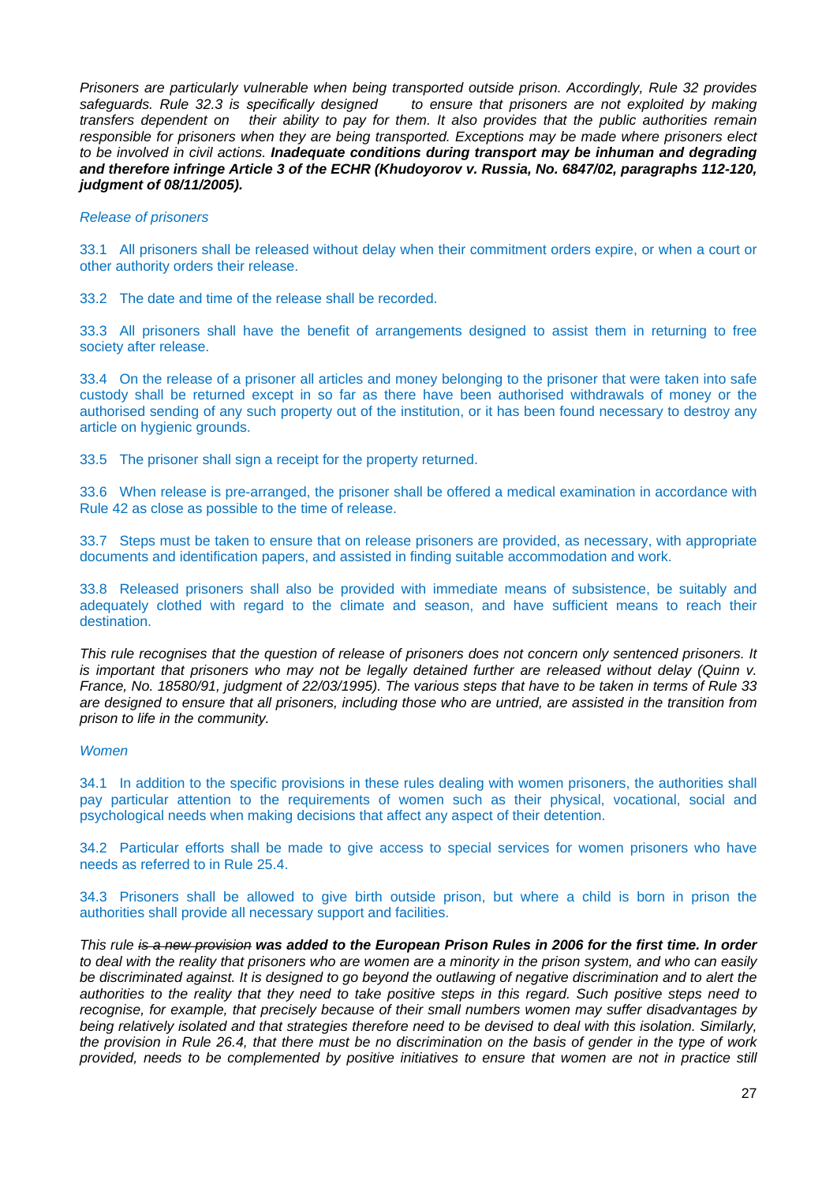*Prisoners are particularly vulnerable when being transported outside prison. Accordingly, Rule 32 provides safeguards. Rule 32.3 is specifically designed to ensure that prisoners are not exploited by making transfers dependent on their ability to pay for them. It also provides that the public authorities remain responsible for prisoners when they are being transported. Exceptions may be made where prisoners elect to be involved in civil actions.* ***Inadequate conditions during transport may be inhuman and degrading and therefore infringe Article 3 of the ECHR (Khudoyorov v. Russia, No. 6847/02, paragraphs 112-120, judgment of 08/11/2005).***

*Release of prisoners*

33.1 All prisoners shall be released without delay when their commitment orders expire, or when a court or other authority orders their release.

33.2 The date and time of the release shall be recorded.

33.3 All prisoners shall have the benefit of arrangements designed to assist them in returning to free society after release.

33.4 On the release of a prisoner all articles and money belonging to the prisoner that were taken into safe custody shall be returned except in so far as there have been authorised withdrawals of money or the authorised sending of any such property out of the institution, or it has been found necessary to destroy any article on hygienic grounds.

33.5 The prisoner shall sign a receipt for the property returned.

33.6 When release is pre-arranged, the prisoner shall be offered a medical examination in accordance with Rule 42 as close as possible to the time of release.

33.7 Steps must be taken to ensure that on release prisoners are provided, as necessary, with appropriate documents and identification papers, and assisted in finding suitable accommodation and work.

33.8 Released prisoners shall also be provided with immediate means of subsistence, be suitably and adequately clothed with regard to the climate and season, and have sufficient means to reach their destination.

*This rule recognises that the question of release of prisoners does not concern only sentenced prisoners. It is important that prisoners who may not be legally detained further are released without delay (Quinn v. France, No. 18580/91, judgment of 22/03/1995). The various steps that have to be taken in terms of Rule 33 are designed to ensure that all prisoners, including those who are untried, are assisted in the transition from prison to life in the community.*

*Women*

34.1 In addition to the specific provisions in these rules dealing with women prisoners, the authorities shall pay particular attention to the requirements of women such as their physical, vocational, social and psychological needs when making decisions that affect any aspect of their detention.

34.2 Particular efforts shall be made to give access to special services for women prisoners who have needs as referred to in Rule 25.4.

34.3 Prisoners shall be allowed to give birth outside prison, but where a child is born in prison the authorities shall provide all necessary support and facilities.

*This rule ~~is a new provision~~* ***was added to the European Prison Rules in 2006 for the first time. In order*** *to deal with the reality that prisoners who are women are a minority in the prison system, and who can easily be discriminated against. It is designed to go beyond the outlawing of negative discrimination and to alert the authorities to the reality that they need to take positive steps in this regard. Such positive steps need to recognise, for example, that precisely because of their small numbers women may suffer disadvantages by being relatively isolated and that strategies therefore need to be devised to deal with this isolation. Similarly, the provision in Rule 26.4, that there must be no discrimination on the basis of gender in the type of work provided, needs to be complemented by positive initiatives to ensure that women are not in practice still*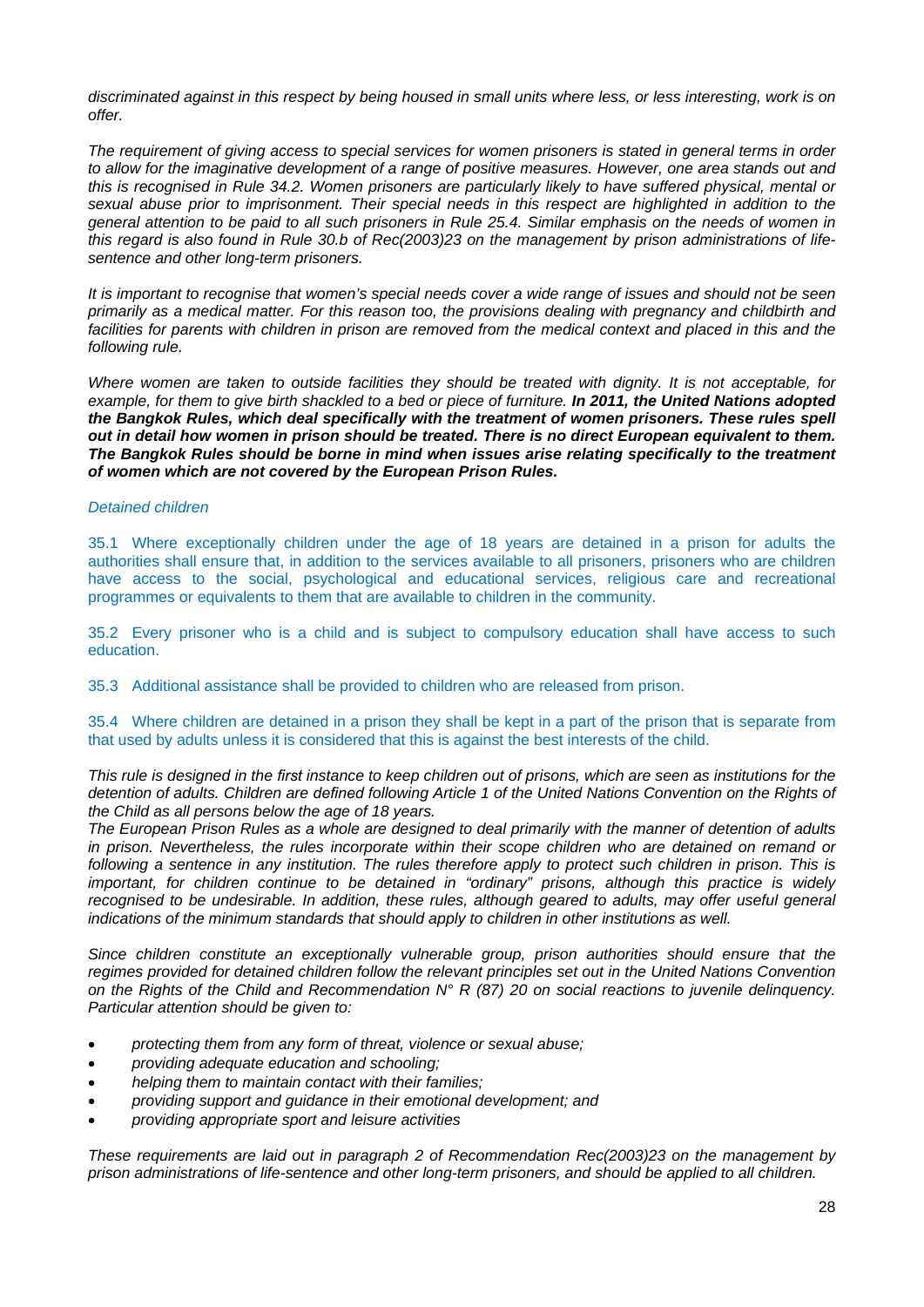*discriminated against in this respect by being housed in small units where less, or less interesting, work is on offer.*

*The requirement of giving access to special services for women prisoners is stated in general terms in order to allow for the imaginative development of a range of positive measures. However, one area stands out and this is recognised in Rule 34.2. Women prisoners are particularly likely to have suffered physical, mental or sexual abuse prior to imprisonment. Their special needs in this respect are highlighted in addition to the general attention to be paid to all such prisoners in Rule 25.4. Similar emphasis on the needs of women in this regard is also found in Rule 30.b of Rec(2003)23 on the management by prison administrations of life-sentence and other long-term prisoners.*

*It is important to recognise that women's special needs cover a wide range of issues and should not be seen primarily as a medical matter. For this reason too, the provisions dealing with pregnancy and childbirth and facilities for parents with children in prison are removed from the medical context and placed in this and the following rule.*

*Where women are taken to outside facilities they should be treated with dignity. It is not acceptable, for example, for them to give birth shackled to a bed or piece of furniture.* ***In 2011, the United Nations adopted the Bangkok Rules, which deal specifically with the treatment of women prisoners. These rules spell out in detail how women in prison should be treated. There is no direct European equivalent to them. The Bangkok Rules should be borne in mind when issues arise relating specifically to the treatment of women which are not covered by the European Prison Rules.***

*Detained children*

35.1 Where exceptionally children under the age of 18 years are detained in a prison for adults the authorities shall ensure that, in addition to the services available to all prisoners, prisoners who are children have access to the social, psychological and educational services, religious care and recreational programmes or equivalents to them that are available to children in the community.

35.2 Every prisoner who is a child and is subject to compulsory education shall have access to such education.

35.3 Additional assistance shall be provided to children who are released from prison.

35.4 Where children are detained in a prison they shall be kept in a part of the prison that is separate from that used by adults unless it is considered that this is against the best interests of the child.

*This rule is designed in the first instance to keep children out of prisons, which are seen as institutions for the detention of adults. Children are defined following Article 1 of the United Nations Convention on the Rights of the Child as all persons below the age of 18 years.*
*The European Prison Rules as a whole are designed to deal primarily with the manner of detention of adults in prison. Nevertheless, the rules incorporate within their scope children who are detained on remand or following a sentence in any institution. The rules therefore apply to protect such children in prison. This is important, for children continue to be detained in "ordinary" prisons, although this practice is widely recognised to be undesirable. In addition, these rules, although geared to adults, may offer useful general indications of the minimum standards that should apply to children in other institutions as well.*

*Since children constitute an exceptionally vulnerable group, prison authorities should ensure that the regimes provided for detained children follow the relevant principles set out in the United Nations Convention on the Rights of the Child and Recommendation N° R (87) 20 on social reactions to juvenile delinquency. Particular attention should be given to:*

- *protecting them from any form of threat, violence or sexual abuse;*
- *providing adequate education and schooling;*
- *helping them to maintain contact with their families;*
- *providing support and guidance in their emotional development; and*
- *providing appropriate sport and leisure activities*

*These requirements are laid out in paragraph 2 of Recommendation Rec(2003)23 on the management by prison administrations of life-sentence and other long-term prisoners, and should be applied to all children.*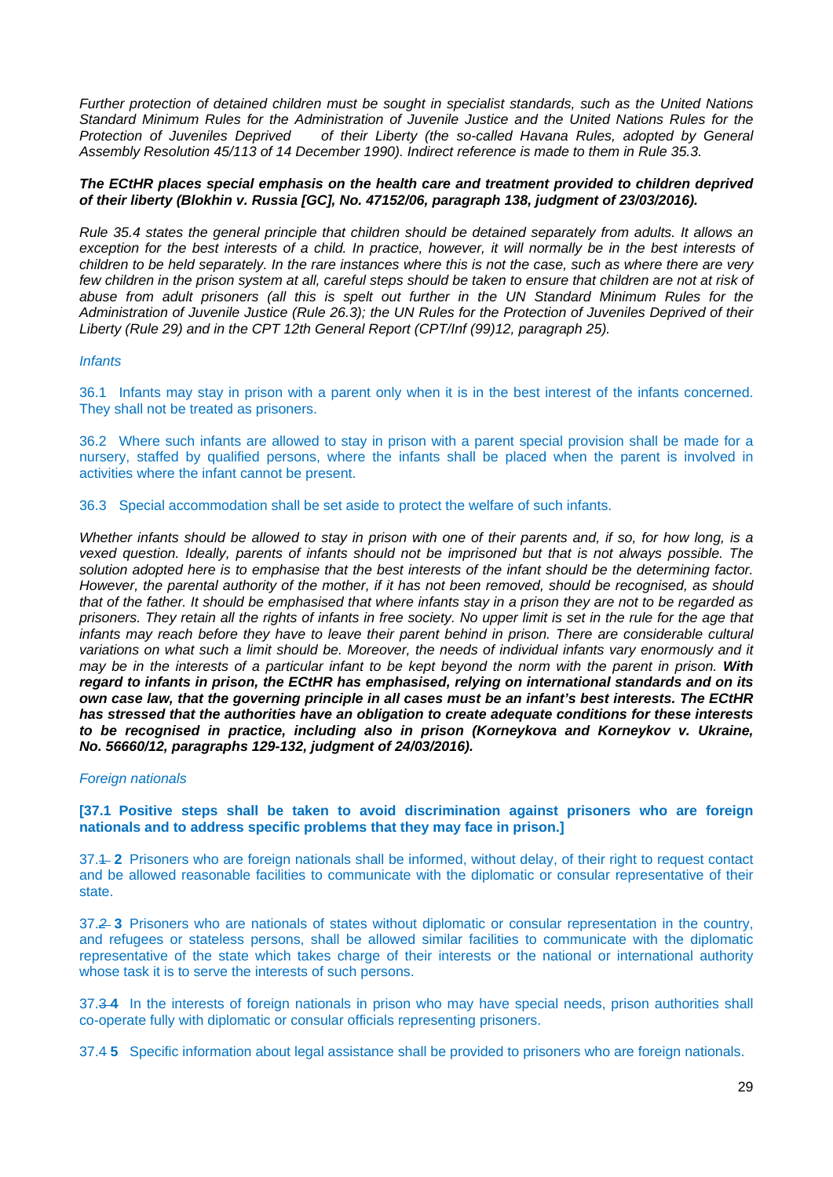*Further protection of detained children must be sought in specialist standards, such as the United Nations Standard Minimum Rules for the Administration of Juvenile Justice and the United Nations Rules for the Protection of Juveniles Deprived of their Liberty (the so-called Havana Rules, adopted by General Assembly Resolution 45/113 of 14 December 1990). Indirect reference is made to them in Rule 35.3.*

***The ECtHR places special emphasis on the health care and treatment provided to children deprived of their liberty (Blokhin v. Russia [GC], No. 47152/06, paragraph 138, judgment of 23/03/2016).***

*Rule 35.4 states the general principle that children should be detained separately from adults. It allows an exception for the best interests of a child. In practice, however, it will normally be in the best interests of children to be held separately. In the rare instances where this is not the case, such as where there are very few children in the prison system at all, careful steps should be taken to ensure that children are not at risk of abuse from adult prisoners (all this is spelt out further in the UN Standard Minimum Rules for the Administration of Juvenile Justice (Rule 26.3); the UN Rules for the Protection of Juveniles Deprived of their Liberty (Rule 29) and in the CPT 12th General Report (CPT/Inf (99)12, paragraph 25).*

*Infants*

36.1 Infants may stay in prison with a parent only when it is in the best interest of the infants concerned. They shall not be treated as prisoners.

36.2 Where such infants are allowed to stay in prison with a parent special provision shall be made for a nursery, staffed by qualified persons, where the infants shall be placed when the parent is involved in activities where the infant cannot be present.

36.3 Special accommodation shall be set aside to protect the welfare of such infants.

*Whether infants should be allowed to stay in prison with one of their parents and, if so, for how long, is a vexed question. Ideally, parents of infants should not be imprisoned but that is not always possible. The solution adopted here is to emphasise that the best interests of the infant should be the determining factor. However, the parental authority of the mother, if it has not been removed, should be recognised, as should that of the father. It should be emphasised that where infants stay in a prison they are not to be regarded as prisoners. They retain all the rights of infants in free society. No upper limit is set in the rule for the age that infants may reach before they have to leave their parent behind in prison. There are considerable cultural variations on what such a limit should be. Moreover, the needs of individual infants vary enormously and it may be in the interests of a particular infant to be kept beyond the norm with the parent in prison.* ***With regard to infants in prison, the ECtHR has emphasised, relying on international standards and on its own case law, that the governing principle in all cases must be an infant's best interests. The ECtHR has stressed that the authorities have an obligation to create adequate conditions for these interests to be recognised in practice, including also in prison (Korneykova and Korneykov v. Ukraine, No. 56660/12, paragraphs 129-132, judgment of 24/03/2016).***

*Foreign nationals*

**[37.1 Positive steps shall be taken to avoid discrimination against prisoners who are foreign nationals and to address specific problems that they may face in prison.]**

37.~~1~~ **2** Prisoners who are foreign nationals shall be informed, without delay, of their right to request contact and be allowed reasonable facilities to communicate with the diplomatic or consular representative of their state.

37.~~2~~ **3** Prisoners who are nationals of states without diplomatic or consular representation in the country, and refugees or stateless persons, shall be allowed similar facilities to communicate with the diplomatic representative of the state which takes charge of their interests or the national or international authority whose task it is to serve the interests of such persons.

37.~~3~~ **4** In the interests of foreign nationals in prison who may have special needs, prison authorities shall co-operate fully with diplomatic or consular officials representing prisoners.

37.~~4~~ **5** Specific information about legal assistance shall be provided to prisoners who are foreign nationals.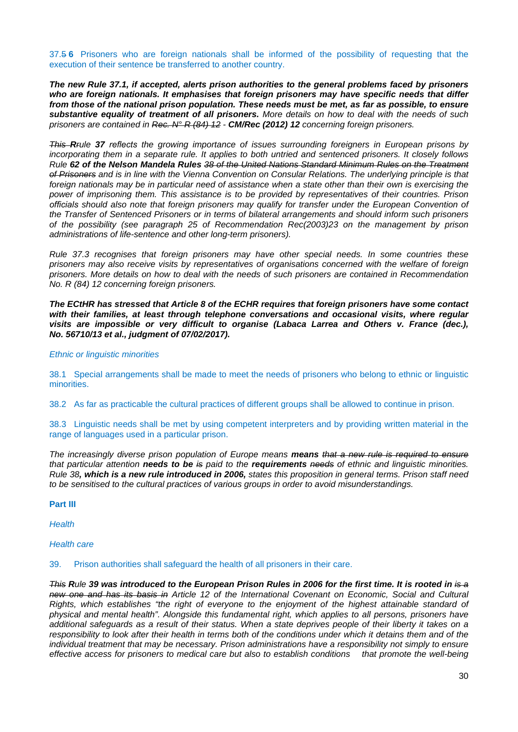37.~~5~~ **6** Prisoners who are foreign nationals shall be informed of the possibility of requesting that the execution of their sentence be transferred to another country.

***The new Rule 37.1, if accepted, alerts prison authorities to the general problems faced by prisoners who are foreign nationals. It emphasises that foreign prisoners may have specific needs that differ from those of the national prison population. These needs must be met, as far as possible, to ensure substantive equality of treatment of all prisoners.*** *More details on how to deal with the needs of such prisoners are contained in ~~Rec. N° R (84) 12~~ -* ***CM/Rec (2012) 12*** *concerning foreign prisoners.*

*~~This R~~rule* ***37*** *reflects the growing importance of issues surrounding foreigners in European prisons by incorporating them in a separate rule. It applies to both untried and sentenced prisoners. It closely follows Rule* ***62 of the Nelson Mandela Rules*** *~~38 of the United Nations Standard Minimum Rules on the Treatment of Prisoners~~ and is in line with the Vienna Convention on Consular Relations. The underlying principle is that foreign nationals may be in particular need of assistance when a state other than their own is exercising the power of imprisoning them. This assistance is to be provided by representatives of their countries. Prison officials should also note that foreign prisoners may qualify for transfer under the European Convention of the Transfer of Sentenced Prisoners or in terms of bilateral arrangements and should inform such prisoners of the possibility (see paragraph 25 of Recommendation Rec(2003)23 on the management by prison administrations of life-sentence and other long-term prisoners).*

*Rule 37.3 recognises that foreign prisoners may have other special needs. In some countries these prisoners may also receive visits by representatives of organisations concerned with the welfare of foreign prisoners. More details on how to deal with the needs of such prisoners are contained in Recommendation No. R (84) 12 concerning foreign prisoners.*

***The ECtHR has stressed that Article 8 of the ECHR requires that foreign prisoners have some contact with their families, at least through telephone conversations and occasional visits, where regular visits are impossible or very difficult to organise (Labaca Larrea and Others v. France (dec.), No. 56710/13 et al., judgment of 07/02/2017).***

*Ethnic or linguistic minorities*

38.1 Special arrangements shall be made to meet the needs of prisoners who belong to ethnic or linguistic minorities.

38.2 As far as practicable the cultural practices of different groups shall be allowed to continue in prison.

38.3 Linguistic needs shall be met by using competent interpreters and by providing written material in the range of languages used in a particular prison.

*The increasingly diverse prison population of Europe means* ***means*** *~~that a new rule is required to ensure~~ that particular attention* ***needs to be*** *~~is~~ paid to the* ***requirements*** *~~needs~~ of ethnic and linguistic minorities. Rule 38****, which is a new rule introduced in 2006,*** *states this proposition in general terms. Prison staff need to be sensitised to the cultural practices of various groups in order to avoid misunderstandings.*

**Part III**

*Health*

*Health care*

39. Prison authorities shall safeguard the health of all prisoners in their care.

*~~This~~* ***R****ule* ***39 was introduced to the European Prison Rules in 2006 for the first time. It is rooted in*** *~~is a new one and has its basis in~~ Article 12 of the International Covenant on Economic, Social and Cultural Rights, which establishes "the right of everyone to the enjoyment of the highest attainable standard of physical and mental health". Alongside this fundamental right, which applies to all persons, prisoners have additional safeguards as a result of their status. When a state deprives people of their liberty it takes on a responsibility to look after their health in terms both of the conditions under which it detains them and of the individual treatment that may be necessary. Prison administrations have a responsibility not simply to ensure effective access for prisoners to medical care but also to establish conditions that promote the well-being*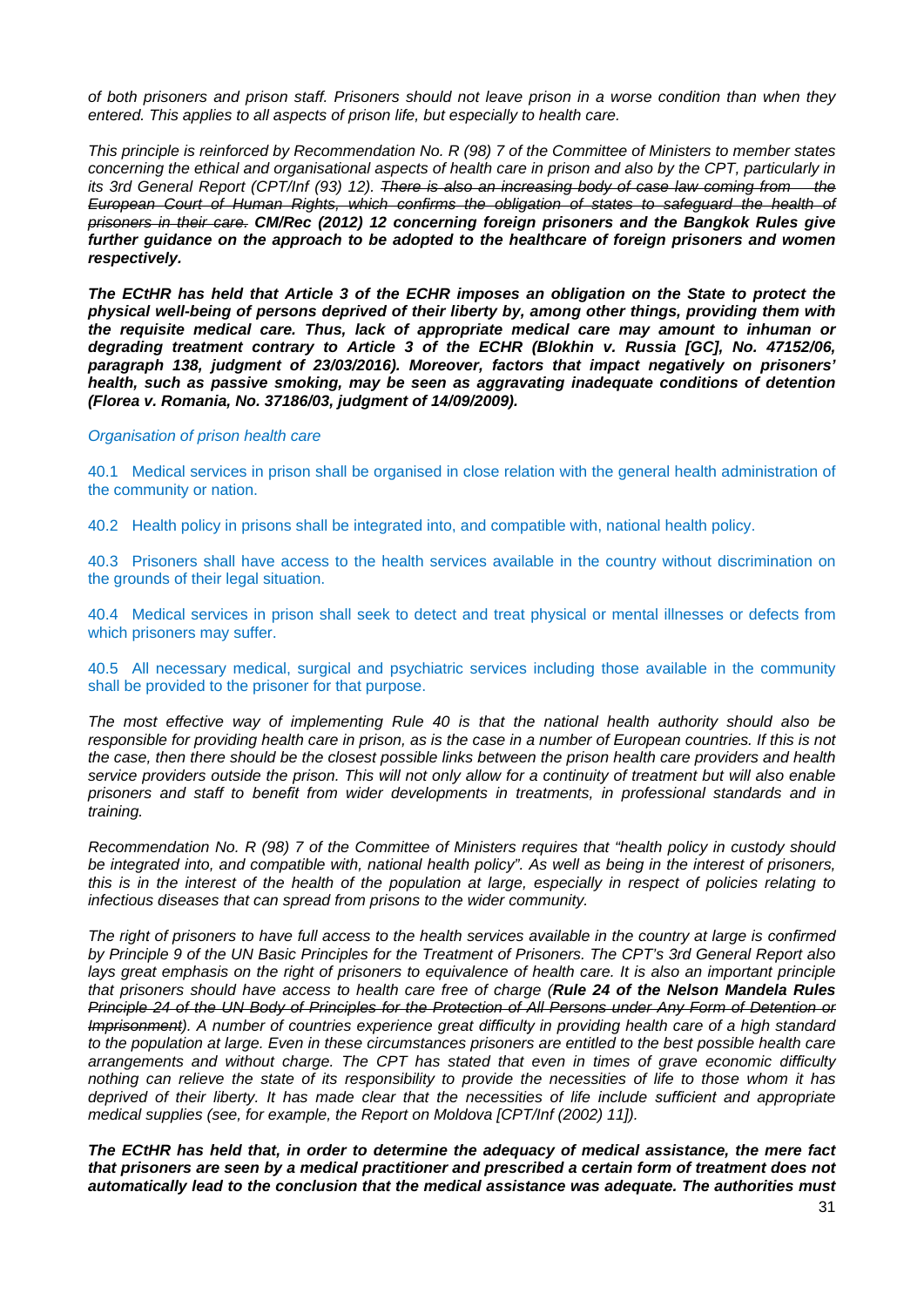*of both prisoners and prison staff. Prisoners should not leave prison in a worse condition than when they entered. This applies to all aspects of prison life, but especially to health care.*

*This principle is reinforced by Recommendation No. R (98) 7 of the Committee of Ministers to member states concerning the ethical and organisational aspects of health care in prison and also by the CPT, particularly in its 3rd General Report (CPT/Inf (93) 12). ~~There is also an increasing body of case law coming from the European Court of Human Rights, which confirms the obligation of states to safeguard the health of prisoners in their care.~~* ***CM/Rec (2012) 12 concerning foreign prisoners and the Bangkok Rules give further guidance on the approach to be adopted to the healthcare of foreign prisoners and women respectively.***

***The ECtHR has held that Article 3 of the ECHR imposes an obligation on the State to protect the physical well-being of persons deprived of their liberty by, among other things, providing them with the requisite medical care. Thus, lack of appropriate medical care may amount to inhuman or degrading treatment contrary to Article 3 of the ECHR (Blokhin v. Russia [GC], No. 47152/06, paragraph 138, judgment of 23/03/2016). Moreover, factors that impact negatively on prisoners' health, such as passive smoking, may be seen as aggravating inadequate conditions of detention (Florea v. Romania, No. 37186/03, judgment of 14/09/2009).***

*Organisation of prison health care*

40.1 Medical services in prison shall be organised in close relation with the general health administration of the community or nation.

40.2 Health policy in prisons shall be integrated into, and compatible with, national health policy.

40.3 Prisoners shall have access to the health services available in the country without discrimination on the grounds of their legal situation.

40.4 Medical services in prison shall seek to detect and treat physical or mental illnesses or defects from which prisoners may suffer.

40.5 All necessary medical, surgical and psychiatric services including those available in the community shall be provided to the prisoner for that purpose.

*The most effective way of implementing Rule 40 is that the national health authority should also be responsible for providing health care in prison, as is the case in a number of European countries. If this is not the case, then there should be the closest possible links between the prison health care providers and health service providers outside the prison. This will not only allow for a continuity of treatment but will also enable prisoners and staff to benefit from wider developments in treatments, in professional standards and in training.*

*Recommendation No. R (98) 7 of the Committee of Ministers requires that "health policy in custody should be integrated into, and compatible with, national health policy". As well as being in the interest of prisoners, this is in the interest of the health of the population at large, especially in respect of policies relating to infectious diseases that can spread from prisons to the wider community.*

*The right of prisoners to have full access to the health services available in the country at large is confirmed by Principle 9 of the UN Basic Principles for the Treatment of Prisoners. The CPT's 3rd General Report also lays great emphasis on the right of prisoners to equivalence of health care. It is also an important principle that prisoners should have access to health care free of charge (**Rule 24 of the Nelson Mandela Rules** ~~Principle 24 of the UN Body of Principles for the Protection of All Persons under Any Form of Detention or Imprisonment~~). A number of countries experience great difficulty in providing health care of a high standard to the population at large. Even in these circumstances prisoners are entitled to the best possible health care arrangements and without charge. The CPT has stated that even in times of grave economic difficulty nothing can relieve the state of its responsibility to provide the necessities of life to those whom it has deprived of their liberty. It has made clear that the necessities of life include sufficient and appropriate medical supplies (see, for example, the Report on Moldova [CPT/Inf (2002) 11]).*

***The ECtHR has held that, in order to determine the adequacy of medical assistance, the mere fact that prisoners are seen by a medical practitioner and prescribed a certain form of treatment does not automatically lead to the conclusion that the medical assistance was adequate. The authorities must***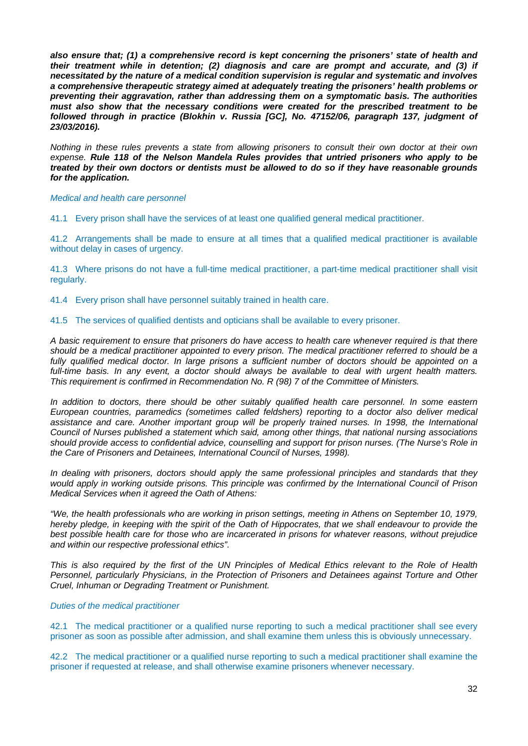***also ensure that; (1) a comprehensive record is kept concerning the prisoners' state of health and their treatment while in detention; (2) diagnosis and care are prompt and accurate, and (3) if necessitated by the nature of a medical condition supervision is regular and systematic and involves a comprehensive therapeutic strategy aimed at adequately treating the prisoners' health problems or preventing their aggravation, rather than addressing them on a symptomatic basis. The authorities must also show that the necessary conditions were created for the prescribed treatment to be followed through in practice (Blokhin v. Russia [GC], No. 47152/06, paragraph 137, judgment of 23/03/2016).***

*Nothing in these rules prevents a state from allowing prisoners to consult their own doctor at their own expense.* ***Rule 118 of the Nelson Mandela Rules provides that untried prisoners who apply to be treated by their own doctors or dentists must be allowed to do so if they have reasonable grounds for the application.***

*Medical and health care personnel*

41.1 Every prison shall have the services of at least one qualified general medical practitioner.

41.2 Arrangements shall be made to ensure at all times that a qualified medical practitioner is available without delay in cases of urgency.

41.3 Where prisons do not have a full-time medical practitioner, a part-time medical practitioner shall visit regularly.

41.4 Every prison shall have personnel suitably trained in health care.

41.5 The services of qualified dentists and opticians shall be available to every prisoner.

*A basic requirement to ensure that prisoners do have access to health care whenever required is that there should be a medical practitioner appointed to every prison. The medical practitioner referred to should be a fully qualified medical doctor. In large prisons a sufficient number of doctors should be appointed on a full-time basis. In any event, a doctor should always be available to deal with urgent health matters. This requirement is confirmed in Recommendation No. R (98) 7 of the Committee of Ministers.*

*In addition to doctors, there should be other suitably qualified health care personnel. In some eastern European countries, paramedics (sometimes called feldshers) reporting to a doctor also deliver medical assistance and care. Another important group will be properly trained nurses. In 1998, the International Council of Nurses published a statement which said, among other things, that national nursing associations should provide access to confidential advice, counselling and support for prison nurses. (The Nurse's Role in the Care of Prisoners and Detainees, International Council of Nurses, 1998).*

*In dealing with prisoners, doctors should apply the same professional principles and standards that they would apply in working outside prisons. This principle was confirmed by the International Council of Prison Medical Services when it agreed the Oath of Athens:*

*"We, the health professionals who are working in prison settings, meeting in Athens on September 10, 1979, hereby pledge, in keeping with the spirit of the Oath of Hippocrates, that we shall endeavour to provide the best possible health care for those who are incarcerated in prisons for whatever reasons, without prejudice and within our respective professional ethics".*

*This is also required by the first of the UN Principles of Medical Ethics relevant to the Role of Health Personnel, particularly Physicians, in the Protection of Prisoners and Detainees against Torture and Other Cruel, Inhuman or Degrading Treatment or Punishment.*

*Duties of the medical practitioner*

42.1 The medical practitioner or a qualified nurse reporting to such a medical practitioner shall see every prisoner as soon as possible after admission, and shall examine them unless this is obviously unnecessary.

42.2 The medical practitioner or a qualified nurse reporting to such a medical practitioner shall examine the prisoner if requested at release, and shall otherwise examine prisoners whenever necessary.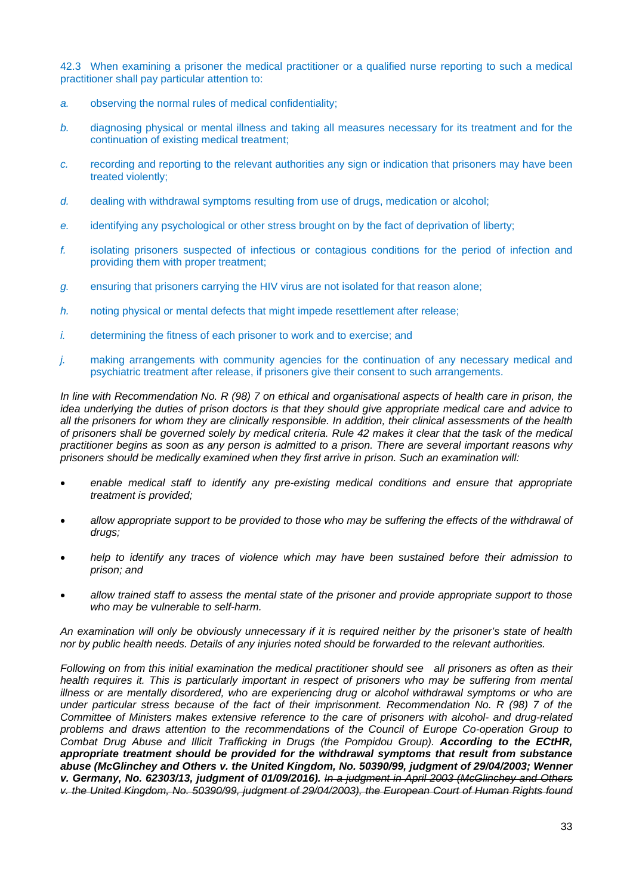42.3 When examining a prisoner the medical practitioner or a qualified nurse reporting to such a medical practitioner shall pay particular attention to:

*a.* observing the normal rules of medical confidentiality;

*b.* diagnosing physical or mental illness and taking all measures necessary for its treatment and for the continuation of existing medical treatment;

*c.* recording and reporting to the relevant authorities any sign or indication that prisoners may have been treated violently;

*d.* dealing with withdrawal symptoms resulting from use of drugs, medication or alcohol;

*e.* identifying any psychological or other stress brought on by the fact of deprivation of liberty;

*f.* isolating prisoners suspected of infectious or contagious conditions for the period of infection and providing them with proper treatment;

*g.* ensuring that prisoners carrying the HIV virus are not isolated for that reason alone;

*h.* noting physical or mental defects that might impede resettlement after release;

*i.* determining the fitness of each prisoner to work and to exercise; and

*j.* making arrangements with community agencies for the continuation of any necessary medical and psychiatric treatment after release, if prisoners give their consent to such arrangements.

*In line with Recommendation No. R (98) 7 on ethical and organisational aspects of health care in prison, the idea underlying the duties of prison doctors is that they should give appropriate medical care and advice to all the prisoners for whom they are clinically responsible. In addition, their clinical assessments of the health of prisoners shall be governed solely by medical criteria. Rule 42 makes it clear that the task of the medical practitioner begins as soon as any person is admitted to a prison. There are several important reasons why prisoners should be medically examined when they first arrive in prison. Such an examination will:*

- *enable medical staff to identify any pre-existing medical conditions and ensure that appropriate treatment is provided;*
- *allow appropriate support to be provided to those who may be suffering the effects of the withdrawal of drugs;*
- *help to identify any traces of violence which may have been sustained before their admission to prison; and*
- *allow trained staff to assess the mental state of the prisoner and provide appropriate support to those who may be vulnerable to self-harm.*

*An examination will only be obviously unnecessary if it is required neither by the prisoner's state of health nor by public health needs. Details of any injuries noted should be forwarded to the relevant authorities.*

*Following on from this initial examination the medical practitioner should see all prisoners as often as their health requires it. This is particularly important in respect of prisoners who may be suffering from mental illness or are mentally disordered, who are experiencing drug or alcohol withdrawal symptoms or who are under particular stress because of the fact of their imprisonment. Recommendation No. R (98) 7 of the Committee of Ministers makes extensive reference to the care of prisoners with alcohol- and drug-related problems and draws attention to the recommendations of the Council of Europe Co-operation Group to Combat Drug Abuse and Illicit Trafficking in Drugs (the Pompidou Group).* ***According to the ECtHR, appropriate treatment should be provided for the withdrawal symptoms that result from substance abuse (McGlinchey and Others v. the United Kingdom, No. 50390/99, judgment of 29/04/2003; Wenner v. Germany, No. 62303/13, judgment of 01/09/2016).*** *~~In a judgment in April 2003 (McGlinchey and Others v. the United Kingdom, No. 50390/99, judgment of 29/04/2003), the European Court of Human Rights found~~*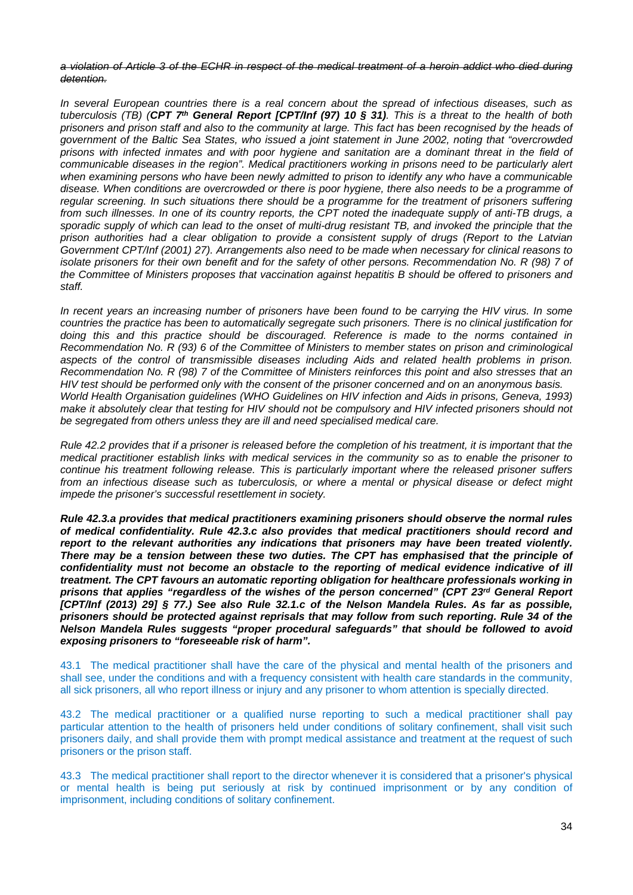*~~a violation of Article 3 of the ECHR in respect of the medical treatment of a heroin addict who died during detention.~~*

*In several European countries there is a real concern about the spread of infectious diseases, such as tuberculosis (TB) (**CPT 7th General Report [CPT/Inf (97) 10 § 31)**. This is a threat to the health of both prisoners and prison staff and also to the community at large. This fact has been recognised by the heads of government of the Baltic Sea States, who issued a joint statement in June 2002, noting that "overcrowded prisons with infected inmates and with poor hygiene and sanitation are a dominant threat in the field of communicable diseases in the region". Medical practitioners working in prisons need to be particularly alert when examining persons who have been newly admitted to prison to identify any who have a communicable disease. When conditions are overcrowded or there is poor hygiene, there also needs to be a programme of regular screening. In such situations there should be a programme for the treatment of prisoners suffering from such illnesses. In one of its country reports, the CPT noted the inadequate supply of anti-TB drugs, a sporadic supply of which can lead to the onset of multi-drug resistant TB, and invoked the principle that the prison authorities had a clear obligation to provide a consistent supply of drugs (Report to the Latvian Government CPT/Inf (2001) 27). Arrangements also need to be made when necessary for clinical reasons to isolate prisoners for their own benefit and for the safety of other persons. Recommendation No. R (98) 7 of the Committee of Ministers proposes that vaccination against hepatitis B should be offered to prisoners and staff.*

*In recent years an increasing number of prisoners have been found to be carrying the HIV virus. In some countries the practice has been to automatically segregate such prisoners. There is no clinical justification for doing this and this practice should be discouraged. Reference is made to the norms contained in Recommendation No. R (93) 6 of the Committee of Ministers to member states on prison and criminological aspects of the control of transmissible diseases including Aids and related health problems in prison. Recommendation No. R (98) 7 of the Committee of Ministers reinforces this point and also stresses that an HIV test should be performed only with the consent of the prisoner concerned and on an anonymous basis. World Health Organisation guidelines (WHO Guidelines on HIV infection and Aids in prisons, Geneva, 1993) make it absolutely clear that testing for HIV should not be compulsory and HIV infected prisoners should not be segregated from others unless they are ill and need specialised medical care.*

*Rule 42.2 provides that if a prisoner is released before the completion of his treatment, it is important that the medical practitioner establish links with medical services in the community so as to enable the prisoner to continue his treatment following release. This is particularly important where the released prisoner suffers from an infectious disease such as tuberculosis, or where a mental or physical disease or defect might impede the prisoner's successful resettlement in society.*

***Rule 42.3.a provides that medical practitioners examining prisoners should observe the normal rules of medical confidentiality. Rule 42.3.c also provides that medical practitioners should record and report to the relevant authorities any indications that prisoners may have been treated violently. There may be a tension between these two duties. The CPT has emphasised that the principle of confidentiality must not become an obstacle to the reporting of medical evidence indicative of ill treatment. The CPT favours an automatic reporting obligation for healthcare professionals working in prisons that applies "regardless of the wishes of the person concerned" (CPT 23rd General Report [CPT/Inf (2013) 29] § 77.) See also Rule 32.1.c of the Nelson Mandela Rules. As far as possible, prisoners should be protected against reprisals that may follow from such reporting. Rule 34 of the Nelson Mandela Rules suggests "proper procedural safeguards" that should be followed to avoid exposing prisoners to "foreseeable risk of harm".***

43.1 The medical practitioner shall have the care of the physical and mental health of the prisoners and shall see, under the conditions and with a frequency consistent with health care standards in the community, all sick prisoners, all who report illness or injury and any prisoner to whom attention is specially directed.

43.2 The medical practitioner or a qualified nurse reporting to such a medical practitioner shall pay particular attention to the health of prisoners held under conditions of solitary confinement, shall visit such prisoners daily, and shall provide them with prompt medical assistance and treatment at the request of such prisoners or the prison staff.

43.3 The medical practitioner shall report to the director whenever it is considered that a prisoner's physical or mental health is being put seriously at risk by continued imprisonment or by any condition of imprisonment, including conditions of solitary confinement.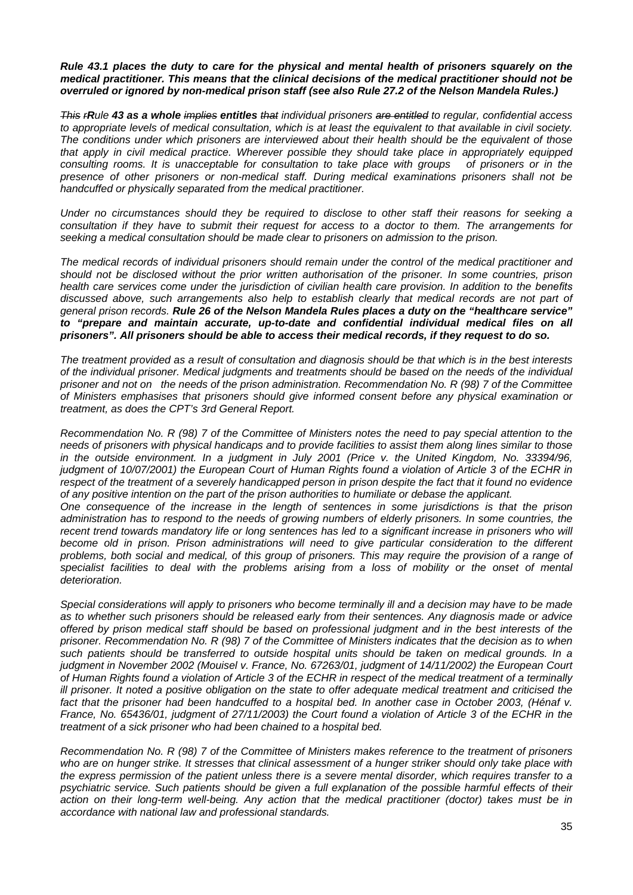***Rule 43.1 places the duty to care for the physical and mental health of prisoners squarely on the medical practitioner. This means that the clinical decisions of the medical practitioner should not be overruled or ignored by non-medical prison staff (see also Rule 27.2 of the Nelson Mandela Rules.)***

*~~This~~ ~~r~~**Rule 43 as a whole** ~~implies~~ **entitles** ~~that~~ individual prisoners ~~are entitled~~ to regular, confidential access to appropriate levels of medical consultation, which is at least the equivalent to that available in civil society. The conditions under which prisoners are interviewed about their health should be the equivalent of those that apply in civil medical practice. Wherever possible they should take place in appropriately equipped consulting rooms. It is unacceptable for consultation to take place with groups of prisoners or in the presence of other prisoners or non-medical staff. During medical examinations prisoners shall not be handcuffed or physically separated from the medical practitioner.*

*Under no circumstances should they be required to disclose to other staff their reasons for seeking a consultation if they have to submit their request for access to a doctor to them. The arrangements for seeking a medical consultation should be made clear to prisoners on admission to the prison.*

*The medical records of individual prisoners should remain under the control of the medical practitioner and should not be disclosed without the prior written authorisation of the prisoner. In some countries, prison health care services come under the jurisdiction of civilian health care provision. In addition to the benefits discussed above, such arrangements also help to establish clearly that medical records are not part of general prison records.* ***Rule 26 of the Nelson Mandela Rules places a duty on the "healthcare service" to "prepare and maintain accurate, up-to-date and confidential individual medical files on all prisoners". All prisoners should be able to access their medical records, if they request to do so.***

*The treatment provided as a result of consultation and diagnosis should be that which is in the best interests of the individual prisoner. Medical judgments and treatments should be based on the needs of the individual prisoner and not on the needs of the prison administration. Recommendation No. R (98) 7 of the Committee of Ministers emphasises that prisoners should give informed consent before any physical examination or treatment, as does the CPT's 3rd General Report.*

*Recommendation No. R (98) 7 of the Committee of Ministers notes the need to pay special attention to the needs of prisoners with physical handicaps and to provide facilities to assist them along lines similar to those in the outside environment. In a judgment in July 2001 (Price v. the United Kingdom, No. 33394/96, judgment of 10/07/2001) the European Court of Human Rights found a violation of Article 3 of the ECHR in respect of the treatment of a severely handicapped person in prison despite the fact that it found no evidence of any positive intention on the part of the prison authorities to humiliate or debase the applicant.*

*One consequence of the increase in the length of sentences in some jurisdictions is that the prison administration has to respond to the needs of growing numbers of elderly prisoners. In some countries, the recent trend towards mandatory life or long sentences has led to a significant increase in prisoners who will become old in prison. Prison administrations will need to give particular consideration to the different problems, both social and medical, of this group of prisoners. This may require the provision of a range of specialist facilities to deal with the problems arising from a loss of mobility or the onset of mental deterioration.*

*Special considerations will apply to prisoners who become terminally ill and a decision may have to be made as to whether such prisoners should be released early from their sentences. Any diagnosis made or advice offered by prison medical staff should be based on professional judgment and in the best interests of the prisoner. Recommendation No. R (98) 7 of the Committee of Ministers indicates that the decision as to when such patients should be transferred to outside hospital units should be taken on medical grounds. In a judgment in November 2002 (Mouisel v. France, No. 67263/01, judgment of 14/11/2002) the European Court of Human Rights found a violation of Article 3 of the ECHR in respect of the medical treatment of a terminally ill prisoner. It noted a positive obligation on the state to offer adequate medical treatment and criticised the fact that the prisoner had been handcuffed to a hospital bed. In another case in October 2003, (Hénaf v. France, No. 65436/01, judgment of 27/11/2003) the Court found a violation of Article 3 of the ECHR in the treatment of a sick prisoner who had been chained to a hospital bed.*

*Recommendation No. R (98) 7 of the Committee of Ministers makes reference to the treatment of prisoners who are on hunger strike. It stresses that clinical assessment of a hunger striker should only take place with the express permission of the patient unless there is a severe mental disorder, which requires transfer to a psychiatric service. Such patients should be given a full explanation of the possible harmful effects of their action on their long-term well-being. Any action that the medical practitioner (doctor) takes must be in accordance with national law and professional standards.*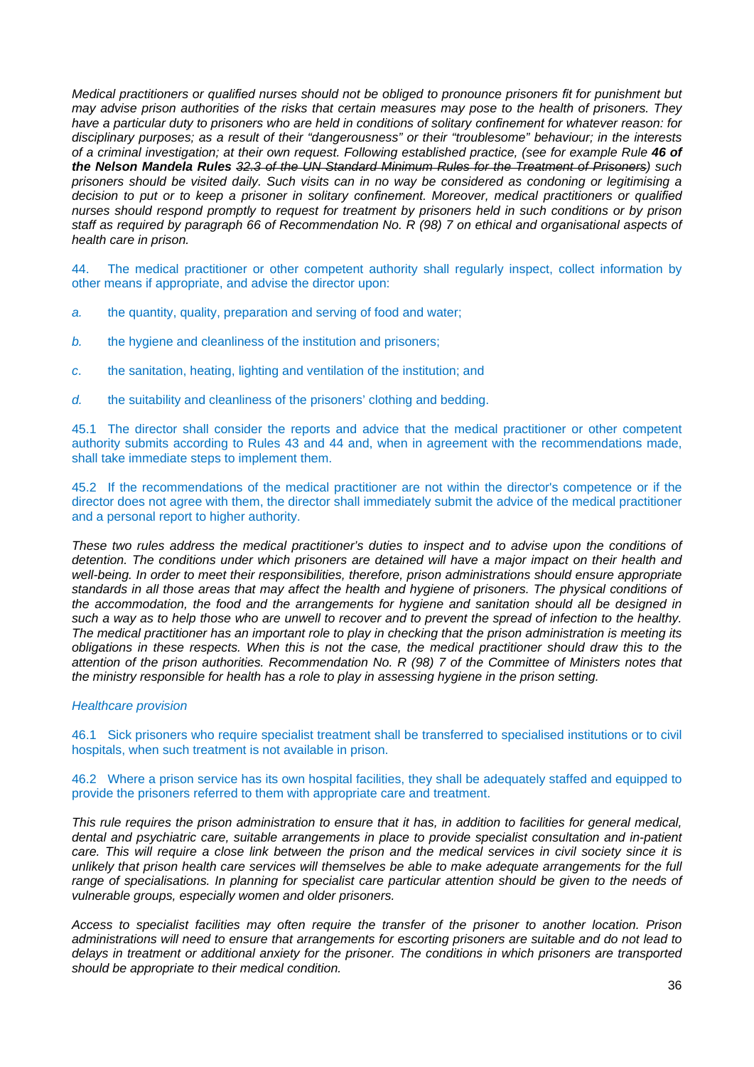*Medical practitioners or qualified nurses should not be obliged to pronounce prisoners fit for punishment but may advise prison authorities of the risks that certain measures may pose to the health of prisoners. They have a particular duty to prisoners who are held in conditions of solitary confinement for whatever reason: for disciplinary purposes; as a result of their "dangerousness" or their "troublesome" behaviour; in the interests of a criminal investigation; at their own request. Following established practice, (see for example Rule* ***46 of the Nelson Mandela Rules*** *~~32.3 of the UN Standard Minimum Rules for the Treatment of Prisoners~~) such prisoners should be visited daily. Such visits can in no way be considered as condoning or legitimising a decision to put or to keep a prisoner in solitary confinement. Moreover, medical practitioners or qualified nurses should respond promptly to request for treatment by prisoners held in such conditions or by prison staff as required by paragraph 66 of Recommendation No. R (98) 7 on ethical and organisational aspects of health care in prison.*

44. The medical practitioner or other competent authority shall regularly inspect, collect information by other means if appropriate, and advise the director upon:

*a.* the quantity, quality, preparation and serving of food and water;

*b.* the hygiene and cleanliness of the institution and prisoners;

*c.* the sanitation, heating, lighting and ventilation of the institution; and

*d.* the suitability and cleanliness of the prisoners' clothing and bedding.

45.1 The director shall consider the reports and advice that the medical practitioner or other competent authority submits according to Rules 43 and 44 and, when in agreement with the recommendations made, shall take immediate steps to implement them.

45.2 If the recommendations of the medical practitioner are not within the director's competence or if the director does not agree with them, the director shall immediately submit the advice of the medical practitioner and a personal report to higher authority.

*These two rules address the medical practitioner's duties to inspect and to advise upon the conditions of detention. The conditions under which prisoners are detained will have a major impact on their health and well-being. In order to meet their responsibilities, therefore, prison administrations should ensure appropriate standards in all those areas that may affect the health and hygiene of prisoners. The physical conditions of the accommodation, the food and the arrangements for hygiene and sanitation should all be designed in such a way as to help those who are unwell to recover and to prevent the spread of infection to the healthy. The medical practitioner has an important role to play in checking that the prison administration is meeting its obligations in these respects. When this is not the case, the medical practitioner should draw this to the attention of the prison authorities. Recommendation No. R (98) 7 of the Committee of Ministers notes that the ministry responsible for health has a role to play in assessing hygiene in the prison setting.*

*Healthcare provision*

46.1 Sick prisoners who require specialist treatment shall be transferred to specialised institutions or to civil hospitals, when such treatment is not available in prison.

46.2 Where a prison service has its own hospital facilities, they shall be adequately staffed and equipped to provide the prisoners referred to them with appropriate care and treatment.

*This rule requires the prison administration to ensure that it has, in addition to facilities for general medical, dental and psychiatric care, suitable arrangements in place to provide specialist consultation and in-patient care. This will require a close link between the prison and the medical services in civil society since it is unlikely that prison health care services will themselves be able to make adequate arrangements for the full range of specialisations. In planning for specialist care particular attention should be given to the needs of vulnerable groups, especially women and older prisoners.*

*Access to specialist facilities may often require the transfer of the prisoner to another location. Prison administrations will need to ensure that arrangements for escorting prisoners are suitable and do not lead to delays in treatment or additional anxiety for the prisoner. The conditions in which prisoners are transported should be appropriate to their medical condition.*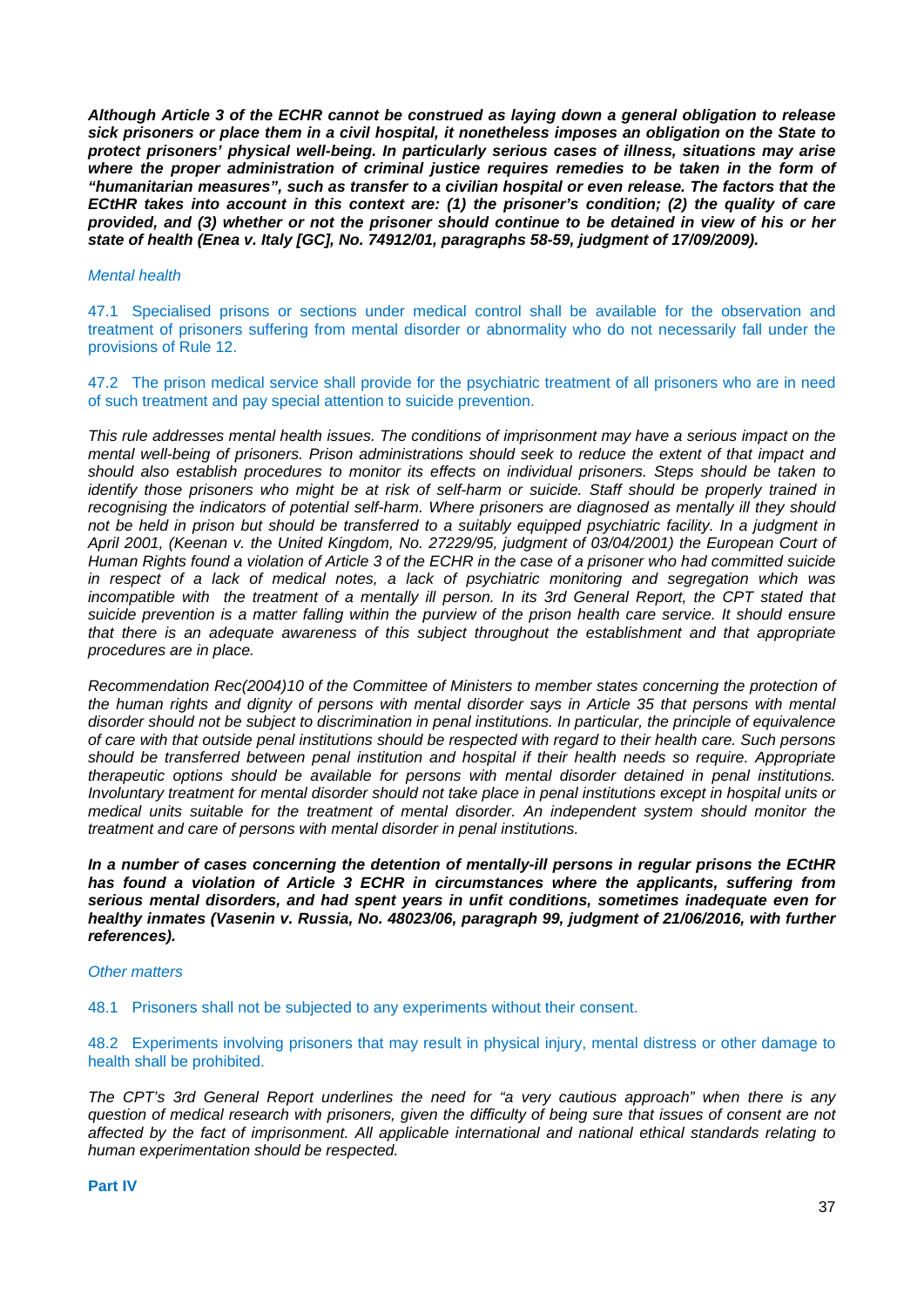***Although Article 3 of the ECHR cannot be construed as laying down a general obligation to release sick prisoners or place them in a civil hospital, it nonetheless imposes an obligation on the State to protect prisoners' physical well-being. In particularly serious cases of illness, situations may arise where the proper administration of criminal justice requires remedies to be taken in the form of "humanitarian measures", such as transfer to a civilian hospital or even release. The factors that the ECtHR takes into account in this context are: (1) the prisoner's condition; (2) the quality of care provided, and (3) whether or not the prisoner should continue to be detained in view of his or her state of health (Enea v. Italy [GC], No. 74912/01, paragraphs 58-59, judgment of 17/09/2009).***

*Mental health*

47.1 Specialised prisons or sections under medical control shall be available for the observation and treatment of prisoners suffering from mental disorder or abnormality who do not necessarily fall under the provisions of Rule 12.

47.2 The prison medical service shall provide for the psychiatric treatment of all prisoners who are in need of such treatment and pay special attention to suicide prevention.

*This rule addresses mental health issues. The conditions of imprisonment may have a serious impact on the mental well-being of prisoners. Prison administrations should seek to reduce the extent of that impact and should also establish procedures to monitor its effects on individual prisoners. Steps should be taken to identify those prisoners who might be at risk of self-harm or suicide. Staff should be properly trained in recognising the indicators of potential self-harm. Where prisoners are diagnosed as mentally ill they should not be held in prison but should be transferred to a suitably equipped psychiatric facility. In a judgment in April 2001, (Keenan v. the United Kingdom, No. 27229/95, judgment of 03/04/2001) the European Court of Human Rights found a violation of Article 3 of the ECHR in the case of a prisoner who had committed suicide in respect of a lack of medical notes, a lack of psychiatric monitoring and segregation which was incompatible with the treatment of a mentally ill person. In its 3rd General Report, the CPT stated that suicide prevention is a matter falling within the purview of the prison health care service. It should ensure that there is an adequate awareness of this subject throughout the establishment and that appropriate procedures are in place.*

*Recommendation Rec(2004)10 of the Committee of Ministers to member states concerning the protection of the human rights and dignity of persons with mental disorder says in Article 35 that persons with mental disorder should not be subject to discrimination in penal institutions. In particular, the principle of equivalence of care with that outside penal institutions should be respected with regard to their health care. Such persons should be transferred between penal institution and hospital if their health needs so require. Appropriate therapeutic options should be available for persons with mental disorder detained in penal institutions. Involuntary treatment for mental disorder should not take place in penal institutions except in hospital units or medical units suitable for the treatment of mental disorder. An independent system should monitor the treatment and care of persons with mental disorder in penal institutions.*

***In a number of cases concerning the detention of mentally-ill persons in regular prisons the ECtHR has found a violation of Article 3 ECHR in circumstances where the applicants, suffering from serious mental disorders, and had spent years in unfit conditions, sometimes inadequate even for healthy inmates (Vasenin v. Russia, No. 48023/06, paragraph 99, judgment of 21/06/2016, with further references).***

*Other matters*

48.1 Prisoners shall not be subjected to any experiments without their consent.

48.2 Experiments involving prisoners that may result in physical injury, mental distress or other damage to health shall be prohibited.

*The CPT's 3rd General Report underlines the need for "a very cautious approach" when there is any question of medical research with prisoners, given the difficulty of being sure that issues of consent are not affected by the fact of imprisonment. All applicable international and national ethical standards relating to human experimentation should be respected.*

## Part IV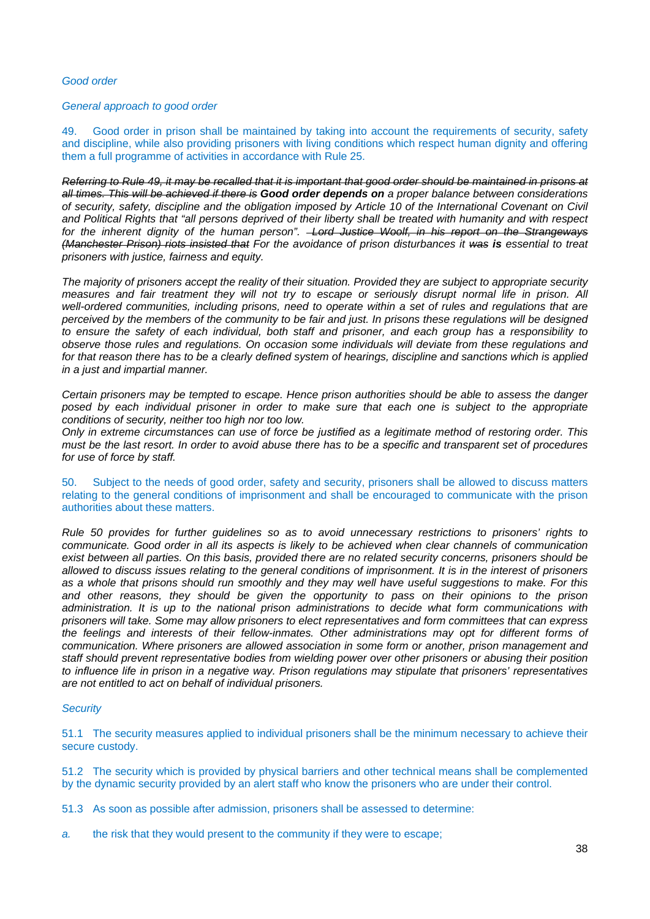*Good order*

*General approach to good order*

49. Good order in prison shall be maintained by taking into account the requirements of security, safety and discipline, while also providing prisoners with living conditions which respect human dignity and offering them a full programme of activities in accordance with Rule 25.

*~~Referring to Rule 49, it may be recalled that it is important that good order should be maintained in prisons at all times. This will be achieved if there is~~ **Good order depends on** a proper balance between considerations of security, safety, discipline and the obligation imposed by Article 10 of the International Covenant on Civil and Political Rights that "all persons deprived of their liberty shall be treated with humanity and with respect for the inherent dignity of the human person". ~~Lord Justice Woolf, in his report on the Strangeways (Manchester Prison) riots insisted that~~ For the avoidance of prison disturbances it ~~was~~ **is** essential to treat prisoners with justice, fairness and equity.*

*The majority of prisoners accept the reality of their situation. Provided they are subject to appropriate security measures and fair treatment they will not try to escape or seriously disrupt normal life in prison. All well-ordered communities, including prisons, need to operate within a set of rules and regulations that are perceived by the members of the community to be fair and just. In prisons these regulations will be designed to ensure the safety of each individual, both staff and prisoner, and each group has a responsibility to observe those rules and regulations. On occasion some individuals will deviate from these regulations and for that reason there has to be a clearly defined system of hearings, discipline and sanctions which is applied in a just and impartial manner.*

*Certain prisoners may be tempted to escape. Hence prison authorities should be able to assess the danger posed by each individual prisoner in order to make sure that each one is subject to the appropriate conditions of security, neither too high nor too low.*
*Only in extreme circumstances can use of force be justified as a legitimate method of restoring order. This must be the last resort. In order to avoid abuse there has to be a specific and transparent set of procedures for use of force by staff.*

50. Subject to the needs of good order, safety and security, prisoners shall be allowed to discuss matters relating to the general conditions of imprisonment and shall be encouraged to communicate with the prison authorities about these matters.

*Rule 50 provides for further guidelines so as to avoid unnecessary restrictions to prisoners' rights to communicate. Good order in all its aspects is likely to be achieved when clear channels of communication exist between all parties. On this basis, provided there are no related security concerns, prisoners should be allowed to discuss issues relating to the general conditions of imprisonment. It is in the interest of prisoners as a whole that prisons should run smoothly and they may well have useful suggestions to make. For this and other reasons, they should be given the opportunity to pass on their opinions to the prison administration. It is up to the national prison administrations to decide what form communications with prisoners will take. Some may allow prisoners to elect representatives and form committees that can express the feelings and interests of their fellow-inmates. Other administrations may opt for different forms of communication. Where prisoners are allowed association in some form or another, prison management and staff should prevent representative bodies from wielding power over other prisoners or abusing their position to influence life in prison in a negative way. Prison regulations may stipulate that prisoners' representatives are not entitled to act on behalf of individual prisoners.*

*Security*

51.1 The security measures applied to individual prisoners shall be the minimum necessary to achieve their secure custody.

51.2 The security which is provided by physical barriers and other technical means shall be complemented by the dynamic security provided by an alert staff who know the prisoners who are under their control.

51.3 As soon as possible after admission, prisoners shall be assessed to determine:

*a.* the risk that they would present to the community if they were to escape;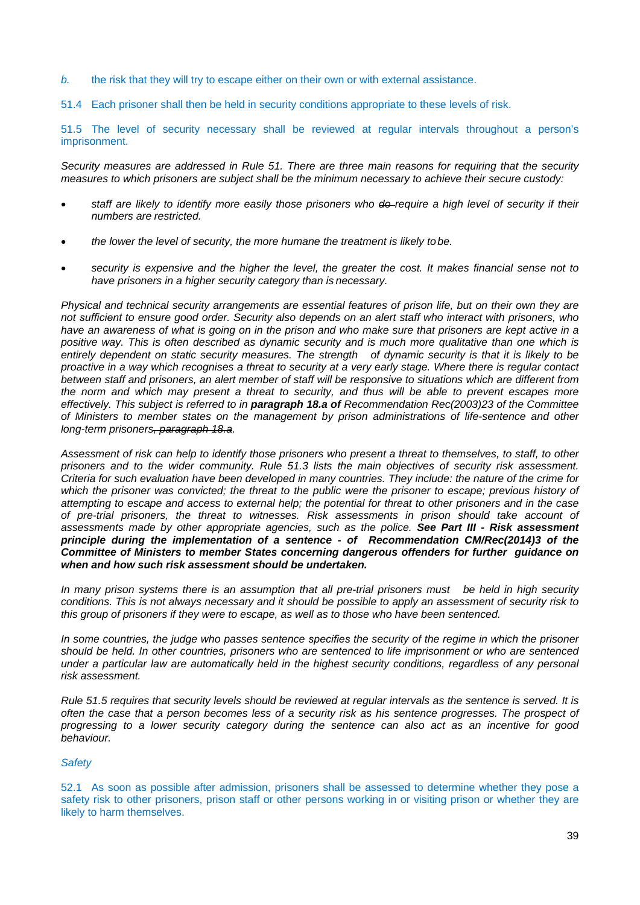*b.* the risk that they will try to escape either on their own or with external assistance.

51.4 Each prisoner shall then be held in security conditions appropriate to these levels of risk.

51.5 The level of security necessary shall be reviewed at regular intervals throughout a person's imprisonment.

*Security measures are addressed in Rule 51. There are three main reasons for requiring that the security measures to which prisoners are subject shall be the minimum necessary to achieve their secure custody:*

- *staff are likely to identify more easily those prisoners who ~~do~~ require a high level of security if their numbers are restricted.*
- *the lower the level of security, the more humane the treatment is likely to be.*
- *security is expensive and the higher the level, the greater the cost. It makes financial sense not to have prisoners in a higher security category than is necessary.*

*Physical and technical security arrangements are essential features of prison life, but on their own they are not sufficient to ensure good order. Security also depends on an alert staff who interact with prisoners, who have an awareness of what is going on in the prison and who make sure that prisoners are kept active in a positive way. This is often described as dynamic security and is much more qualitative than one which is entirely dependent on static security measures. The strength of dynamic security is that it is likely to be proactive in a way which recognises a threat to security at a very early stage. Where there is regular contact between staff and prisoners, an alert member of staff will be responsive to situations which are different from the norm and which may present a threat to security, and thus will be able to prevent escapes more effectively. This subject is referred to in **paragraph 18.a of** Recommendation Rec(2003)23 of the Committee of Ministers to member states on the management by prison administrations of life-sentence and other long-term prisoners~~, paragraph 18.a~~.*

*Assessment of risk can help to identify those prisoners who present a threat to themselves, to staff, to other prisoners and to the wider community. Rule 51.3 lists the main objectives of security risk assessment. Criteria for such evaluation have been developed in many countries. They include: the nature of the crime for which the prisoner was convicted; the threat to the public were the prisoner to escape; previous history of attempting to escape and access to external help; the potential for threat to other prisoners and in the case of pre-trial prisoners, the threat to witnesses. Risk assessments in prison should take account of assessments made by other appropriate agencies, such as the police. **See Part III - Risk assessment principle during the implementation of a sentence - of Recommendation CM/Rec(2014)3 of the Committee of Ministers to member States concerning dangerous offenders for further guidance on when and how such risk assessment should be undertaken.***

*In many prison systems there is an assumption that all pre-trial prisoners must be held in high security conditions. This is not always necessary and it should be possible to apply an assessment of security risk to this group of prisoners if they were to escape, as well as to those who have been sentenced.*

*In some countries, the judge who passes sentence specifies the security of the regime in which the prisoner should be held. In other countries, prisoners who are sentenced to life imprisonment or who are sentenced under a particular law are automatically held in the highest security conditions, regardless of any personal risk assessment.*

*Rule 51.5 requires that security levels should be reviewed at regular intervals as the sentence is served. It is often the case that a person becomes less of a security risk as his sentence progresses. The prospect of progressing to a lower security category during the sentence can also act as an incentive for good behaviour.*

*Safety*

52.1 As soon as possible after admission, prisoners shall be assessed to determine whether they pose a safety risk to other prisoners, prison staff or other persons working in or visiting prison or whether they are likely to harm themselves.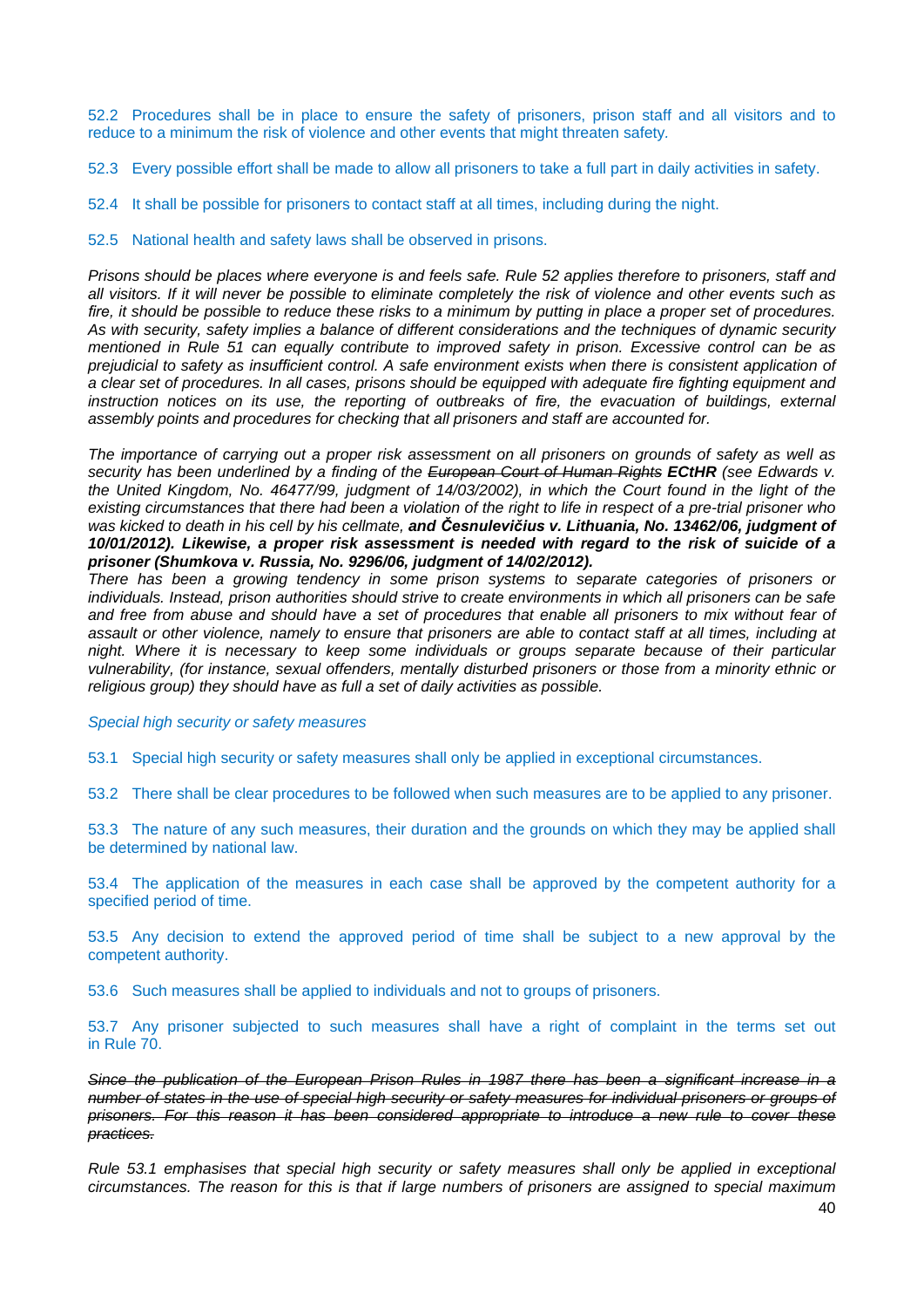52.2 Procedures shall be in place to ensure the safety of prisoners, prison staff and all visitors and to reduce to a minimum the risk of violence and other events that might threaten safety.

52.3 Every possible effort shall be made to allow all prisoners to take a full part in daily activities in safety.

52.4 It shall be possible for prisoners to contact staff at all times, including during the night.

52.5 National health and safety laws shall be observed in prisons.

*Prisons should be places where everyone is and feels safe. Rule 52 applies therefore to prisoners, staff and all visitors. If it will never be possible to eliminate completely the risk of violence and other events such as fire, it should be possible to reduce these risks to a minimum by putting in place a proper set of procedures. As with security, safety implies a balance of different considerations and the techniques of dynamic security mentioned in Rule 51 can equally contribute to improved safety in prison. Excessive control can be as prejudicial to safety as insufficient control. A safe environment exists when there is consistent application of a clear set of procedures. In all cases, prisons should be equipped with adequate fire fighting equipment and instruction notices on its use, the reporting of outbreaks of fire, the evacuation of buildings, external assembly points and procedures for checking that all prisoners and staff are accounted for.*

*The importance of carrying out a proper risk assessment on all prisoners on grounds of safety as well as security has been underlined by a finding of the ~~European Court of Human Rights~~* ***ECtHR*** *(see Edwards v. the United Kingdom, No. 46477/99, judgment of 14/03/2002), in which the Court found in the light of the existing circumstances that there had been a violation of the right to life in respect of a pre-trial prisoner who was kicked to death in his cell by his cellmate,* ***and Česnulevičius v. Lithuania, No. 13462/06, judgment of 10/01/2012). Likewise, a proper risk assessment is needed with regard to the risk of suicide of a prisoner (Shumkova v. Russia, No. 9296/06, judgment of 14/02/2012).***

*There has been a growing tendency in some prison systems to separate categories of prisoners or individuals. Instead, prison authorities should strive to create environments in which all prisoners can be safe and free from abuse and should have a set of procedures that enable all prisoners to mix without fear of assault or other violence, namely to ensure that prisoners are able to contact staff at all times, including at night. Where it is necessary to keep some individuals or groups separate because of their particular vulnerability, (for instance, sexual offenders, mentally disturbed prisoners or those from a minority ethnic or religious group) they should have as full a set of daily activities as possible.*

*Special high security or safety measures*

53.1 Special high security or safety measures shall only be applied in exceptional circumstances.

53.2 There shall be clear procedures to be followed when such measures are to be applied to any prisoner.

53.3 The nature of any such measures, their duration and the grounds on which they may be applied shall be determined by national law.

53.4 The application of the measures in each case shall be approved by the competent authority for a specified period of time.

53.5 Any decision to extend the approved period of time shall be subject to a new approval by the competent authority.

53.6 Such measures shall be applied to individuals and not to groups of prisoners.

53.7 Any prisoner subjected to such measures shall have a right of complaint in the terms set out in Rule 70.

*~~Since the publication of the European Prison Rules in 1987 there has been a significant increase in a number of states in the use of special high security or safety measures for individual prisoners or groups of prisoners. For this reason it has been considered appropriate to introduce a new rule to cover these practices.~~*

*Rule 53.1 emphasises that special high security or safety measures shall only be applied in exceptional circumstances. The reason for this is that if large numbers of prisoners are assigned to special maximum*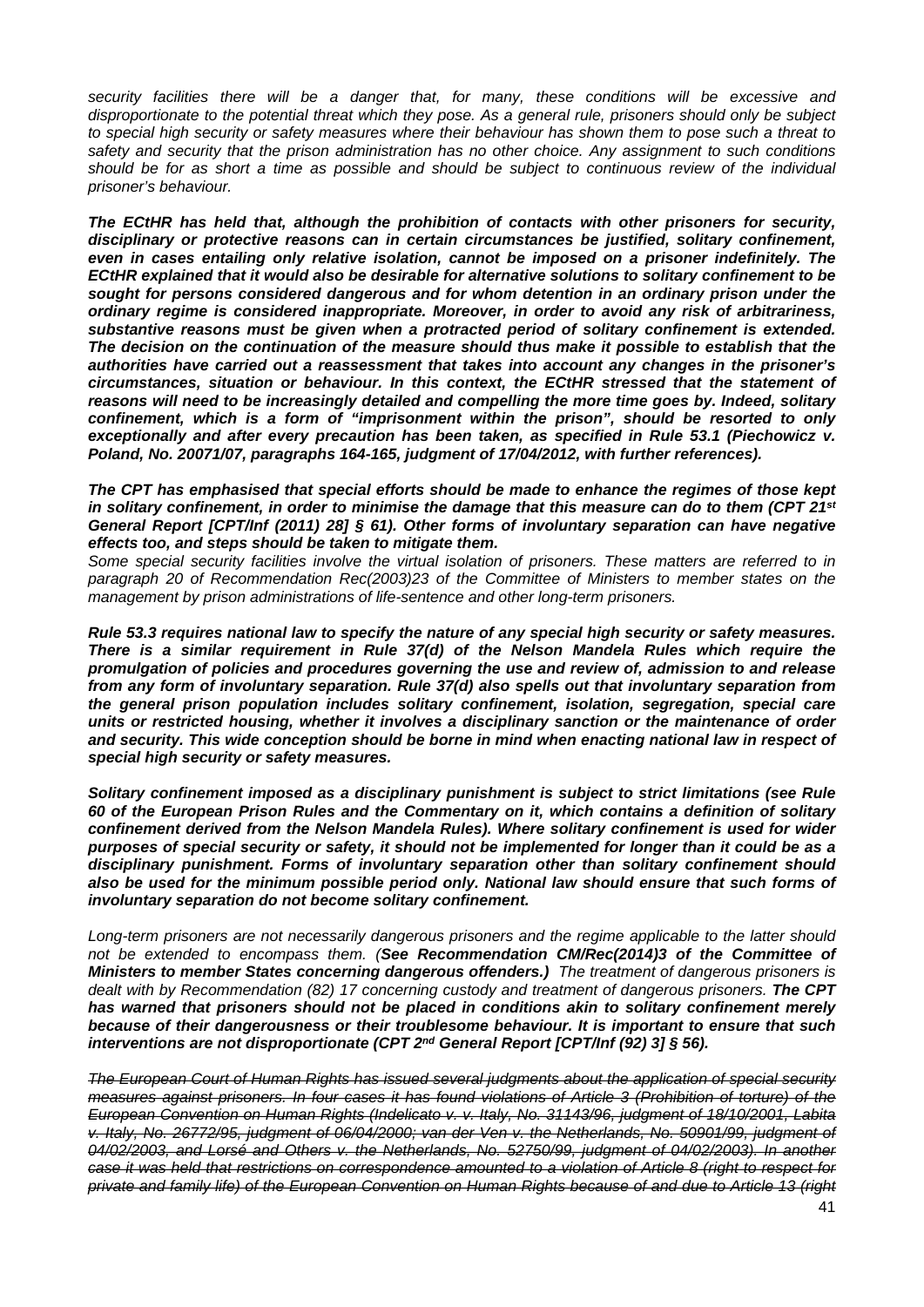*security facilities there will be a danger that, for many, these conditions will be excessive and disproportionate to the potential threat which they pose. As a general rule, prisoners should only be subject to special high security or safety measures where their behaviour has shown them to pose such a threat to safety and security that the prison administration has no other choice. Any assignment to such conditions should be for as short a time as possible and should be subject to continuous review of the individual prisoner's behaviour.*

***The ECtHR has held that, although the prohibition of contacts with other prisoners for security, disciplinary or protective reasons can in certain circumstances be justified, solitary confinement, even in cases entailing only relative isolation, cannot be imposed on a prisoner indefinitely. The ECtHR explained that it would also be desirable for alternative solutions to solitary confinement to be sought for persons considered dangerous and for whom detention in an ordinary prison under the ordinary regime is considered inappropriate. Moreover, in order to avoid any risk of arbitrariness, substantive reasons must be given when a protracted period of solitary confinement is extended. The decision on the continuation of the measure should thus make it possible to establish that the authorities have carried out a reassessment that takes into account any changes in the prisoner's circumstances, situation or behaviour. In this context, the ECtHR stressed that the statement of reasons will need to be increasingly detailed and compelling the more time goes by. Indeed, solitary confinement, which is a form of "imprisonment within the prison", should be resorted to only exceptionally and after every precaution has been taken, as specified in Rule 53.1 (Piechowicz v. Poland, No. 20071/07, paragraphs 164-165, judgment of 17/04/2012, with further references).***

***The CPT has emphasised that special efforts should be made to enhance the regimes of those kept in solitary confinement, in order to minimise the damage that this measure can do to them (CPT 21st General Report [CPT/Inf (2011) 28] § 61). Other forms of involuntary separation can have negative effects too, and steps should be taken to mitigate them.***
*Some special security facilities involve the virtual isolation of prisoners. These matters are referred to in paragraph 20 of Recommendation Rec(2003)23 of the Committee of Ministers to member states on the management by prison administrations of life-sentence and other long-term prisoners.*

***Rule 53.3 requires national law to specify the nature of any special high security or safety measures. There is a similar requirement in Rule 37(d) of the Nelson Mandela Rules which require the promulgation of policies and procedures governing the use and review of, admission to and release from any form of involuntary separation. Rule 37(d) also spells out that involuntary separation from the general prison population includes solitary confinement, isolation, segregation, special care units or restricted housing, whether it involves a disciplinary sanction or the maintenance of order and security. This wide conception should be borne in mind when enacting national law in respect of special high security or safety measures.***

***Solitary confinement imposed as a disciplinary punishment is subject to strict limitations (see Rule 60 of the European Prison Rules and the Commentary on it, which contains a definition of solitary confinement derived from the Nelson Mandela Rules). Where solitary confinement is used for wider purposes of special security or safety, it should not be implemented for longer than it could be as a disciplinary punishment. Forms of involuntary separation other than solitary confinement should also be used for the minimum possible period only. National law should ensure that such forms of involuntary separation do not become solitary confinement.***

*Long-term prisoners are not necessarily dangerous prisoners and the regime applicable to the latter should not be extended to encompass them. (**See Recommendation CM/Rec(2014)3 of the Committee of Ministers to member States concerning dangerous offenders.)** The treatment of dangerous prisoners is dealt with by Recommendation (82) 17 concerning custody and treatment of dangerous prisoners. **The CPT has warned that prisoners should not be placed in conditions akin to solitary confinement merely because of their dangerousness or their troublesome behaviour. It is important to ensure that such interventions are not disproportionate (CPT 2nd General Report [CPT/Inf (92) 3] § 56).***

*~~The European Court of Human Rights has issued several judgments about the application of special security measures against prisoners. In four cases it has found violations of Article 3 (Prohibition of torture) of the European Convention on Human Rights (Indelicato v. v. Italy, No. 31143/96, judgment of 18/10/2001, Labita v. Italy, No. 26772/95, judgment of 06/04/2000; van der Ven v. the Netherlands, No. 50901/99, judgment of 04/02/2003, and Lorsé and Others v. the Netherlands, No. 52750/99, judgment of 04/02/2003). In another case it was held that restrictions on correspondence amounted to a violation of Article 8 (right to respect for private and family life) of the European Convention on Human Rights because of and due to Article 13 (right~~*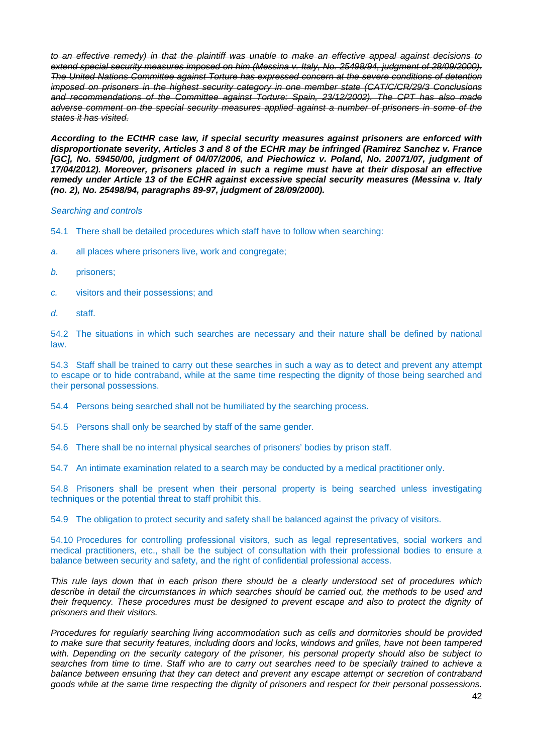~~*to an effective remedy) in that the plaintiff was unable to make an effective appeal against decisions to extend special security measures imposed on him (Messina v. Italy, No. 25498/94, judgment of 28/09/2000). The United Nations Committee against Torture has expressed concern at the severe conditions of detention imposed on prisoners in the highest security category in one member state (CAT/C/CR/29/3 Conclusions and recommendations of the Committee against Torture: Spain, 23/12/2002). The CPT has also made adverse comment on the special security measures applied against a number of prisoners in some of the states it has visited.*~~

***According to the ECtHR case law, if special security measures against prisoners are enforced with disproportionate severity, Articles 3 and 8 of the ECHR may be infringed (Ramirez Sanchez v. France [GC], No. 59450/00, judgment of 04/07/2006, and Piechowicz v. Poland, No. 20071/07, judgment of 17/04/2012). Moreover, prisoners placed in such a regime must have at their disposal an effective remedy under Article 13 of the ECHR against excessive special security measures (Messina v. Italy (no. 2), No. 25498/94, paragraphs 89-97, judgment of 28/09/2000).***

*Searching and controls*

54.1 There shall be detailed procedures which staff have to follow when searching:

*a.* all places where prisoners live, work and congregate;

*b.* prisoners;

*c.* visitors and their possessions; and

*d.* staff.

54.2 The situations in which such searches are necessary and their nature shall be defined by national law.

54.3 Staff shall be trained to carry out these searches in such a way as to detect and prevent any attempt to escape or to hide contraband, while at the same time respecting the dignity of those being searched and their personal possessions.

54.4 Persons being searched shall not be humiliated by the searching process.

54.5 Persons shall only be searched by staff of the same gender.

54.6 There shall be no internal physical searches of prisoners' bodies by prison staff.

54.7 An intimate examination related to a search may be conducted by a medical practitioner only.

54.8 Prisoners shall be present when their personal property is being searched unless investigating techniques or the potential threat to staff prohibit this.

54.9 The obligation to protect security and safety shall be balanced against the privacy of visitors.

54.10 Procedures for controlling professional visitors, such as legal representatives, social workers and medical practitioners, etc., shall be the subject of consultation with their professional bodies to ensure a balance between security and safety, and the right of confidential professional access.

*This rule lays down that in each prison there should be a clearly understood set of procedures which describe in detail the circumstances in which searches should be carried out, the methods to be used and their frequency. These procedures must be designed to prevent escape and also to protect the dignity of prisoners and their visitors.*

*Procedures for regularly searching living accommodation such as cells and dormitories should be provided to make sure that security features, including doors and locks, windows and grilles, have not been tampered with. Depending on the security category of the prisoner, his personal property should also be subject to searches from time to time. Staff who are to carry out searches need to be specially trained to achieve a balance between ensuring that they can detect and prevent any escape attempt or secretion of contraband goods while at the same time respecting the dignity of prisoners and respect for their personal possessions.*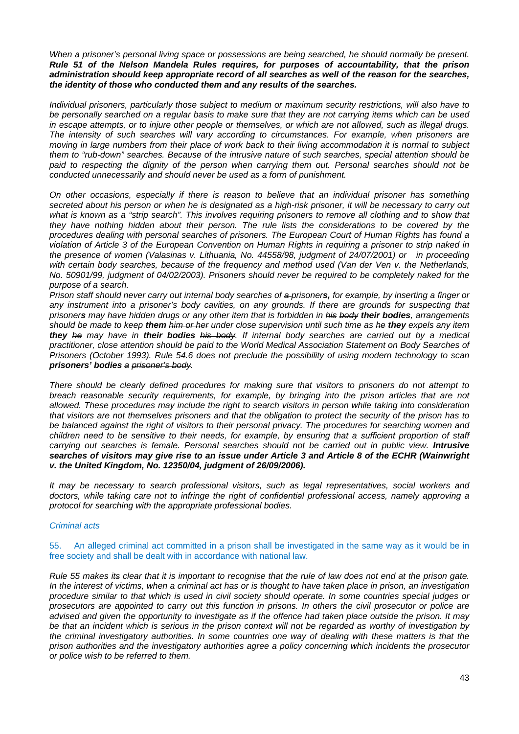*When a prisoner's personal living space or possessions are being searched, he should normally be present.* ***Rule 51 of the Nelson Mandela Rules requires, for purposes of accountability, that the prison administration should keep appropriate record of all searches as well of the reason for the searches, the identity of those who conducted them and any results of the searches.***

*Individual prisoners, particularly those subject to medium or maximum security restrictions, will also have to be personally searched on a regular basis to make sure that they are not carrying items which can be used in escape attempts, or to injure other people or themselves, or which are not allowed, such as illegal drugs. The intensity of such searches will vary according to circumstances. For example, when prisoners are moving in large numbers from their place of work back to their living accommodation it is normal to subject them to "rub-down" searches. Because of the intrusive nature of such searches, special attention should be paid to respecting the dignity of the person when carrying them out. Personal searches should not be conducted unnecessarily and should never be used as a form of punishment.*

*On other occasions, especially if there is reason to believe that an individual prisoner has something secreted about his person or when he is designated as a high-risk prisoner, it will be necessary to carry out what is known as a "strip search". This involves requiring prisoners to remove all clothing and to show that they have nothing hidden about their person. The rule lists the considerations to be covered by the procedures dealing with personal searches of prisoners. The European Court of Human Rights has found a violation of Article 3 of the European Convention on Human Rights in requiring a prisoner to strip naked in the presence of women (Valasinas v. Lithuania, No. 44558/98, judgment of 24/07/2001) or in proceeding with certain body searches, because of the frequency and method used (Van der Ven v. the Netherlands, No. 50901/99, judgment of 04/02/2003). Prisoners should never be required to be completely naked for the purpose of a search.*

*Prison staff should never carry out internal body searches of ~~a~~ prisoner**s,** for example, by inserting a finger or any instrument into a prisoner's body cavities, on any grounds. If there are grounds for suspecting that prisoner**s** may have hidden drugs or any other item that is forbidden in ~~his body~~ **their bodies**, arrangements should be made to keep **them** ~~him or her~~ under close supervision until such time as ~~he~~ **they** expels any item **they** ~~he~~ may have in **their bodies** ~~his body~~. If internal body searches are carried out by a medical practitioner, close attention should be paid to the World Medical Association Statement on Body Searches of Prisoners (October 1993). Rule 54.6 does not preclude the possibility of using modern technology to scan **prisoners' bodies** ~~a prisoner's body~~.*

*There should be clearly defined procedures for making sure that visitors to prisoners do not attempt to breach reasonable security requirements, for example, by bringing into the prison articles that are not allowed. These procedures may include the right to search visitors in person while taking into consideration that visitors are not themselves prisoners and that the obligation to protect the security of the prison has to be balanced against the right of visitors to their personal privacy. The procedures for searching women and children need to be sensitive to their needs, for example, by ensuring that a sufficient proportion of staff carrying out searches is female. Personal searches should not be carried out in public view.* ***Intrusive searches of visitors may give rise to an issue under Article 3 and Article 8 of the ECHR (Wainwright v. the United Kingdom, No. 12350/04, judgment of 26/09/2006).***

*It may be necessary to search professional visitors, such as legal representatives, social workers and doctors, while taking care not to infringe the right of confidential professional access, namely approving a protocol for searching with the appropriate professional bodies.*

*Criminal acts*

55. An alleged criminal act committed in a prison shall be investigated in the same way as it would be in free society and shall be dealt with in accordance with national law.

*Rule 55 makes it~~s~~ clear that it is important to recognise that the rule of law does not end at the prison gate. In the interest of victims, when a criminal act has or is thought to have taken place in prison, an investigation procedure similar to that which is used in civil society should operate. In some countries special judges or prosecutors are appointed to carry out this function in prisons. In others the civil prosecutor or police are advised and given the opportunity to investigate as if the offence had taken place outside the prison. It may be that an incident which is serious in the prison context will not be regarded as worthy of investigation by the criminal investigatory authorities. In some countries one way of dealing with these matters is that the prison authorities and the investigatory authorities agree a policy concerning which incidents the prosecutor or police wish to be referred to them.*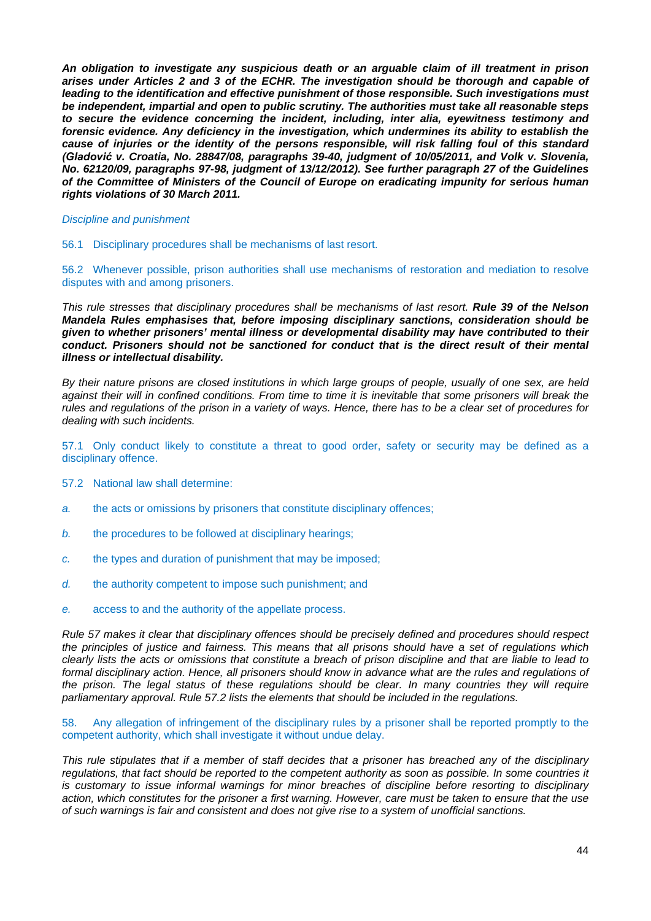***An obligation to investigate any suspicious death or an arguable claim of ill treatment in prison arises under Articles 2 and 3 of the ECHR. The investigation should be thorough and capable of leading to the identification and effective punishment of those responsible. Such investigations must be independent, impartial and open to public scrutiny. The authorities must take all reasonable steps to secure the evidence concerning the incident, including, inter alia, eyewitness testimony and forensic evidence. Any deficiency in the investigation, which undermines its ability to establish the cause of injuries or the identity of the persons responsible, will risk falling foul of this standard (Gladović v. Croatia, No. 28847/08, paragraphs 39-40, judgment of 10/05/2011, and Volk v. Slovenia, No. 62120/09, paragraphs 97-98, judgment of 13/12/2012). See further paragraph 27 of the Guidelines of the Committee of Ministers of the Council of Europe on eradicating impunity for serious human rights violations of 30 March 2011.***

*Discipline and punishment*

56.1 Disciplinary procedures shall be mechanisms of last resort.

56.2 Whenever possible, prison authorities shall use mechanisms of restoration and mediation to resolve disputes with and among prisoners.

*This rule stresses that disciplinary procedures shall be mechanisms of last resort.* ***Rule 39 of the Nelson Mandela Rules emphasises that, before imposing disciplinary sanctions, consideration should be given to whether prisoners' mental illness or developmental disability may have contributed to their conduct. Prisoners should not be sanctioned for conduct that is the direct result of their mental illness or intellectual disability.***

*By their nature prisons are closed institutions in which large groups of people, usually of one sex, are held against their will in confined conditions. From time to time it is inevitable that some prisoners will break the rules and regulations of the prison in a variety of ways. Hence, there has to be a clear set of procedures for dealing with such incidents.*

57.1 Only conduct likely to constitute a threat to good order, safety or security may be defined as a disciplinary offence.

57.2 National law shall determine:

*a.* the acts or omissions by prisoners that constitute disciplinary offences;

*b.* the procedures to be followed at disciplinary hearings;

*c.* the types and duration of punishment that may be imposed;

*d.* the authority competent to impose such punishment; and

*e.* access to and the authority of the appellate process.

*Rule 57 makes it clear that disciplinary offences should be precisely defined and procedures should respect the principles of justice and fairness. This means that all prisons should have a set of regulations which clearly lists the acts or omissions that constitute a breach of prison discipline and that are liable to lead to formal disciplinary action. Hence, all prisoners should know in advance what are the rules and regulations of the prison. The legal status of these regulations should be clear. In many countries they will require parliamentary approval. Rule 57.2 lists the elements that should be included in the regulations.*

58. Any allegation of infringement of the disciplinary rules by a prisoner shall be reported promptly to the competent authority, which shall investigate it without undue delay.

*This rule stipulates that if a member of staff decides that a prisoner has breached any of the disciplinary regulations, that fact should be reported to the competent authority as soon as possible. In some countries it is customary to issue informal warnings for minor breaches of discipline before resorting to disciplinary action, which constitutes for the prisoner a first warning. However, care must be taken to ensure that the use of such warnings is fair and consistent and does not give rise to a system of unofficial sanctions.*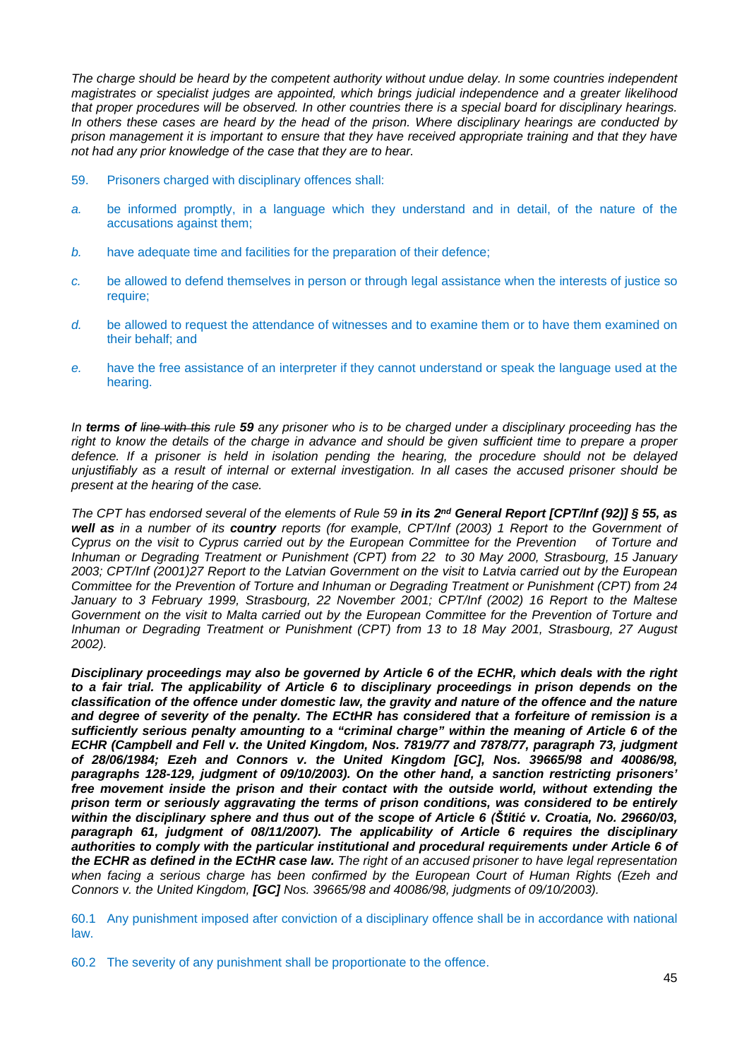*The charge should be heard by the competent authority without undue delay. In some countries independent magistrates or specialist judges are appointed, which brings judicial independence and a greater likelihood that proper procedures will be observed. In other countries there is a special board for disciplinary hearings. In others these cases are heard by the head of the prison. Where disciplinary hearings are conducted by prison management it is important to ensure that they have received appropriate training and that they have not had any prior knowledge of the case that they are to hear.*

59. Prisoners charged with disciplinary offences shall:

*a.* be informed promptly, in a language which they understand and in detail, of the nature of the accusations against them;

*b.* have adequate time and facilities for the preparation of their defence;

*c.* be allowed to defend themselves in person or through legal assistance when the interests of justice so require;

*d.* be allowed to request the attendance of witnesses and to examine them or to have them examined on their behalf; and

*e.* have the free assistance of an interpreter if they cannot understand or speak the language used at the hearing.

*In **terms of** ~~line with this~~ rule **59** any prisoner who is to be charged under a disciplinary proceeding has the right to know the details of the charge in advance and should be given sufficient time to prepare a proper defence. If a prisoner is held in isolation pending the hearing, the procedure should not be delayed unjustifiably as a result of internal or external investigation. In all cases the accused prisoner should be present at the hearing of the case.*

*The CPT has endorsed several of the elements of Rule 59 **in its 2nd General Report [CPT/Inf (92)] § 55, as well as** in a number of its **country** reports (for example, CPT/Inf (2003) 1 Report to the Government of Cyprus on the visit to Cyprus carried out by the European Committee for the Prevention of Torture and Inhuman or Degrading Treatment or Punishment (CPT) from 22 to 30 May 2000, Strasbourg, 15 January 2003; CPT/Inf (2001)27 Report to the Latvian Government on the visit to Latvia carried out by the European Committee for the Prevention of Torture and Inhuman or Degrading Treatment or Punishment (CPT) from 24 January to 3 February 1999, Strasbourg, 22 November 2001; CPT/Inf (2002) 16 Report to the Maltese Government on the visit to Malta carried out by the European Committee for the Prevention of Torture and Inhuman or Degrading Treatment or Punishment (CPT) from 13 to 18 May 2001, Strasbourg, 27 August 2002).*

***Disciplinary proceedings may also be governed by Article 6 of the ECHR, which deals with the right to a fair trial. The applicability of Article 6 to disciplinary proceedings in prison depends on the classification of the offence under domestic law, the gravity and nature of the offence and the nature and degree of severity of the penalty. The ECtHR has considered that a forfeiture of remission is a sufficiently serious penalty amounting to a "criminal charge" within the meaning of Article 6 of the ECHR (Campbell and Fell v. the United Kingdom, Nos. 7819/77 and 7878/77, paragraph 73, judgment of 28/06/1984; Ezeh and Connors v. the United Kingdom [GC], Nos. 39665/98 and 40086/98, paragraphs 128-129, judgment of 09/10/2003). On the other hand, a sanction restricting prisoners' free movement inside the prison and their contact with the outside world, without extending the prison term or seriously aggravating the terms of prison conditions, was considered to be entirely within the disciplinary sphere and thus out of the scope of Article 6 (Štitić v. Croatia, No. 29660/03, paragraph 61, judgment of 08/11/2007). The applicability of Article 6 requires the disciplinary authorities to comply with the particular institutional and procedural requirements under Article 6 of the ECHR as defined in the ECtHR case law.** The right of an accused prisoner to have legal representation when facing a serious charge has been confirmed by the European Court of Human Rights (Ezeh and Connors v. the United Kingdom, **[GC]** Nos. 39665/98 and 40086/98, judgments of 09/10/2003).*

60.1 Any punishment imposed after conviction of a disciplinary offence shall be in accordance with national law.

60.2 The severity of any punishment shall be proportionate to the offence.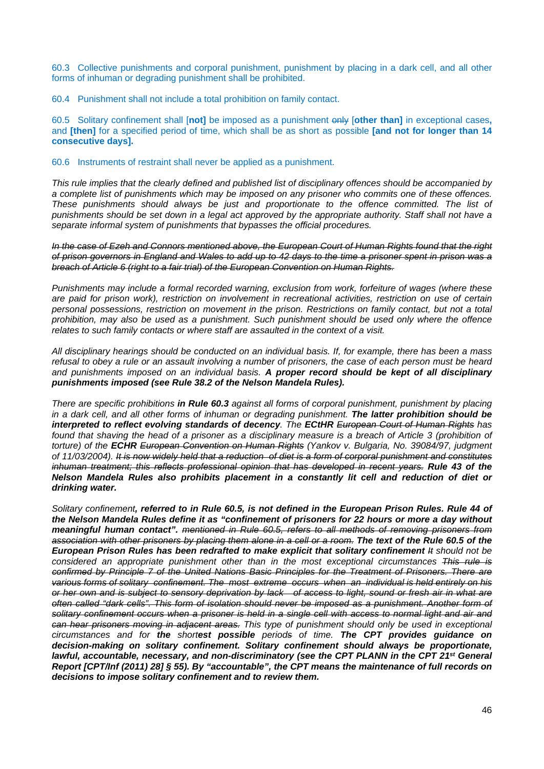60.3 Collective punishments and corporal punishment, punishment by placing in a dark cell, and all other forms of inhuman or degrading punishment shall be prohibited.

60.4 Punishment shall not include a total prohibition on family contact.

60.5 Solitary confinement shall [**not]** be imposed as a punishment ~~only~~ [**other than]** in exceptional cases**,** and **[then]** for a specified period of time, which shall be as short as possible **[and not for longer than 14 consecutive days].**

60.6 Instruments of restraint shall never be applied as a punishment.

*This rule implies that the clearly defined and published list of disciplinary offences should be accompanied by a complete list of punishments which may be imposed on any prisoner who commits one of these offences. These punishments should always be just and proportionate to the offence committed. The list of punishments should be set down in a legal act approved by the appropriate authority. Staff shall not have a separate informal system of punishments that bypasses the official procedures.*

~~*In the case of Ezeh and Connors mentioned above, the European Court of Human Rights found that the right of prison governors in England and Wales to add up to 42 days to the time a prisoner spent in prison was a breach of Article 6 (right to a fair trial) of the European Convention on Human Rights.*~~

*Punishments may include a formal recorded warning, exclusion from work, forfeiture of wages (where these are paid for prison work), restriction on involvement in recreational activities, restriction on use of certain personal possessions, restriction on movement in the prison. Restrictions on family contact, but not a total prohibition, may also be used as a punishment. Such punishment should be used only where the offence relates to such family contacts or where staff are assaulted in the context of a visit.*

*All disciplinary hearings should be conducted on an individual basis. If, for example, there has been a mass refusal to obey a rule or an assault involving a number of prisoners, the case of each person must be heard and punishments imposed on an individual basis.* ***A proper record should be kept of all disciplinary punishments imposed (see Rule 38.2 of the Nelson Mandela Rules).***

*There are specific prohibitions* ***in Rule 60.3*** *against all forms of corporal punishment, punishment by placing in a dark cell, and all other forms of inhuman or degrading punishment.* ***The latter prohibition should be interpreted to reflect evolving standards of decency****. The* ***ECtHR*** ~~*European Court of Human Rights*~~ *has found that shaving the head of a prisoner as a disciplinary measure is a breach of Article 3 (prohibition of torture) of the* ***ECHR*** ~~*European Convention on Human Rights*~~ *(Yankov v. Bulgaria, No. 39084/97, judgment of 11/03/2004).* ~~*It is now widely held that a reduction of diet is a form of corporal punishment and constitutes inhuman treatment; this reflects professional opinion that has developed in recent years.*~~ ***Rule 43 of the Nelson Mandela Rules also prohibits placement in a constantly lit cell and reduction of diet or drinking water.***

*Solitary confinement****, referred to in Rule 60.5, is not defined in the European Prison Rules. Rule 44 of the Nelson Mandela Rules define it as "confinement of prisoners for 22 hours or more a day without meaningful human contact".*** ~~*mentioned in Rule 60.5, refers to all methods of removing prisoners from association with other prisoners by placing them alone in a cell or a room.*~~ ***The text of the Rule 60.5 of the European Prison Rules has been redrafted to make explicit that solitary confinement*** ~~*It*~~ *should not be considered an appropriate punishment other than in the most exceptional circumstances* ~~*This rule is confirmed by Principle 7 of the United Nations Basic Principles for the Treatment of Prisoners. There are various forms of solitary confinement. The most extreme occurs when an individual is held entirely on his or her own and is subject to sensory deprivation by lack of access to light, sound or fresh air in what are often called "dark cells". This form of isolation should never be imposed as a punishment. Another form of solitary confinement occurs when a prisoner is held in a single cell with access to normal light and air and can hear prisoners moving in adjacent areas.*~~ *This type of punishment should only be used in exceptional circumstances and for* ***the*** *short****est possible*** *period*~~*s*~~ *of time.* ***The CPT provides guidance on decision-making on solitary confinement. Solitary confinement should always be proportionate, lawful, accountable, necessary, and non-discriminatory (see the CPT PLANN in the CPT 21st General Report [CPT/Inf (2011) 28] § 55). By "accountable", the CPT means the maintenance of full records on decisions to impose solitary confinement and to review them.***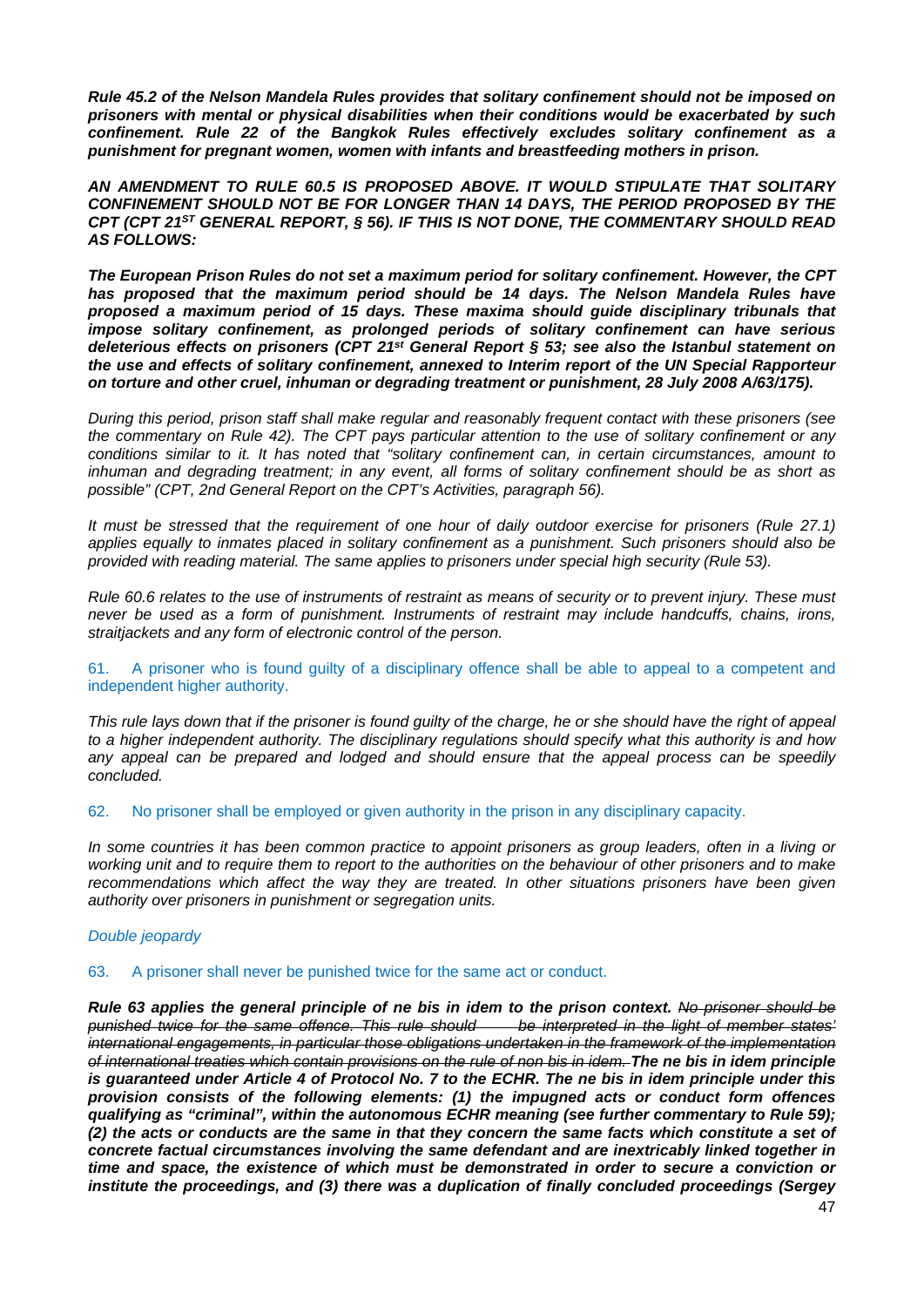***Rule 45.2 of the Nelson Mandela Rules provides that solitary confinement should not be imposed on prisoners with mental or physical disabilities when their conditions would be exacerbated by such confinement. Rule 22 of the Bangkok Rules effectively excludes solitary confinement as a punishment for pregnant women, women with infants and breastfeeding mothers in prison.***

***AN AMENDMENT TO RULE 60.5 IS PROPOSED ABOVE. IT WOULD STIPULATE THAT SOLITARY CONFINEMENT SHOULD NOT BE FOR LONGER THAN 14 DAYS, THE PERIOD PROPOSED BY THE CPT (CPT 21[ST] GENERAL REPORT, § 56). IF THIS IS NOT DONE, THE COMMENTARY SHOULD READ AS FOLLOWS:***

***The European Prison Rules do not set a maximum period for solitary confinement. However, the CPT has proposed that the maximum period should be 14 days. The Nelson Mandela Rules have proposed a maximum period of 15 days. These maxima should guide disciplinary tribunals that impose solitary confinement, as prolonged periods of solitary confinement can have serious deleterious effects on prisoners (CPT 21[st] General Report § 53; see also the Istanbul statement on the use and effects of solitary confinement, annexed to Interim report of the UN Special Rapporteur on torture and other cruel, inhuman or degrading treatment or punishment, 28 July 2008 A/63/175).***

*During this period, prison staff shall make regular and reasonably frequent contact with these prisoners (see the commentary on Rule 42). The CPT pays particular attention to the use of solitary confinement or any conditions similar to it. It has noted that "solitary confinement can, in certain circumstances, amount to inhuman and degrading treatment; in any event, all forms of solitary confinement should be as short as possible" (CPT, 2nd General Report on the CPT's Activities, paragraph 56).*

*It must be stressed that the requirement of one hour of daily outdoor exercise for prisoners (Rule 27.1) applies equally to inmates placed in solitary confinement as a punishment. Such prisoners should also be provided with reading material. The same applies to prisoners under special high security (Rule 53).*

*Rule 60.6 relates to the use of instruments of restraint as means of security or to prevent injury. These must never be used as a form of punishment. Instruments of restraint may include handcuffs, chains, irons, straitjackets and any form of electronic control of the person.*

61. A prisoner who is found guilty of a disciplinary offence shall be able to appeal to a competent and independent higher authority.

*This rule lays down that if the prisoner is found guilty of the charge, he or she should have the right of appeal to a higher independent authority. The disciplinary regulations should specify what this authority is and how any appeal can be prepared and lodged and should ensure that the appeal process can be speedily concluded.*

62. No prisoner shall be employed or given authority in the prison in any disciplinary capacity.

*In some countries it has been common practice to appoint prisoners as group leaders, often in a living or working unit and to require them to report to the authorities on the behaviour of other prisoners and to make recommendations which affect the way they are treated. In other situations prisoners have been given authority over prisoners in punishment or segregation units.*

*Double jeopardy*

63. A prisoner shall never be punished twice for the same act or conduct.

***Rule 63 applies the general principle of ne bis in idem to the prison context.*** ~~*No prisoner should be punished twice for the same offence. This rule should be interpreted in the light of member states' international engagements, in particular those obligations undertaken in the framework of the implementation of international treaties which contain provisions on the rule of non bis in idem.*~~ ***The ne bis in idem principle is guaranteed under Article 4 of Protocol No. 7 to the ECHR. The ne bis in idem principle under this provision consists of the following elements: (1) the impugned acts or conduct form offences qualifying as "criminal", within the autonomous ECHR meaning (see further commentary to Rule 59); (2) the acts or conducts are the same in that they concern the same facts which constitute a set of concrete factual circumstances involving the same defendant and are inextricably linked together in time and space, the existence of which must be demonstrated in order to secure a conviction or institute the proceedings, and (3) there was a duplication of finally concluded proceedings (Sergey***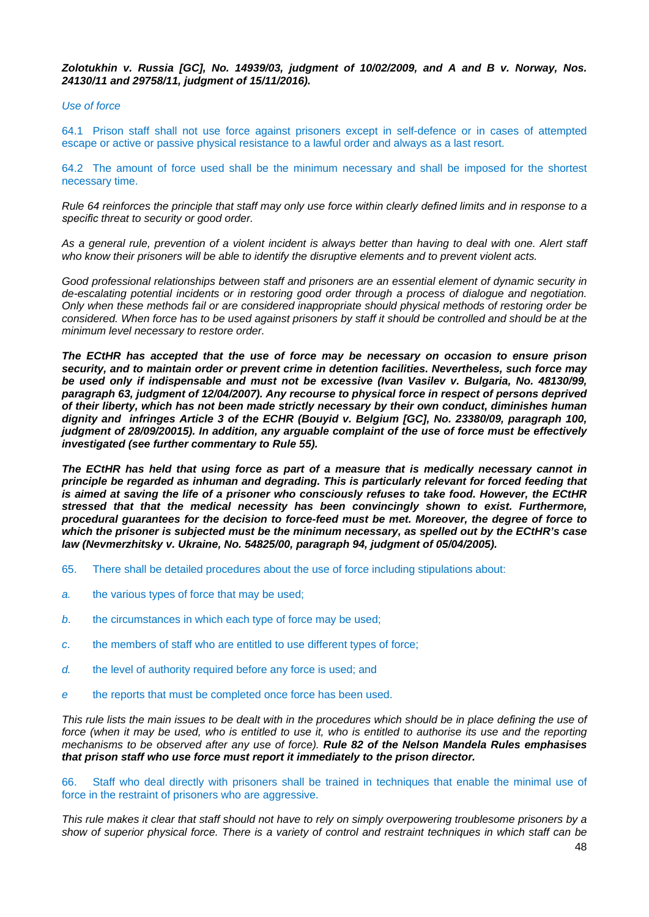***Zolotukhin v. Russia [GC], No. 14939/03, judgment of 10/02/2009, and A and B v. Norway, Nos. 24130/11 and 29758/11, judgment of 15/11/2016).***

*Use of force*

64.1 Prison staff shall not use force against prisoners except in self-defence or in cases of attempted escape or active or passive physical resistance to a lawful order and always as a last resort.

64.2 The amount of force used shall be the minimum necessary and shall be imposed for the shortest necessary time.

*Rule 64 reinforces the principle that staff may only use force within clearly defined limits and in response to a specific threat to security or good order.*

*As a general rule, prevention of a violent incident is always better than having to deal with one. Alert staff who know their prisoners will be able to identify the disruptive elements and to prevent violent acts.*

*Good professional relationships between staff and prisoners are an essential element of dynamic security in de-escalating potential incidents or in restoring good order through a process of dialogue and negotiation. Only when these methods fail or are considered inappropriate should physical methods of restoring order be considered. When force has to be used against prisoners by staff it should be controlled and should be at the minimum level necessary to restore order.*

***The ECtHR has accepted that the use of force may be necessary on occasion to ensure prison security, and to maintain order or prevent crime in detention facilities. Nevertheless, such force may be used only if indispensable and must not be excessive (Ivan Vasilev v. Bulgaria, No. 48130/99, paragraph 63, judgment of 12/04/2007). Any recourse to physical force in respect of persons deprived of their liberty, which has not been made strictly necessary by their own conduct, diminishes human dignity and infringes Article 3 of the ECHR (Bouyid v. Belgium [GC], No. 23380/09, paragraph 100, judgment of 28/09/20015). In addition, any arguable complaint of the use of force must be effectively investigated (see further commentary to Rule 55).***

***The ECtHR has held that using force as part of a measure that is medically necessary cannot in principle be regarded as inhuman and degrading. This is particularly relevant for forced feeding that is aimed at saving the life of a prisoner who consciously refuses to take food. However, the ECtHR stressed that that the medical necessity has been convincingly shown to exist. Furthermore, procedural guarantees for the decision to force-feed must be met. Moreover, the degree of force to which the prisoner is subjected must be the minimum necessary, as spelled out by the ECtHR's case law (Nevmerzhitsky v. Ukraine, No. 54825/00, paragraph 94, judgment of 05/04/2005).***

65. There shall be detailed procedures about the use of force including stipulations about:

*a.* the various types of force that may be used;

*b.* the circumstances in which each type of force may be used;

*c.* the members of staff who are entitled to use different types of force;

*d.* the level of authority required before any force is used; and

*e* the reports that must be completed once force has been used.

*This rule lists the main issues to be dealt with in the procedures which should be in place defining the use of force (when it may be used, who is entitled to use it, who is entitled to authorise its use and the reporting mechanisms to be observed after any use of force).* ***Rule 82 of the Nelson Mandela Rules emphasises that prison staff who use force must report it immediately to the prison director.***

66. Staff who deal directly with prisoners shall be trained in techniques that enable the minimal use of force in the restraint of prisoners who are aggressive.

*This rule makes it clear that staff should not have to rely on simply overpowering troublesome prisoners by a show of superior physical force. There is a variety of control and restraint techniques in which staff can be*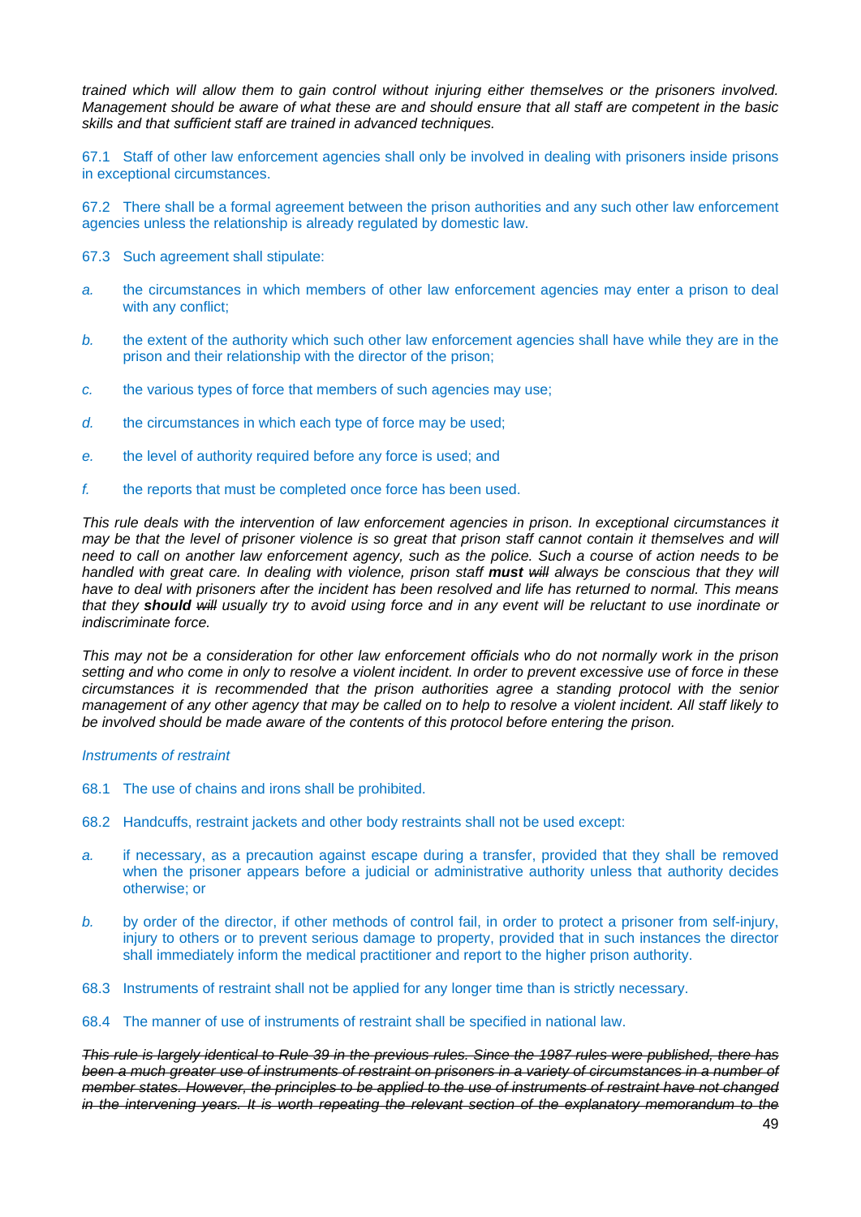*trained which will allow them to gain control without injuring either themselves or the prisoners involved. Management should be aware of what these are and should ensure that all staff are competent in the basic skills and that sufficient staff are trained in advanced techniques.*

67.1 Staff of other law enforcement agencies shall only be involved in dealing with prisoners inside prisons in exceptional circumstances.

67.2 There shall be a formal agreement between the prison authorities and any such other law enforcement agencies unless the relationship is already regulated by domestic law.

67.3 Such agreement shall stipulate:

*a.* the circumstances in which members of other law enforcement agencies may enter a prison to deal with any conflict;

*b.* the extent of the authority which such other law enforcement agencies shall have while they are in the prison and their relationship with the director of the prison;

*c.* the various types of force that members of such agencies may use;

*d.* the circumstances in which each type of force may be used;

*e.* the level of authority required before any force is used; and

*f.* the reports that must be completed once force has been used.

*This rule deals with the intervention of law enforcement agencies in prison. In exceptional circumstances it may be that the level of prisoner violence is so great that prison staff cannot contain it themselves and will need to call on another law enforcement agency, such as the police. Such a course of action needs to be handled with great care. In dealing with violence, prison staff* ***must*** *~~will~~ always be conscious that they will have to deal with prisoners after the incident has been resolved and life has returned to normal. This means that they* ***should*** *~~will~~ usually try to avoid using force and in any event will be reluctant to use inordinate or indiscriminate force.*

*This may not be a consideration for other law enforcement officials who do not normally work in the prison setting and who come in only to resolve a violent incident. In order to prevent excessive use of force in these circumstances it is recommended that the prison authorities agree a standing protocol with the senior management of any other agency that may be called on to help to resolve a violent incident. All staff likely to be involved should be made aware of the contents of this protocol before entering the prison.*

*Instruments of restraint*

68.1 The use of chains and irons shall be prohibited.

68.2 Handcuffs, restraint jackets and other body restraints shall not be used except:

*a.* if necessary, as a precaution against escape during a transfer, provided that they shall be removed when the prisoner appears before a judicial or administrative authority unless that authority decides otherwise; or

*b.* by order of the director, if other methods of control fail, in order to protect a prisoner from self-injury, injury to others or to prevent serious damage to property, provided that in such instances the director shall immediately inform the medical practitioner and report to the higher prison authority.

68.3 Instruments of restraint shall not be applied for any longer time than is strictly necessary.

68.4 The manner of use of instruments of restraint shall be specified in national law.

*~~This rule is largely identical to Rule 39 in the previous rules. Since the 1987 rules were published, there has been a much greater use of instruments of restraint on prisoners in a variety of circumstances in a number of member states. However, the principles to be applied to the use of instruments of restraint have not changed in the intervening years. It is worth repeating the relevant section of the explanatory memorandum to the~~*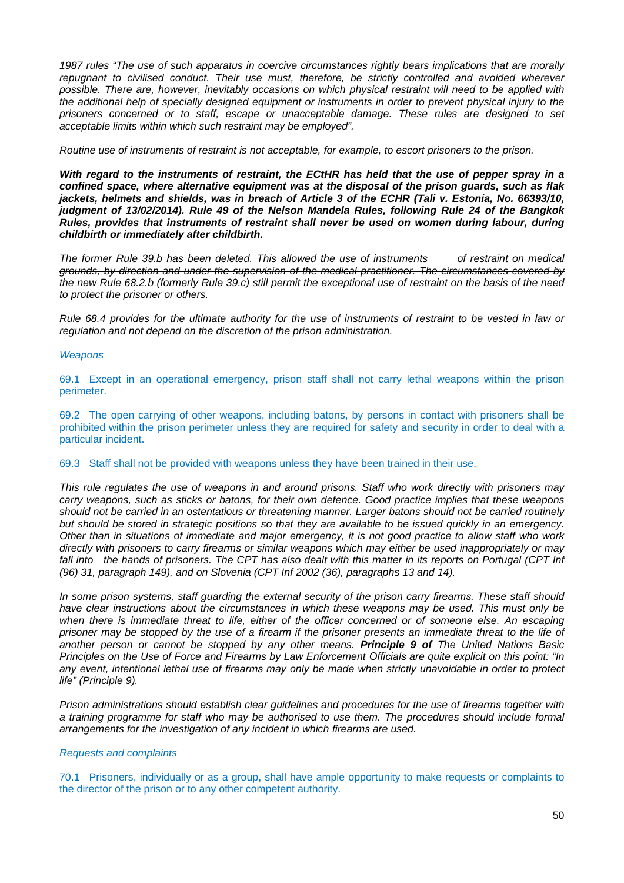*~~1987 rules~~ "The use of such apparatus in coercive circumstances rightly bears implications that are morally repugnant to civilised conduct. Their use must, therefore, be strictly controlled and avoided wherever possible. There are, however, inevitably occasions on which physical restraint will need to be applied with the additional help of specially designed equipment or instruments in order to prevent physical injury to the prisoners concerned or to staff, escape or unacceptable damage. These rules are designed to set acceptable limits within which such restraint may be employed".*

*Routine use of instruments of restraint is not acceptable, for example, to escort prisoners to the prison.*

***With regard to the instruments of restraint, the ECtHR has held that the use of pepper spray in a confined space, where alternative equipment was at the disposal of the prison guards, such as flak jackets, helmets and shields, was in breach of Article 3 of the ECHR (Tali v. Estonia, No. 66393/10, judgment of 13/02/2014). Rule 49 of the Nelson Mandela Rules, following Rule 24 of the Bangkok Rules, provides that instruments of restraint shall never be used on women during labour, during childbirth or immediately after childbirth.***

*~~The former Rule 39.b has been deleted. This allowed the use of instruments of restraint on medical grounds, by direction and under the supervision of the medical practitioner. The circumstances covered by the new Rule 68.2.b (formerly Rule 39.c) still permit the exceptional use of restraint on the basis of the need to protect the prisoner or others.~~*

*Rule 68.4 provides for the ultimate authority for the use of instruments of restraint to be vested in law or regulation and not depend on the discretion of the prison administration.*

*Weapons*

69.1 Except in an operational emergency, prison staff shall not carry lethal weapons within the prison perimeter.

69.2 The open carrying of other weapons, including batons, by persons in contact with prisoners shall be prohibited within the prison perimeter unless they are required for safety and security in order to deal with a particular incident.

69.3 Staff shall not be provided with weapons unless they have been trained in their use.

*This rule regulates the use of weapons in and around prisons. Staff who work directly with prisoners may carry weapons, such as sticks or batons, for their own defence. Good practice implies that these weapons should not be carried in an ostentatious or threatening manner. Larger batons should not be carried routinely but should be stored in strategic positions so that they are available to be issued quickly in an emergency. Other than in situations of immediate and major emergency, it is not good practice to allow staff who work directly with prisoners to carry firearms or similar weapons which may either be used inappropriately or may fall into the hands of prisoners. The CPT has also dealt with this matter in its reports on Portugal (CPT Inf (96) 31, paragraph 149), and on Slovenia (CPT Inf 2002 (36), paragraphs 13 and 14).*

*In some prison systems, staff guarding the external security of the prison carry firearms. These staff should have clear instructions about the circumstances in which these weapons may be used. This must only be when there is immediate threat to life, either of the officer concerned or of someone else. An escaping prisoner may be stopped by the use of a firearm if the prisoner presents an immediate threat to the life of another person or cannot be stopped by any other means. **Principle 9 of** The United Nations Basic Principles on the Use of Force and Firearms by Law Enforcement Officials are quite explicit on this point: "In any event, intentional lethal use of firearms may only be made when strictly unavoidable in order to protect life" ~~(Principle 9)~~.*

*Prison administrations should establish clear guidelines and procedures for the use of firearms together with a training programme for staff who may be authorised to use them. The procedures should include formal arrangements for the investigation of any incident in which firearms are used.*

*Requests and complaints*

70.1 Prisoners, individually or as a group, shall have ample opportunity to make requests or complaints to the director of the prison or to any other competent authority.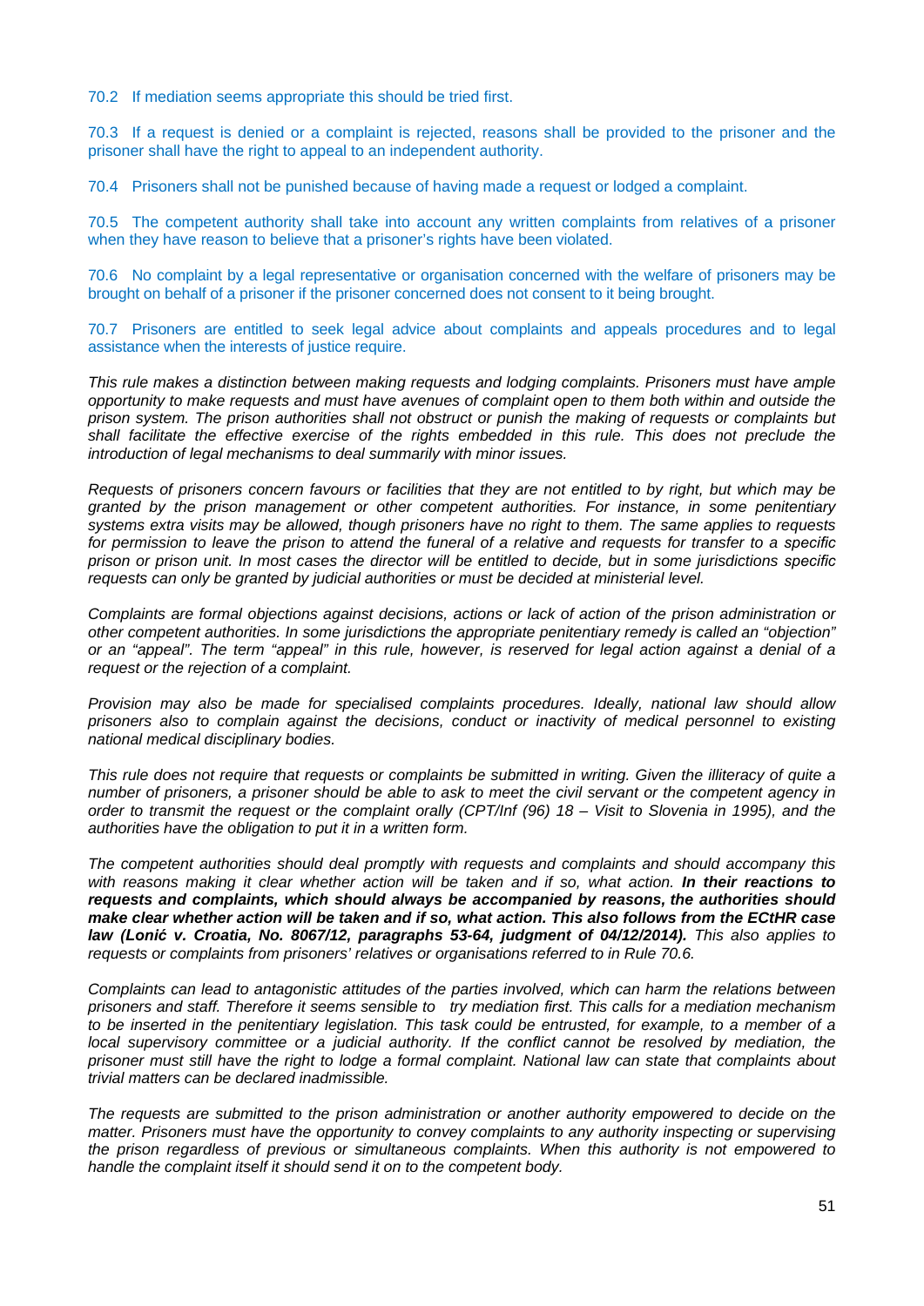70.2 If mediation seems appropriate this should be tried first.

70.3 If a request is denied or a complaint is rejected, reasons shall be provided to the prisoner and the prisoner shall have the right to appeal to an independent authority.

70.4 Prisoners shall not be punished because of having made a request or lodged a complaint.

70.5 The competent authority shall take into account any written complaints from relatives of a prisoner when they have reason to believe that a prisoner's rights have been violated.

70.6 No complaint by a legal representative or organisation concerned with the welfare of prisoners may be brought on behalf of a prisoner if the prisoner concerned does not consent to it being brought.

70.7 Prisoners are entitled to seek legal advice about complaints and appeals procedures and to legal assistance when the interests of justice require.

*This rule makes a distinction between making requests and lodging complaints. Prisoners must have ample opportunity to make requests and must have avenues of complaint open to them both within and outside the prison system. The prison authorities shall not obstruct or punish the making of requests or complaints but shall facilitate the effective exercise of the rights embedded in this rule. This does not preclude the introduction of legal mechanisms to deal summarily with minor issues.*

*Requests of prisoners concern favours or facilities that they are not entitled to by right, but which may be granted by the prison management or other competent authorities. For instance, in some penitentiary systems extra visits may be allowed, though prisoners have no right to them. The same applies to requests for permission to leave the prison to attend the funeral of a relative and requests for transfer to a specific prison or prison unit. In most cases the director will be entitled to decide, but in some jurisdictions specific requests can only be granted by judicial authorities or must be decided at ministerial level.*

*Complaints are formal objections against decisions, actions or lack of action of the prison administration or other competent authorities. In some jurisdictions the appropriate penitentiary remedy is called an "objection" or an "appeal". The term "appeal" in this rule, however, is reserved for legal action against a denial of a request or the rejection of a complaint.*

*Provision may also be made for specialised complaints procedures. Ideally, national law should allow prisoners also to complain against the decisions, conduct or inactivity of medical personnel to existing national medical disciplinary bodies.*

*This rule does not require that requests or complaints be submitted in writing. Given the illiteracy of quite a number of prisoners, a prisoner should be able to ask to meet the civil servant or the competent agency in order to transmit the request or the complaint orally (CPT/Inf (96) 18 – Visit to Slovenia in 1995), and the authorities have the obligation to put it in a written form.*

*The competent authorities should deal promptly with requests and complaints and should accompany this with reasons making it clear whether action will be taken and if so, what action.* ***In their reactions to requests and complaints, which should always be accompanied by reasons, the authorities should make clear whether action will be taken and if so, what action. This also follows from the ECtHR case law (Lonić v. Croatia, No. 8067/12, paragraphs 53-64, judgment of 04/12/2014).*** *This also applies to requests or complaints from prisoners' relatives or organisations referred to in Rule 70.6.*

*Complaints can lead to antagonistic attitudes of the parties involved, which can harm the relations between prisoners and staff. Therefore it seems sensible to try mediation first. This calls for a mediation mechanism to be inserted in the penitentiary legislation. This task could be entrusted, for example, to a member of a local supervisory committee or a judicial authority. If the conflict cannot be resolved by mediation, the prisoner must still have the right to lodge a formal complaint. National law can state that complaints about trivial matters can be declared inadmissible.*

*The requests are submitted to the prison administration or another authority empowered to decide on the matter. Prisoners must have the opportunity to convey complaints to any authority inspecting or supervising the prison regardless of previous or simultaneous complaints. When this authority is not empowered to handle the complaint itself it should send it on to the competent body.*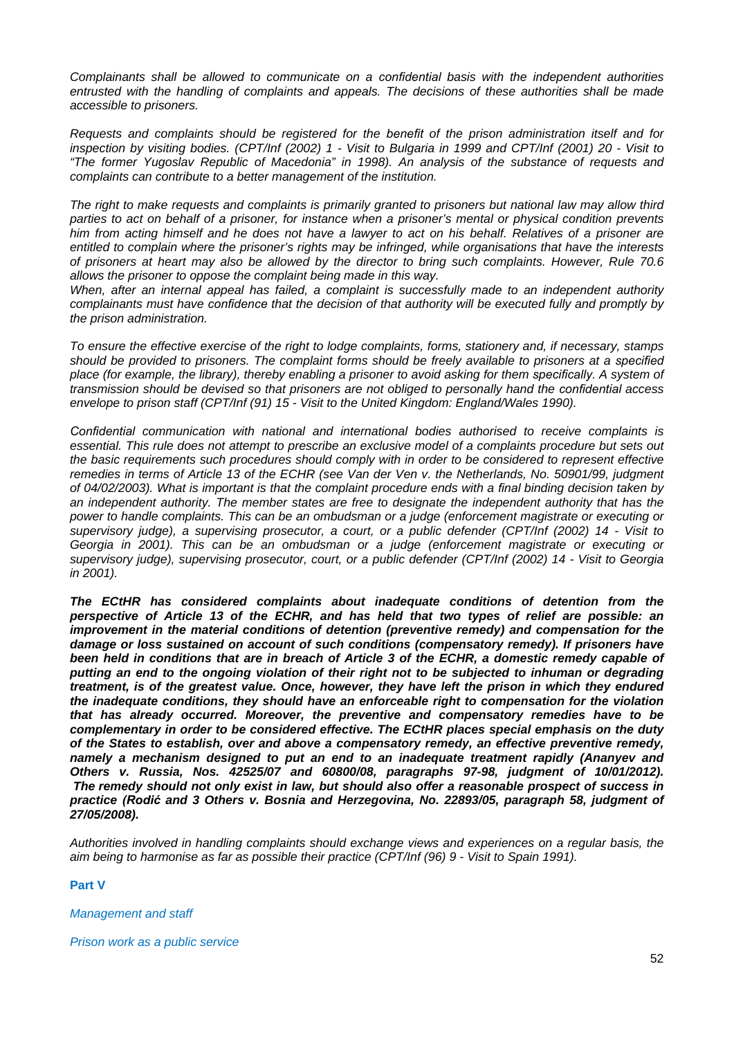*Complainants shall be allowed to communicate on a confidential basis with the independent authorities entrusted with the handling of complaints and appeals. The decisions of these authorities shall be made accessible to prisoners.*

*Requests and complaints should be registered for the benefit of the prison administration itself and for inspection by visiting bodies. (CPT/Inf (2002) 1 - Visit to Bulgaria in 1999 and CPT/Inf (2001) 20 - Visit to "The former Yugoslav Republic of Macedonia" in 1998). An analysis of the substance of requests and complaints can contribute to a better management of the institution.*

*The right to make requests and complaints is primarily granted to prisoners but national law may allow third parties to act on behalf of a prisoner, for instance when a prisoner's mental or physical condition prevents him from acting himself and he does not have a lawyer to act on his behalf. Relatives of a prisoner are entitled to complain where the prisoner's rights may be infringed, while organisations that have the interests of prisoners at heart may also be allowed by the director to bring such complaints. However, Rule 70.6 allows the prisoner to oppose the complaint being made in this way.*
*When, after an internal appeal has failed, a complaint is successfully made to an independent authority complainants must have confidence that the decision of that authority will be executed fully and promptly by the prison administration.*

*To ensure the effective exercise of the right to lodge complaints, forms, stationery and, if necessary, stamps should be provided to prisoners. The complaint forms should be freely available to prisoners at a specified place (for example, the library), thereby enabling a prisoner to avoid asking for them specifically. A system of transmission should be devised so that prisoners are not obliged to personally hand the confidential access envelope to prison staff (CPT/Inf (91) 15 - Visit to the United Kingdom: England/Wales 1990).*

*Confidential communication with national and international bodies authorised to receive complaints is essential. This rule does not attempt to prescribe an exclusive model of a complaints procedure but sets out the basic requirements such procedures should comply with in order to be considered to represent effective remedies in terms of Article 13 of the ECHR (see Van der Ven v. the Netherlands, No. 50901/99, judgment of 04/02/2003). What is important is that the complaint procedure ends with a final binding decision taken by an independent authority. The member states are free to designate the independent authority that has the power to handle complaints. This can be an ombudsman or a judge (enforcement magistrate or executing or supervisory judge), a supervising prosecutor, a court, or a public defender (CPT/Inf (2002) 14 - Visit to Georgia in 2001). This can be an ombudsman or a judge (enforcement magistrate or executing or supervisory judge), supervising prosecutor, court, or a public defender (CPT/Inf (2002) 14 - Visit to Georgia in 2001).*

***The ECtHR has considered complaints about inadequate conditions of detention from the perspective of Article 13 of the ECHR, and has held that two types of relief are possible: an improvement in the material conditions of detention (preventive remedy) and compensation for the damage or loss sustained on account of such conditions (compensatory remedy). If prisoners have been held in conditions that are in breach of Article 3 of the ECHR, a domestic remedy capable of putting an end to the ongoing violation of their right not to be subjected to inhuman or degrading treatment, is of the greatest value. Once, however, they have left the prison in which they endured the inadequate conditions, they should have an enforceable right to compensation for the violation that has already occurred. Moreover, the preventive and compensatory remedies have to be complementary in order to be considered effective. The ECtHR places special emphasis on the duty of the States to establish, over and above a compensatory remedy, an effective preventive remedy, namely a mechanism designed to put an end to an inadequate treatment rapidly (Ananyev and Others v. Russia, Nos. 42525/07 and 60800/08, paragraphs 97-98, judgment of 10/01/2012). The remedy should not only exist in law, but should also offer a reasonable prospect of success in practice (Rodić and 3 Others v. Bosnia and Herzegovina, No. 22893/05, paragraph 58, judgment of 27/05/2008).***

*Authorities involved in handling complaints should exchange views and experiences on a regular basis, the aim being to harmonise as far as possible their practice (CPT/Inf (96) 9 - Visit to Spain 1991).*

**Part V**

*Management and staff*

*Prison work as a public service*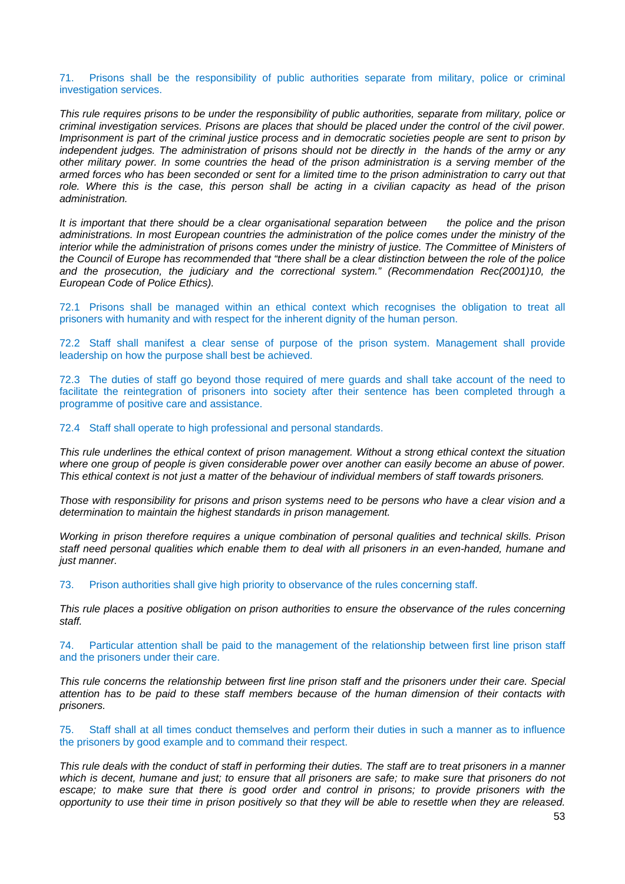71. Prisons shall be the responsibility of public authorities separate from military, police or criminal investigation services.

*This rule requires prisons to be under the responsibility of public authorities, separate from military, police or criminal investigation services. Prisons are places that should be placed under the control of the civil power. Imprisonment is part of the criminal justice process and in democratic societies people are sent to prison by independent judges. The administration of prisons should not be directly in the hands of the army or any other military power. In some countries the head of the prison administration is a serving member of the armed forces who has been seconded or sent for a limited time to the prison administration to carry out that role. Where this is the case, this person shall be acting in a civilian capacity as head of the prison administration.*

*It is important that there should be a clear organisational separation between the police and the prison administrations. In most European countries the administration of the police comes under the ministry of the interior while the administration of prisons comes under the ministry of justice. The Committee of Ministers of the Council of Europe has recommended that "there shall be a clear distinction between the role of the police and the prosecution, the judiciary and the correctional system." (Recommendation Rec(2001)10, the European Code of Police Ethics).*

72.1 Prisons shall be managed within an ethical context which recognises the obligation to treat all prisoners with humanity and with respect for the inherent dignity of the human person.

72.2 Staff shall manifest a clear sense of purpose of the prison system. Management shall provide leadership on how the purpose shall best be achieved.

72.3 The duties of staff go beyond those required of mere guards and shall take account of the need to facilitate the reintegration of prisoners into society after their sentence has been completed through a programme of positive care and assistance.

72.4 Staff shall operate to high professional and personal standards.

*This rule underlines the ethical context of prison management. Without a strong ethical context the situation where one group of people is given considerable power over another can easily become an abuse of power. This ethical context is not just a matter of the behaviour of individual members of staff towards prisoners.*

*Those with responsibility for prisons and prison systems need to be persons who have a clear vision and a determination to maintain the highest standards in prison management.*

*Working in prison therefore requires a unique combination of personal qualities and technical skills. Prison staff need personal qualities which enable them to deal with all prisoners in an even-handed, humane and just manner.*

73. Prison authorities shall give high priority to observance of the rules concerning staff.

*This rule places a positive obligation on prison authorities to ensure the observance of the rules concerning staff.*

74. Particular attention shall be paid to the management of the relationship between first line prison staff and the prisoners under their care.

*This rule concerns the relationship between first line prison staff and the prisoners under their care. Special attention has to be paid to these staff members because of the human dimension of their contacts with prisoners.*

75. Staff shall at all times conduct themselves and perform their duties in such a manner as to influence the prisoners by good example and to command their respect.

*This rule deals with the conduct of staff in performing their duties. The staff are to treat prisoners in a manner which is decent, humane and just; to ensure that all prisoners are safe; to make sure that prisoners do not escape; to make sure that there is good order and control in prisons; to provide prisoners with the opportunity to use their time in prison positively so that they will be able to resettle when they are released.*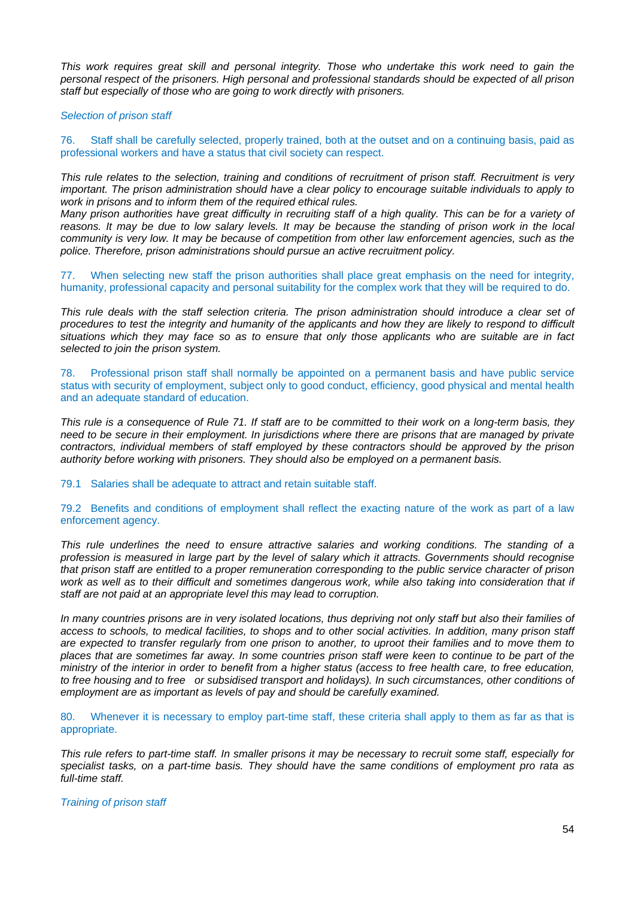*This work requires great skill and personal integrity. Those who undertake this work need to gain the personal respect of the prisoners. High personal and professional standards should be expected of all prison staff but especially of those who are going to work directly with prisoners.*

### *Selection of prison staff*

76. Staff shall be carefully selected, properly trained, both at the outset and on a continuing basis, paid as professional workers and have a status that civil society can respect.

*This rule relates to the selection, training and conditions of recruitment of prison staff. Recruitment is very important. The prison administration should have a clear policy to encourage suitable individuals to apply to work in prisons and to inform them of the required ethical rules.*
*Many prison authorities have great difficulty in recruiting staff of a high quality. This can be for a variety of reasons. It may be due to low salary levels. It may be because the standing of prison work in the local community is very low. It may be because of competition from other law enforcement agencies, such as the police. Therefore, prison administrations should pursue an active recruitment policy.*

77. When selecting new staff the prison authorities shall place great emphasis on the need for integrity, humanity, professional capacity and personal suitability for the complex work that they will be required to do.

*This rule deals with the staff selection criteria. The prison administration should introduce a clear set of procedures to test the integrity and humanity of the applicants and how they are likely to respond to difficult situations which they may face so as to ensure that only those applicants who are suitable are in fact selected to join the prison system.*

78. Professional prison staff shall normally be appointed on a permanent basis and have public service status with security of employment, subject only to good conduct, efficiency, good physical and mental health and an adequate standard of education.

*This rule is a consequence of Rule 71. If staff are to be committed to their work on a long-term basis, they need to be secure in their employment. In jurisdictions where there are prisons that are managed by private contractors, individual members of staff employed by these contractors should be approved by the prison authority before working with prisoners. They should also be employed on a permanent basis.*

79.1 Salaries shall be adequate to attract and retain suitable staff.

79.2 Benefits and conditions of employment shall reflect the exacting nature of the work as part of a law enforcement agency.

*This rule underlines the need to ensure attractive salaries and working conditions. The standing of a profession is measured in large part by the level of salary which it attracts. Governments should recognise that prison staff are entitled to a proper remuneration corresponding to the public service character of prison work as well as to their difficult and sometimes dangerous work, while also taking into consideration that if staff are not paid at an appropriate level this may lead to corruption.*

*In many countries prisons are in very isolated locations, thus depriving not only staff but also their families of access to schools, to medical facilities, to shops and to other social activities. In addition, many prison staff are expected to transfer regularly from one prison to another, to uproot their families and to move them to places that are sometimes far away. In some countries prison staff were keen to continue to be part of the ministry of the interior in order to benefit from a higher status (access to free health care, to free education, to free housing and to free or subsidised transport and holidays). In such circumstances, other conditions of employment are as important as levels of pay and should be carefully examined.*

80. Whenever it is necessary to employ part-time staff, these criteria shall apply to them as far as that is appropriate.

*This rule refers to part-time staff. In smaller prisons it may be necessary to recruit some staff, especially for specialist tasks, on a part-time basis. They should have the same conditions of employment pro rata as full-time staff.*

### *Training of prison staff*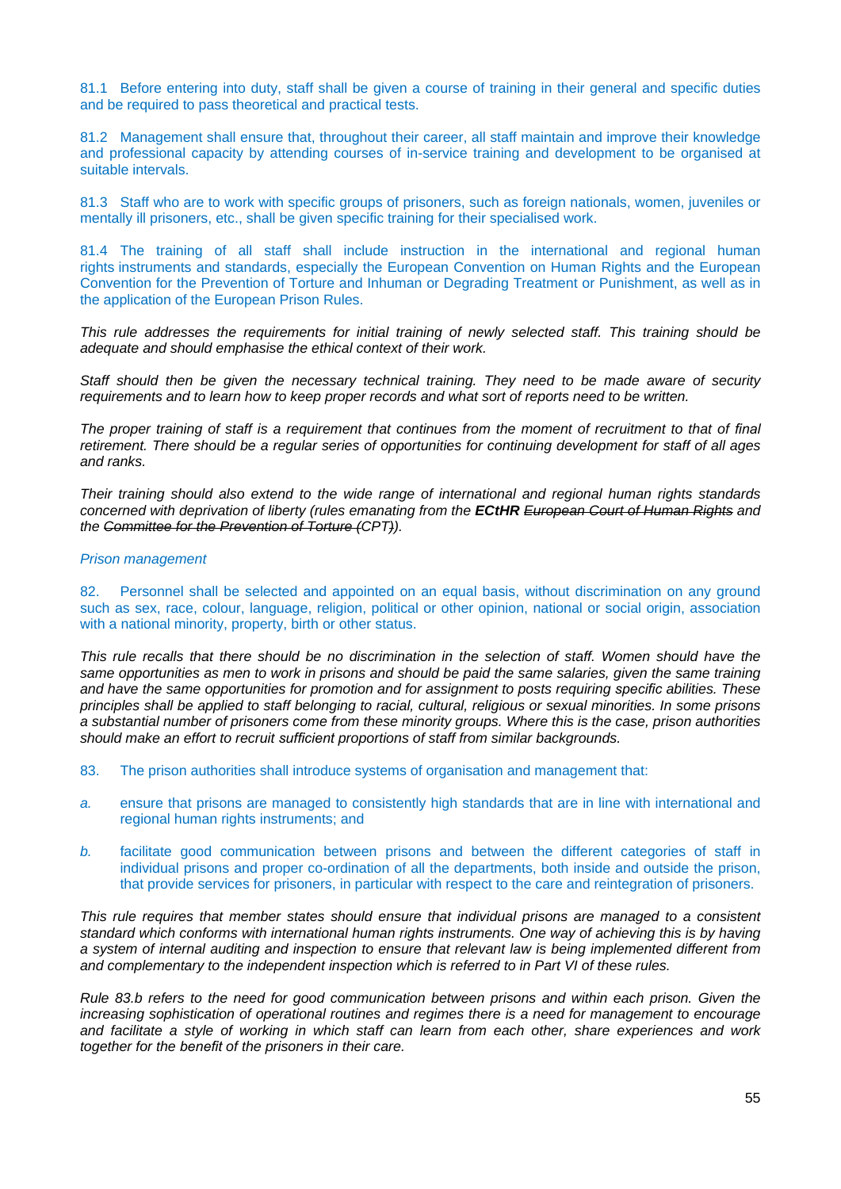81.1 Before entering into duty, staff shall be given a course of training in their general and specific duties and be required to pass theoretical and practical tests.

81.2 Management shall ensure that, throughout their career, all staff maintain and improve their knowledge and professional capacity by attending courses of in-service training and development to be organised at suitable intervals.

81.3 Staff who are to work with specific groups of prisoners, such as foreign nationals, women, juveniles or mentally ill prisoners, etc., shall be given specific training for their specialised work.

81.4 The training of all staff shall include instruction in the international and regional human rights instruments and standards, especially the European Convention on Human Rights and the European Convention for the Prevention of Torture and Inhuman or Degrading Treatment or Punishment, as well as in the application of the European Prison Rules.

*This rule addresses the requirements for initial training of newly selected staff. This training should be adequate and should emphasise the ethical context of their work.*

*Staff should then be given the necessary technical training. They need to be made aware of security requirements and to learn how to keep proper records and what sort of reports need to be written.*

*The proper training of staff is a requirement that continues from the moment of recruitment to that of final retirement. There should be a regular series of opportunities for continuing development for staff of all ages and ranks.*

*Their training should also extend to the wide range of international and regional human rights standards concerned with deprivation of liberty (rules emanating from the* ***ECtHR*** *~~European Court of Human Rights~~ and the ~~Committee for the Prevention of Torture (~~CPT~~)~~).*

*Prison management*

82. Personnel shall be selected and appointed on an equal basis, without discrimination on any ground such as sex, race, colour, language, religion, political or other opinion, national or social origin, association with a national minority, property, birth or other status.

*This rule recalls that there should be no discrimination in the selection of staff. Women should have the same opportunities as men to work in prisons and should be paid the same salaries, given the same training and have the same opportunities for promotion and for assignment to posts requiring specific abilities. These principles shall be applied to staff belonging to racial, cultural, religious or sexual minorities. In some prisons a substantial number of prisoners come from these minority groups. Where this is the case, prison authorities should make an effort to recruit sufficient proportions of staff from similar backgrounds.*

83. The prison authorities shall introduce systems of organisation and management that:

*a.* ensure that prisons are managed to consistently high standards that are in line with international and regional human rights instruments; and

*b.* facilitate good communication between prisons and between the different categories of staff in individual prisons and proper co-ordination of all the departments, both inside and outside the prison, that provide services for prisoners, in particular with respect to the care and reintegration of prisoners.

*This rule requires that member states should ensure that individual prisons are managed to a consistent standard which conforms with international human rights instruments. One way of achieving this is by having a system of internal auditing and inspection to ensure that relevant law is being implemented different from and complementary to the independent inspection which is referred to in Part VI of these rules.*

*Rule 83.b refers to the need for good communication between prisons and within each prison. Given the increasing sophistication of operational routines and regimes there is a need for management to encourage and facilitate a style of working in which staff can learn from each other, share experiences and work together for the benefit of the prisoners in their care.*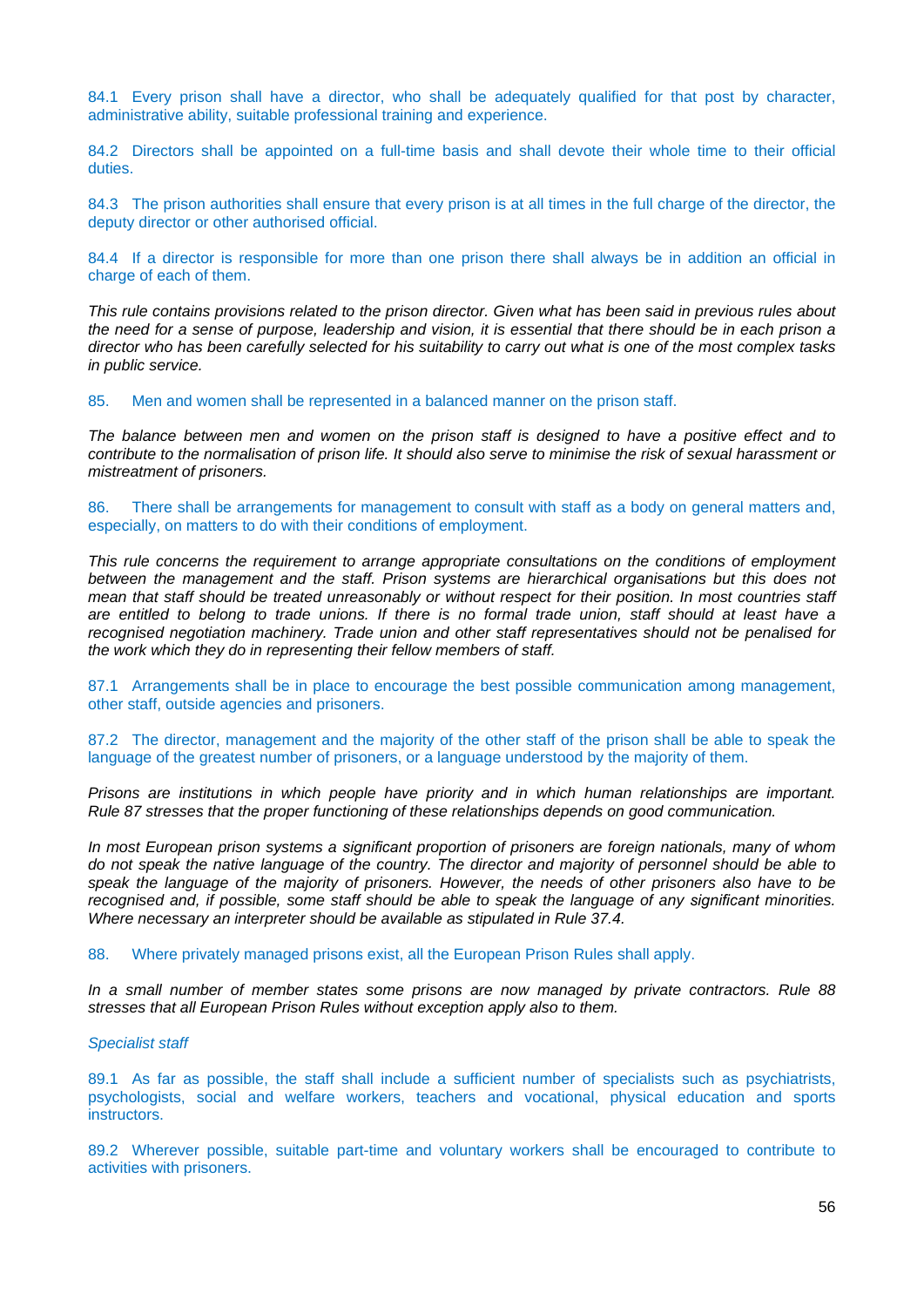84.1 Every prison shall have a director, who shall be adequately qualified for that post by character, administrative ability, suitable professional training and experience.

84.2 Directors shall be appointed on a full-time basis and shall devote their whole time to their official duties.

84.3 The prison authorities shall ensure that every prison is at all times in the full charge of the director, the deputy director or other authorised official.

84.4 If a director is responsible for more than one prison there shall always be in addition an official in charge of each of them.

*This rule contains provisions related to the prison director. Given what has been said in previous rules about the need for a sense of purpose, leadership and vision, it is essential that there should be in each prison a director who has been carefully selected for his suitability to carry out what is one of the most complex tasks in public service.*

85. Men and women shall be represented in a balanced manner on the prison staff.

*The balance between men and women on the prison staff is designed to have a positive effect and to contribute to the normalisation of prison life. It should also serve to minimise the risk of sexual harassment or mistreatment of prisoners.*

86. There shall be arrangements for management to consult with staff as a body on general matters and, especially, on matters to do with their conditions of employment.

*This rule concerns the requirement to arrange appropriate consultations on the conditions of employment between the management and the staff. Prison systems are hierarchical organisations but this does not mean that staff should be treated unreasonably or without respect for their position. In most countries staff are entitled to belong to trade unions. If there is no formal trade union, staff should at least have a recognised negotiation machinery. Trade union and other staff representatives should not be penalised for the work which they do in representing their fellow members of staff.*

87.1 Arrangements shall be in place to encourage the best possible communication among management, other staff, outside agencies and prisoners.

87.2 The director, management and the majority of the other staff of the prison shall be able to speak the language of the greatest number of prisoners, or a language understood by the majority of them.

*Prisons are institutions in which people have priority and in which human relationships are important. Rule 87 stresses that the proper functioning of these relationships depends on good communication.*

*In most European prison systems a significant proportion of prisoners are foreign nationals, many of whom do not speak the native language of the country. The director and majority of personnel should be able to speak the language of the majority of prisoners. However, the needs of other prisoners also have to be recognised and, if possible, some staff should be able to speak the language of any significant minorities. Where necessary an interpreter should be available as stipulated in Rule 37.4.*

88. Where privately managed prisons exist, all the European Prison Rules shall apply.

*In a small number of member states some prisons are now managed by private contractors. Rule 88 stresses that all European Prison Rules without exception apply also to them.*

*Specialist staff*

89.1 As far as possible, the staff shall include a sufficient number of specialists such as psychiatrists, psychologists, social and welfare workers, teachers and vocational, physical education and sports instructors.

89.2 Wherever possible, suitable part-time and voluntary workers shall be encouraged to contribute to activities with prisoners.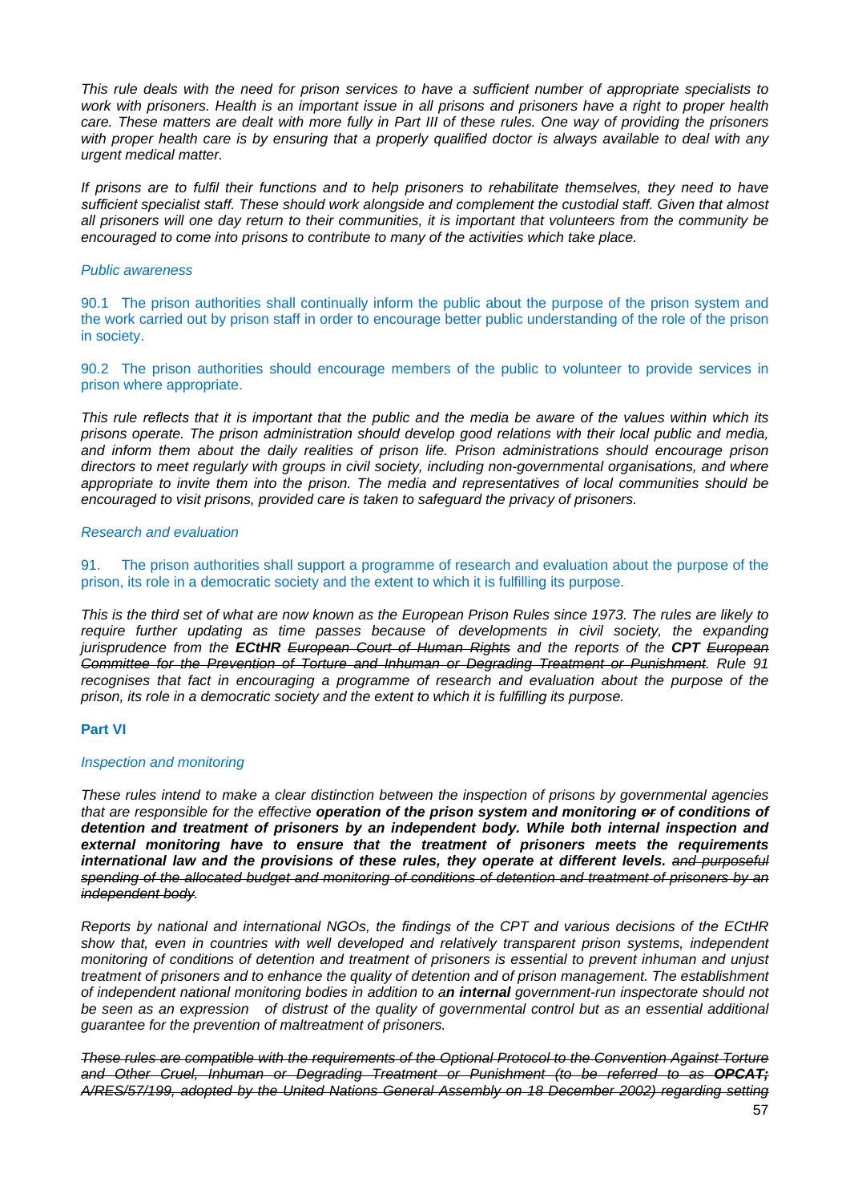*This rule deals with the need for prison services to have a sufficient number of appropriate specialists to work with prisoners. Health is an important issue in all prisons and prisoners have a right to proper health care. These matters are dealt with more fully in Part III of these rules. One way of providing the prisoners with proper health care is by ensuring that a properly qualified doctor is always available to deal with any urgent medical matter.*

*If prisons are to fulfil their functions and to help prisoners to rehabilitate themselves, they need to have sufficient specialist staff. These should work alongside and complement the custodial staff. Given that almost all prisoners will one day return to their communities, it is important that volunteers from the community be encouraged to come into prisons to contribute to many of the activities which take place.*

*Public awareness*

90.1 The prison authorities shall continually inform the public about the purpose of the prison system and the work carried out by prison staff in order to encourage better public understanding of the role of the prison in society.

90.2 The prison authorities should encourage members of the public to volunteer to provide services in prison where appropriate.

*This rule reflects that it is important that the public and the media be aware of the values within which its prisons operate. The prison administration should develop good relations with their local public and media, and inform them about the daily realities of prison life. Prison administrations should encourage prison directors to meet regularly with groups in civil society, including non-governmental organisations, and where appropriate to invite them into the prison. The media and representatives of local communities should be encouraged to visit prisons, provided care is taken to safeguard the privacy of prisoners.*

*Research and evaluation*

91. The prison authorities shall support a programme of research and evaluation about the purpose of the prison, its role in a democratic society and the extent to which it is fulfilling its purpose.

*This is the third set of what are now known as the European Prison Rules since 1973. The rules are likely to require further updating as time passes because of developments in civil society, the expanding jurisprudence from the* ***ECtHR*** *~~European Court of Human Rights~~ and the reports of the* ***CPT*** *~~European Committee for the Prevention of Torture and Inhuman or Degrading Treatment or Punishment~~. Rule 91 recognises that fact in encouraging a programme of research and evaluation about the purpose of the prison, its role in a democratic society and the extent to which it is fulfilling its purpose.*

**Part VI**

*Inspection and monitoring*

*These rules intend to make a clear distinction between the inspection of prisons by governmental agencies that are responsible for the effective* ***operation of the prison system and monitoring*** *~~or~~* ***of conditions of detention and treatment of prisoners by an independent body. While both internal inspection and external monitoring have to ensure that the treatment of prisoners meets the requirements international law and the provisions of these rules, they operate at different levels.*** *~~and purposeful spending of the allocated budget and monitoring of conditions of detention and treatment of prisoners by an independent body.~~*

*Reports by national and international NGOs, the findings of the CPT and various decisions of the ECtHR show that, even in countries with well developed and relatively transparent prison systems, independent monitoring of conditions of detention and treatment of prisoners is essential to prevent inhuman and unjust treatment of prisoners and to enhance the quality of detention and of prison management. The establishment of independent national monitoring bodies in addition to a****n internal*** *government-run inspectorate should not be seen as an expression of distrust of the quality of governmental control but as an essential additional guarantee for the prevention of maltreatment of prisoners.*

*~~These rules are compatible with the requirements of the Optional Protocol to the Convention Against Torture and Other Cruel, Inhuman or Degrading Treatment or Punishment (to be referred to as~~* ***~~OPCAT;~~*** *~~A/RES/57/199, adopted by the United Nations General Assembly on 18 December 2002) regarding setting~~*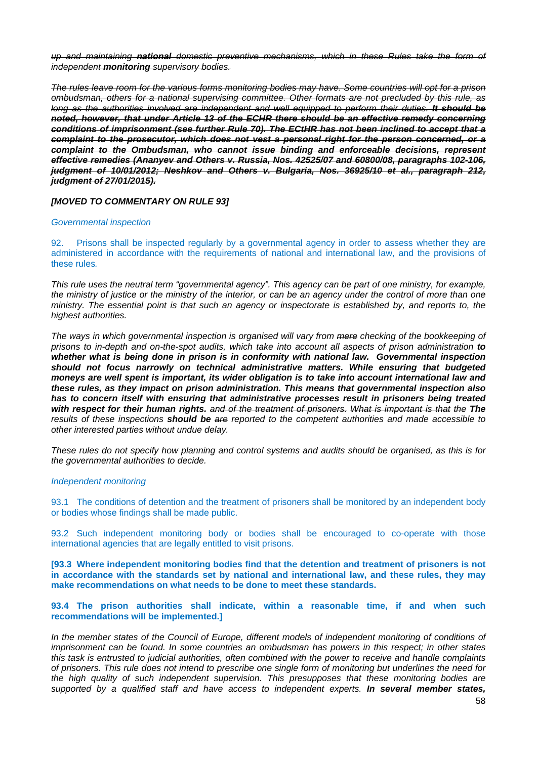~~*up and maintaining **national** domestic preventive mechanisms, which in these Rules take the form of independent **monitoring** supervisory bodies.*~~

~~*The rules leave room for the various forms monitoring bodies may have. Some countries will opt for a prison ombudsman, others for a national supervising committee. Other formats are not precluded by this rule, as long as the authorities involved are independent and well equipped to perform their duties. **It should be noted, however, that under Article 13 of the ECHR there should be an effective remedy concerning conditions of imprisonment (see further Rule 70). The ECtHR has not been inclined to accept that a complaint to the prosecutor, which does not vest a personal right for the person concerned, or a complaint to the Ombudsman, who cannot issue binding and enforceable decisions, represent effective remedies (Ananyev and Others v. Russia, Nos. 42525/07 and 60800/08, paragraphs 102-106, judgment of 10/01/2012; Neshkov and Others v. Bulgaria, Nos. 36925/10 et al., paragraph 212, judgment of 27/01/2015).***~~

***[MOVED TO COMMENTARY ON RULE 93]***

*Governmental inspection*

92. Prisons shall be inspected regularly by a governmental agency in order to assess whether they are administered in accordance with the requirements of national and international law, and the provisions of these rules.

*This rule uses the neutral term "governmental agency". This agency can be part of one ministry, for example, the ministry of justice or the ministry of the interior, or can be an agency under the control of more than one ministry. The essential point is that such an agency or inspectorate is established by, and reports to, the highest authorities.*

*The ways in which governmental inspection is organised will vary from ~~mere~~ checking of the bookkeeping of prisons to in-depth and on-the-spot audits, which take into account all aspects of prison administration **to whether what is being done in prison is in conformity with national law. Governmental inspection should not focus narrowly on technical administrative matters. While ensuring that budgeted moneys are well spent is important, its wider obligation is to take into account international law and these rules, as they impact on prison administration. This means that governmental inspection also has to concern itself with ensuring that administrative processes result in prisoners being treated with respect for their human rights.** ~~and of the treatment of prisoners. What is important is that the~~ **The** results of these inspections **should be** ~~are~~ reported to the competent authorities and made accessible to other interested parties without undue delay.*

*These rules do not specify how planning and control systems and audits should be organised, as this is for the governmental authorities to decide.*

*Independent monitoring*

93.1 The conditions of detention and the treatment of prisoners shall be monitored by an independent body or bodies whose findings shall be made public.

93.2 Such independent monitoring body or bodies shall be encouraged to co-operate with those international agencies that are legally entitled to visit prisons.

**[93.3 Where independent monitoring bodies find that the detention and treatment of prisoners is not in accordance with the standards set by national and international law, and these rules, they may make recommendations on what needs to be done to meet these standards.**

**93.4 The prison authorities shall indicate, within a reasonable time, if and when such recommendations will be implemented.]**

*In the member states of the Council of Europe, different models of independent monitoring of conditions of imprisonment can be found. In some countries an ombudsman has powers in this respect; in other states this task is entrusted to judicial authorities, often combined with the power to receive and handle complaints of prisoners. This rule does not intend to prescribe one single form of monitoring but underlines the need for the high quality of such independent supervision. This presupposes that these monitoring bodies are supported by a qualified staff and have access to independent experts. **In several member states,***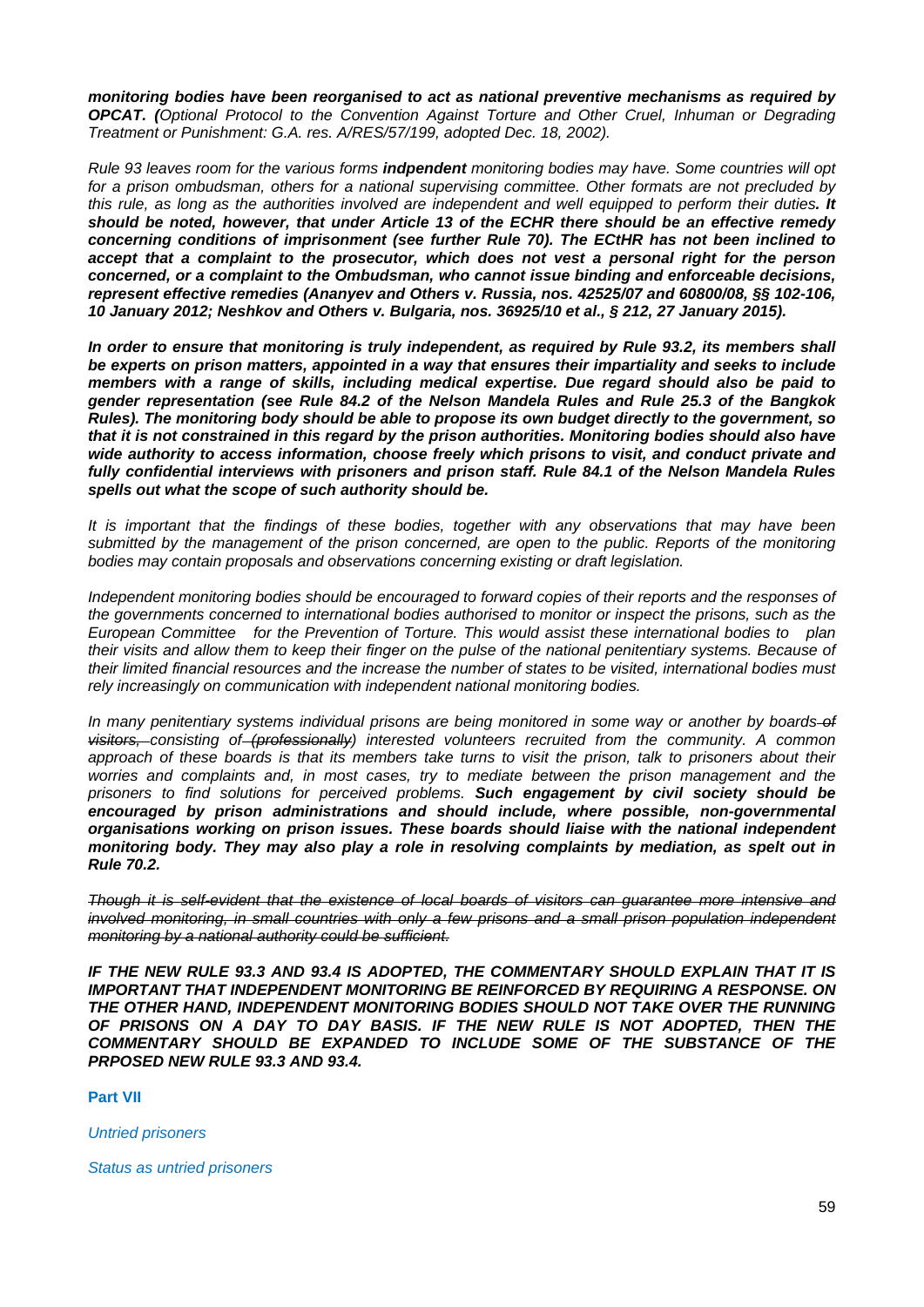***monitoring bodies have been reorganised to act as national preventive mechanisms as required by OPCAT. (****Optional Protocol to the Convention Against Torture and Other Cruel, Inhuman or Degrading Treatment or Punishment: G.A. res. A/RES/57/199, adopted Dec. 18, 2002).*

*Rule 93 leaves room for the various forms* ***indpendent*** *monitoring bodies may have. Some countries will opt for a prison ombudsman, others for a national supervising committee. Other formats are not precluded by this rule, as long as the authorities involved are independent and well equipped to perform their duties****. It should be noted, however, that under Article 13 of the ECHR there should be an effective remedy concerning conditions of imprisonment (see further Rule 70). The ECtHR has not been inclined to accept that a complaint to the prosecutor, which does not vest a personal right for the person concerned, or a complaint to the Ombudsman, who cannot issue binding and enforceable decisions, represent effective remedies (Ananyev and Others v. Russia, nos. 42525/07 and 60800/08, §§ 102-106, 10 January 2012; Neshkov and Others v. Bulgaria, nos. 36925/10 et al., § 212, 27 January 2015).***

***In order to ensure that monitoring is truly independent, as required by Rule 93.2, its members shall be experts on prison matters, appointed in a way that ensures their impartiality and seeks to include members with a range of skills, including medical expertise. Due regard should also be paid to gender representation (see Rule 84.2 of the Nelson Mandela Rules and Rule 25.3 of the Bangkok Rules). The monitoring body should be able to propose its own budget directly to the government, so that it is not constrained in this regard by the prison authorities. Monitoring bodies should also have wide authority to access information, choose freely which prisons to visit, and conduct private and fully confidential interviews with prisoners and prison staff. Rule 84.1 of the Nelson Mandela Rules spells out what the scope of such authority should be.***

*It is important that the findings of these bodies, together with any observations that may have been submitted by the management of the prison concerned, are open to the public. Reports of the monitoring bodies may contain proposals and observations concerning existing or draft legislation.*

*Independent monitoring bodies should be encouraged to forward copies of their reports and the responses of the governments concerned to international bodies authorised to monitor or inspect the prisons, such as the European Committee for the Prevention of Torture. This would assist these international bodies to plan their visits and allow them to keep their finger on the pulse of the national penitentiary systems. Because of their limited financial resources and the increase the number of states to be visited, international bodies must rely increasingly on communication with independent national monitoring bodies.*

*In many penitentiary systems individual prisons are being monitored in some way or another by boards ~~of visitors,~~ consisting of ~~(professionally)~~ interested volunteers recruited from the community. A common approach of these boards is that its members take turns to visit the prison, talk to prisoners about their worries and complaints and, in most cases, try to mediate between the prison management and the prisoners to find solutions for perceived problems.* ***Such engagement by civil society should be encouraged by prison administrations and should include, where possible, non-governmental organisations working on prison issues. These boards should liaise with the national independent monitoring body. They may also play a role in resolving complaints by mediation, as spelt out in Rule 70.2.***

~~*Though it is self-evident that the existence of local boards of visitors can guarantee more intensive and involved monitoring, in small countries with only a few prisons and a small prison population independent monitoring by a national authority could be sufficient.*~~

***IF THE NEW RULE 93.3 AND 93.4 IS ADOPTED, THE COMMENTARY SHOULD EXPLAIN THAT IT IS IMPORTANT THAT INDEPENDENT MONITORING BE REINFORCED BY REQUIRING A RESPONSE. ON THE OTHER HAND, INDEPENDENT MONITORING BODIES SHOULD NOT TAKE OVER THE RUNNING OF PRISONS ON A DAY TO DAY BASIS. IF THE NEW RULE IS NOT ADOPTED, THEN THE COMMENTARY SHOULD BE EXPANDED TO INCLUDE SOME OF THE SUBSTANCE OF THE PRPOSED NEW RULE 93.3 AND 93.4.***

## Part VII

*Untried prisoners*

*Status as untried prisoners*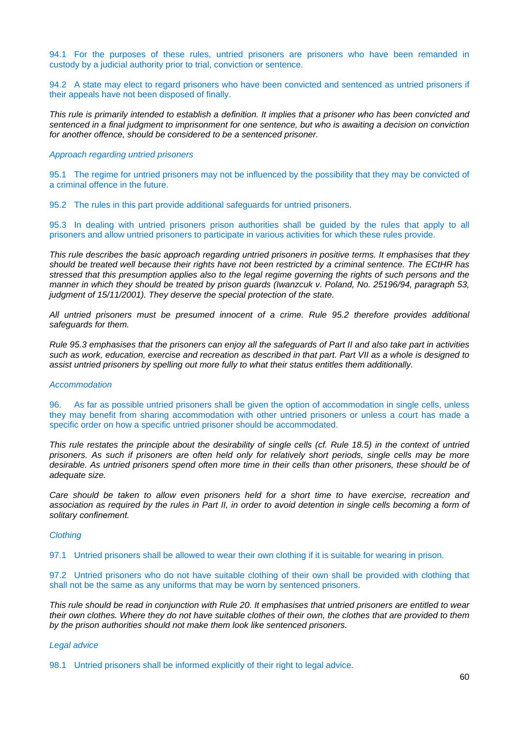94.1 For the purposes of these rules, untried prisoners are prisoners who have been remanded in custody by a judicial authority prior to trial, conviction or sentence.

94.2 A state may elect to regard prisoners who have been convicted and sentenced as untried prisoners if their appeals have not been disposed of finally.

*This rule is primarily intended to establish a definition. It implies that a prisoner who has been convicted and sentenced in a final judgment to imprisonment for one sentence, but who is awaiting a decision on conviction for another offence, should be considered to be a sentenced prisoner.*

*Approach regarding untried prisoners*

95.1 The regime for untried prisoners may not be influenced by the possibility that they may be convicted of a criminal offence in the future.

95.2 The rules in this part provide additional safeguards for untried prisoners.

95.3 In dealing with untried prisoners prison authorities shall be guided by the rules that apply to all prisoners and allow untried prisoners to participate in various activities for which these rules provide.

*This rule describes the basic approach regarding untried prisoners in positive terms. It emphasises that they should be treated well because their rights have not been restricted by a criminal sentence. The ECtHR has stressed that this presumption applies also to the legal regime governing the rights of such persons and the manner in which they should be treated by prison guards (Iwanzcuk v. Poland, No. 25196/94, paragraph 53, judgment of 15/11/2001). They deserve the special protection of the state.*

*All untried prisoners must be presumed innocent of a crime. Rule 95.2 therefore provides additional safeguards for them.*

*Rule 95.3 emphasises that the prisoners can enjoy all the safeguards of Part II and also take part in activities such as work, education, exercise and recreation as described in that part. Part VII as a whole is designed to assist untried prisoners by spelling out more fully to what their status entitles them additionally.*

*Accommodation*

96. As far as possible untried prisoners shall be given the option of accommodation in single cells, unless they may benefit from sharing accommodation with other untried prisoners or unless a court has made a specific order on how a specific untried prisoner should be accommodated.

*This rule restates the principle about the desirability of single cells (cf. Rule 18.5) in the context of untried prisoners. As such if prisoners are often held only for relatively short periods, single cells may be more desirable. As untried prisoners spend often more time in their cells than other prisoners, these should be of adequate size.*

*Care should be taken to allow even prisoners held for a short time to have exercise, recreation and association as required by the rules in Part II, in order to avoid detention in single cells becoming a form of solitary confinement.*

*Clothing*

97.1 Untried prisoners shall be allowed to wear their own clothing if it is suitable for wearing in prison.

97.2 Untried prisoners who do not have suitable clothing of their own shall be provided with clothing that shall not be the same as any uniforms that may be worn by sentenced prisoners.

*This rule should be read in conjunction with Rule 20. It emphasises that untried prisoners are entitled to wear their own clothes. Where they do not have suitable clothes of their own, the clothes that are provided to them by the prison authorities should not make them look like sentenced prisoners.*

*Legal advice*

98.1 Untried prisoners shall be informed explicitly of their right to legal advice.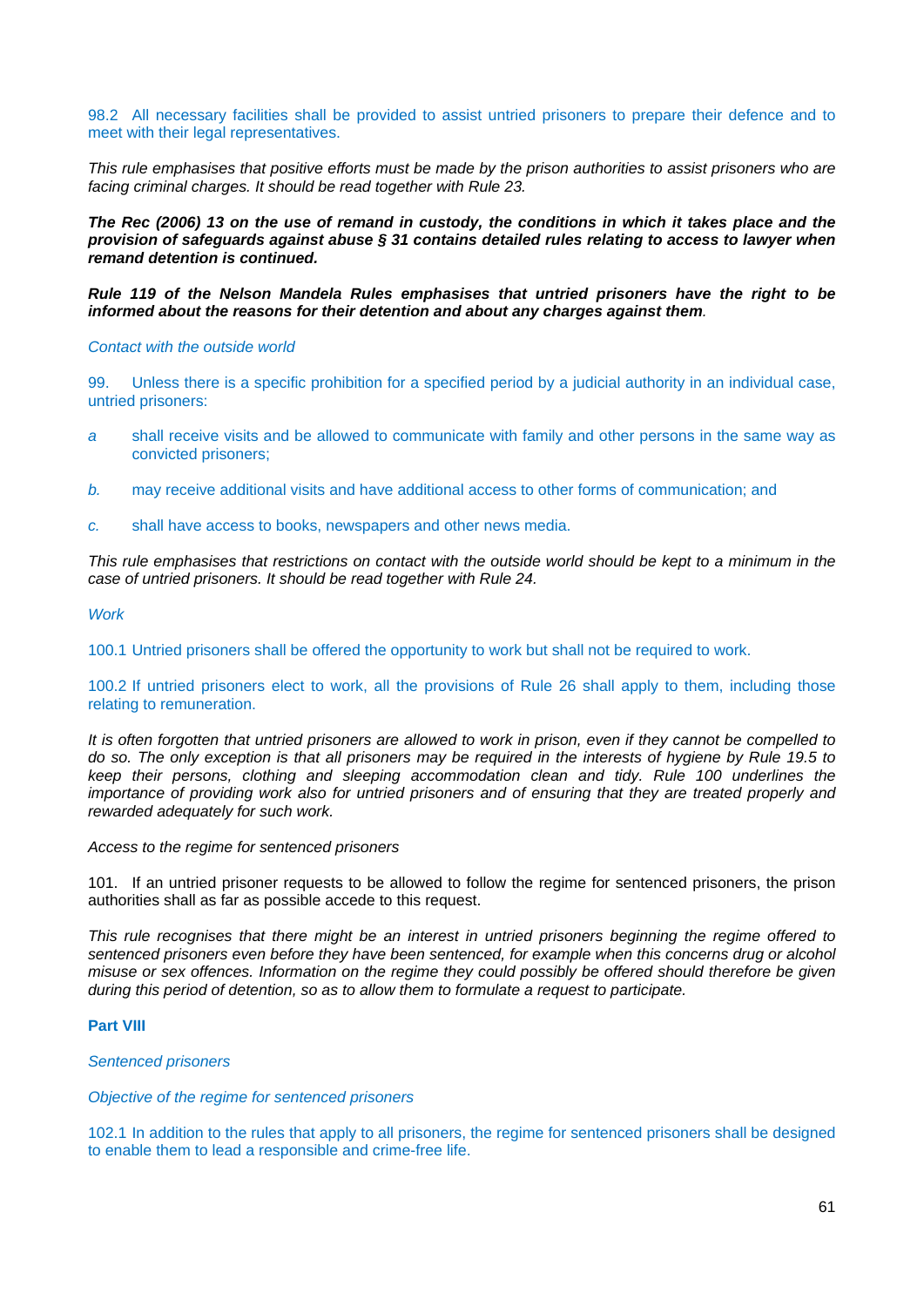98.2 All necessary facilities shall be provided to assist untried prisoners to prepare their defence and to meet with their legal representatives.

*This rule emphasises that positive efforts must be made by the prison authorities to assist prisoners who are facing criminal charges. It should be read together with Rule 23.*

***The Rec (2006) 13 on the use of remand in custody, the conditions in which it takes place and the provision of safeguards against abuse § 31 contains detailed rules relating to access to lawyer when remand detention is continued.***

***Rule 119 of the Nelson Mandela Rules emphasises that untried prisoners have the right to be informed about the reasons for their detention and about any charges against them**.*

*Contact with the outside world*

99. Unless there is a specific prohibition for a specified period by a judicial authority in an individual case, untried prisoners:

*a* shall receive visits and be allowed to communicate with family and other persons in the same way as convicted prisoners;

*b.* may receive additional visits and have additional access to other forms of communication; and

*c.* shall have access to books, newspapers and other news media.

*This rule emphasises that restrictions on contact with the outside world should be kept to a minimum in the case of untried prisoners. It should be read together with Rule 24.*

*Work*

100.1 Untried prisoners shall be offered the opportunity to work but shall not be required to work.

100.2 If untried prisoners elect to work, all the provisions of Rule 26 shall apply to them, including those relating to remuneration.

*It is often forgotten that untried prisoners are allowed to work in prison, even if they cannot be compelled to do so. The only exception is that all prisoners may be required in the interests of hygiene by Rule 19.5 to keep their persons, clothing and sleeping accommodation clean and tidy. Rule 100 underlines the importance of providing work also for untried prisoners and of ensuring that they are treated properly and rewarded adequately for such work.*

*Access to the regime for sentenced prisoners*

101. If an untried prisoner requests to be allowed to follow the regime for sentenced prisoners, the prison authorities shall as far as possible accede to this request.

*This rule recognises that there might be an interest in untried prisoners beginning the regime offered to sentenced prisoners even before they have been sentenced, for example when this concerns drug or alcohol misuse or sex offences. Information on the regime they could possibly be offered should therefore be given during this period of detention, so as to allow them to formulate a request to participate.*

## Part VIII

*Sentenced prisoners*

*Objective of the regime for sentenced prisoners*

102.1 In addition to the rules that apply to all prisoners, the regime for sentenced prisoners shall be designed to enable them to lead a responsible and crime-free life.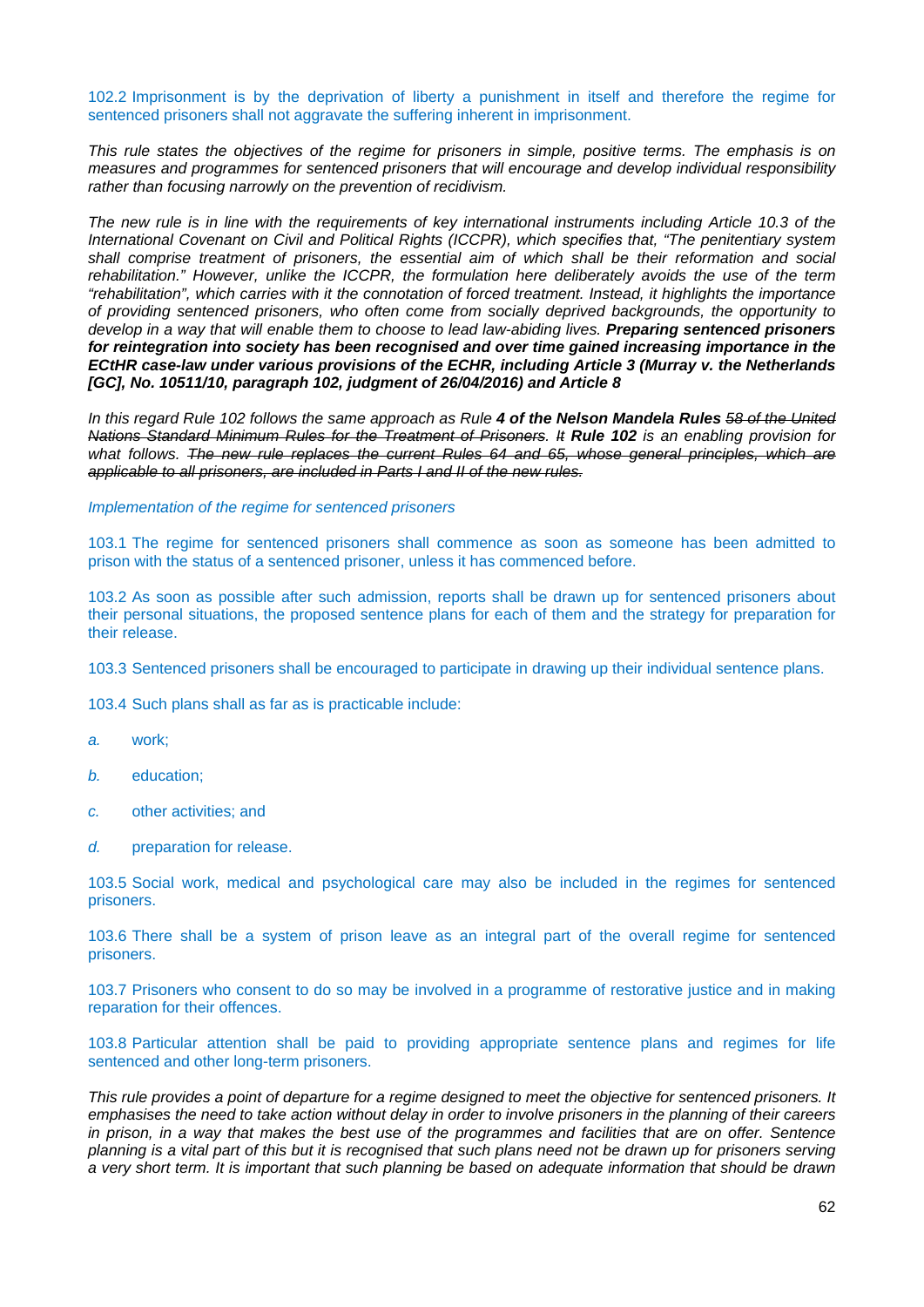102.2 Imprisonment is by the deprivation of liberty a punishment in itself and therefore the regime for sentenced prisoners shall not aggravate the suffering inherent in imprisonment.

*This rule states the objectives of the regime for prisoners in simple, positive terms. The emphasis is on measures and programmes for sentenced prisoners that will encourage and develop individual responsibility rather than focusing narrowly on the prevention of recidivism.*

*The new rule is in line with the requirements of key international instruments including Article 10.3 of the International Covenant on Civil and Political Rights (ICCPR), which specifies that, "The penitentiary system shall comprise treatment of prisoners, the essential aim of which shall be their reformation and social rehabilitation." However, unlike the ICCPR, the formulation here deliberately avoids the use of the term "rehabilitation", which carries with it the connotation of forced treatment. Instead, it highlights the importance of providing sentenced prisoners, who often come from socially deprived backgrounds, the opportunity to develop in a way that will enable them to choose to lead law-abiding lives.* ***Preparing sentenced prisoners for reintegration into society has been recognised and over time gained increasing importance in the ECtHR case-law under various provisions of the ECHR, including Article 3 (Murray v. the Netherlands [GC], No. 10511/10, paragraph 102, judgment of 26/04/2016) and Article 8***

*In this regard Rule 102 follows the same approach as Rule* ***4 of the Nelson Mandela Rules*** *~~58 of the United Nations Standard Minimum Rules for the Treatment of Prisoners.~~ ~~It~~* ***Rule 102*** *is an enabling provision for what follows. ~~The new rule replaces the current Rules 64 and 65, whose general principles, which are applicable to all prisoners, are included in Parts I and II of the new rules.~~*

*Implementation of the regime for sentenced prisoners*

103.1 The regime for sentenced prisoners shall commence as soon as someone has been admitted to prison with the status of a sentenced prisoner, unless it has commenced before.

103.2 As soon as possible after such admission, reports shall be drawn up for sentenced prisoners about their personal situations, the proposed sentence plans for each of them and the strategy for preparation for their release.

103.3 Sentenced prisoners shall be encouraged to participate in drawing up their individual sentence plans.

103.4 Such plans shall as far as is practicable include:

*a.* work;

*b.* education;

*c.* other activities; and

*d.* preparation for release.

103.5 Social work, medical and psychological care may also be included in the regimes for sentenced prisoners.

103.6 There shall be a system of prison leave as an integral part of the overall regime for sentenced prisoners.

103.7 Prisoners who consent to do so may be involved in a programme of restorative justice and in making reparation for their offences.

103.8 Particular attention shall be paid to providing appropriate sentence plans and regimes for life sentenced and other long-term prisoners.

*This rule provides a point of departure for a regime designed to meet the objective for sentenced prisoners. It emphasises the need to take action without delay in order to involve prisoners in the planning of their careers in prison, in a way that makes the best use of the programmes and facilities that are on offer. Sentence planning is a vital part of this but it is recognised that such plans need not be drawn up for prisoners serving a very short term. It is important that such planning be based on adequate information that should be drawn*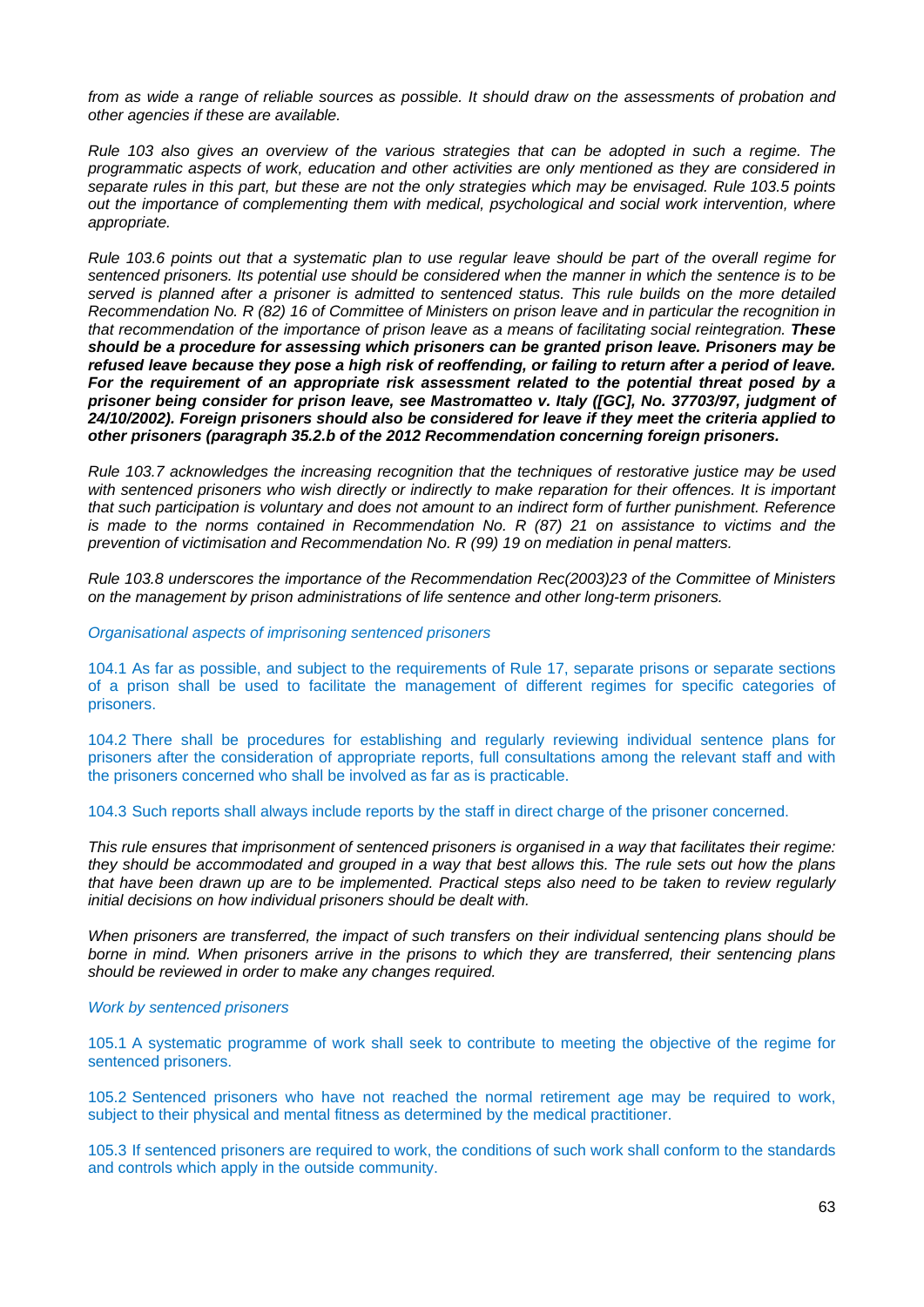*from as wide a range of reliable sources as possible. It should draw on the assessments of probation and other agencies if these are available.*

*Rule 103 also gives an overview of the various strategies that can be adopted in such a regime. The programmatic aspects of work, education and other activities are only mentioned as they are considered in separate rules in this part, but these are not the only strategies which may be envisaged. Rule 103.5 points out the importance of complementing them with medical, psychological and social work intervention, where appropriate.*

*Rule 103.6 points out that a systematic plan to use regular leave should be part of the overall regime for sentenced prisoners. Its potential use should be considered when the manner in which the sentence is to be served is planned after a prisoner is admitted to sentenced status. This rule builds on the more detailed Recommendation No. R (82) 16 of Committee of Ministers on prison leave and in particular the recognition in that recommendation of the importance of prison leave as a means of facilitating social reintegration.* ***These should be a procedure for assessing which prisoners can be granted prison leave. Prisoners may be refused leave because they pose a high risk of reoffending, or failing to return after a period of leave. For the requirement of an appropriate risk assessment related to the potential threat posed by a prisoner being consider for prison leave, see Mastromatteo v. Italy ([GC], No. 37703/97, judgment of 24/10/2002). Foreign prisoners should also be considered for leave if they meet the criteria applied to other prisoners (paragraph 35.2.b of the 2012 Recommendation concerning foreign prisoners.***

*Rule 103.7 acknowledges the increasing recognition that the techniques of restorative justice may be used with sentenced prisoners who wish directly or indirectly to make reparation for their offences. It is important that such participation is voluntary and does not amount to an indirect form of further punishment. Reference is made to the norms contained in Recommendation No. R (87) 21 on assistance to victims and the prevention of victimisation and Recommendation No. R (99) 19 on mediation in penal matters.*

*Rule 103.8 underscores the importance of the Recommendation Rec(2003)23 of the Committee of Ministers on the management by prison administrations of life sentence and other long-term prisoners.*

*Organisational aspects of imprisoning sentenced prisoners*

104.1 As far as possible, and subject to the requirements of Rule 17, separate prisons or separate sections of a prison shall be used to facilitate the management of different regimes for specific categories of prisoners.

104.2 There shall be procedures for establishing and regularly reviewing individual sentence plans for prisoners after the consideration of appropriate reports, full consultations among the relevant staff and with the prisoners concerned who shall be involved as far as is practicable.

104.3 Such reports shall always include reports by the staff in direct charge of the prisoner concerned.

*This rule ensures that imprisonment of sentenced prisoners is organised in a way that facilitates their regime: they should be accommodated and grouped in a way that best allows this. The rule sets out how the plans that have been drawn up are to be implemented. Practical steps also need to be taken to review regularly initial decisions on how individual prisoners should be dealt with.*

*When prisoners are transferred, the impact of such transfers on their individual sentencing plans should be borne in mind. When prisoners arrive in the prisons to which they are transferred, their sentencing plans should be reviewed in order to make any changes required.*

*Work by sentenced prisoners*

105.1 A systematic programme of work shall seek to contribute to meeting the objective of the regime for sentenced prisoners.

105.2 Sentenced prisoners who have not reached the normal retirement age may be required to work, subject to their physical and mental fitness as determined by the medical practitioner.

105.3 If sentenced prisoners are required to work, the conditions of such work shall conform to the standards and controls which apply in the outside community.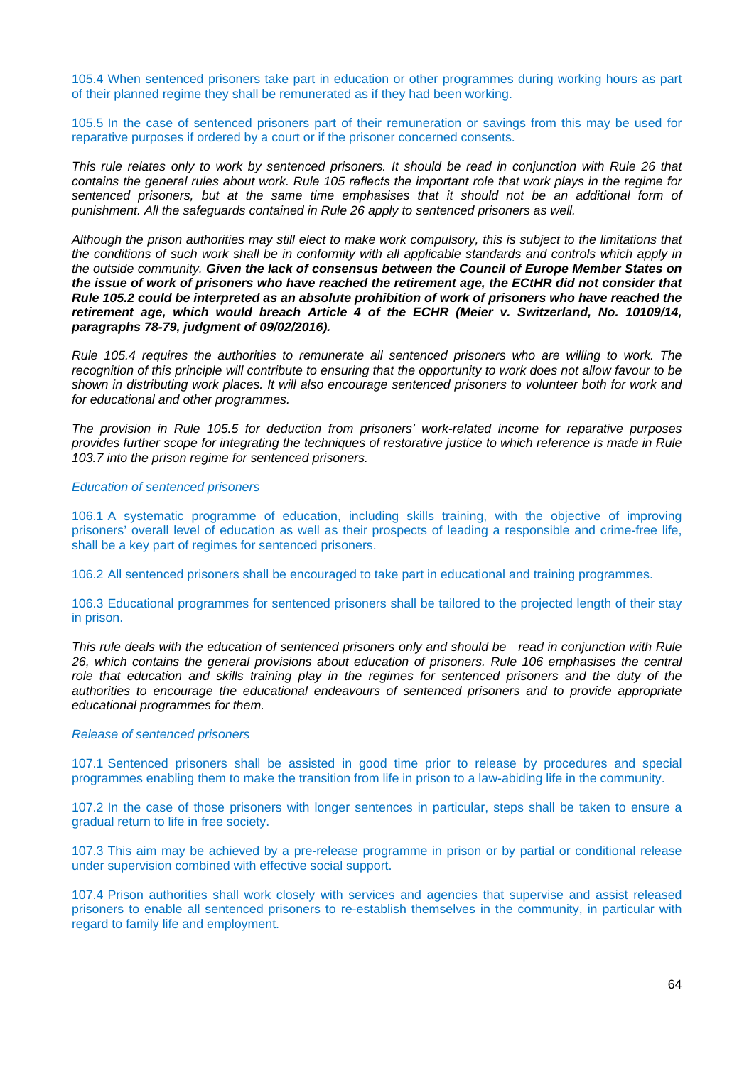105.4 When sentenced prisoners take part in education or other programmes during working hours as part of their planned regime they shall be remunerated as if they had been working.

105.5 In the case of sentenced prisoners part of their remuneration or savings from this may be used for reparative purposes if ordered by a court or if the prisoner concerned consents.

*This rule relates only to work by sentenced prisoners. It should be read in conjunction with Rule 26 that contains the general rules about work. Rule 105 reflects the important role that work plays in the regime for sentenced prisoners, but at the same time emphasises that it should not be an additional form of punishment. All the safeguards contained in Rule 26 apply to sentenced prisoners as well.*

*Although the prison authorities may still elect to make work compulsory, this is subject to the limitations that the conditions of such work shall be in conformity with all applicable standards and controls which apply in the outside community.* ***Given the lack of consensus between the Council of Europe Member States on the issue of work of prisoners who have reached the retirement age, the ECtHR did not consider that Rule 105.2 could be interpreted as an absolute prohibition of work of prisoners who have reached the retirement age, which would breach Article 4 of the ECHR (Meier v. Switzerland, No. 10109/14, paragraphs 78-79, judgment of 09/02/2016).***

*Rule 105.4 requires the authorities to remunerate all sentenced prisoners who are willing to work. The recognition of this principle will contribute to ensuring that the opportunity to work does not allow favour to be shown in distributing work places. It will also encourage sentenced prisoners to volunteer both for work and for educational and other programmes.*

*The provision in Rule 105.5 for deduction from prisoners' work-related income for reparative purposes provides further scope for integrating the techniques of restorative justice to which reference is made in Rule 103.7 into the prison regime for sentenced prisoners.*

*Education of sentenced prisoners*

106.1 A systematic programme of education, including skills training, with the objective of improving prisoners' overall level of education as well as their prospects of leading a responsible and crime-free life, shall be a key part of regimes for sentenced prisoners.

106.2 All sentenced prisoners shall be encouraged to take part in educational and training programmes.

106.3 Educational programmes for sentenced prisoners shall be tailored to the projected length of their stay in prison.

*This rule deals with the education of sentenced prisoners only and should be read in conjunction with Rule 26, which contains the general provisions about education of prisoners. Rule 106 emphasises the central role that education and skills training play in the regimes for sentenced prisoners and the duty of the authorities to encourage the educational endeavours of sentenced prisoners and to provide appropriate educational programmes for them.*

*Release of sentenced prisoners*

107.1 Sentenced prisoners shall be assisted in good time prior to release by procedures and special programmes enabling them to make the transition from life in prison to a law-abiding life in the community.

107.2 In the case of those prisoners with longer sentences in particular, steps shall be taken to ensure a gradual return to life in free society.

107.3 This aim may be achieved by a pre-release programme in prison or by partial or conditional release under supervision combined with effective social support.

107.4 Prison authorities shall work closely with services and agencies that supervise and assist released prisoners to enable all sentenced prisoners to re-establish themselves in the community, in particular with regard to family life and employment.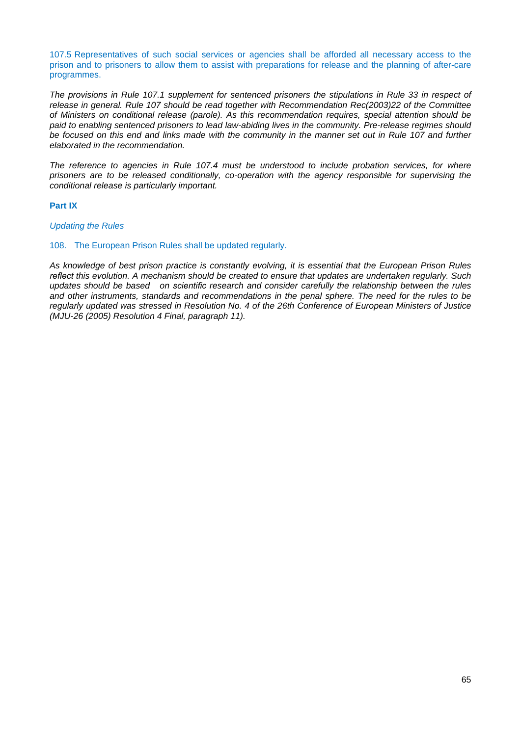107.5 Representatives of such social services or agencies shall be afforded all necessary access to the prison and to prisoners to allow them to assist with preparations for release and the planning of after-care programmes.

*The provisions in Rule 107.1 supplement for sentenced prisoners the stipulations in Rule 33 in respect of release in general. Rule 107 should be read together with Recommendation Rec(2003)22 of the Committee of Ministers on conditional release (parole). As this recommendation requires, special attention should be paid to enabling sentenced prisoners to lead law-abiding lives in the community. Pre-release regimes should be focused on this end and links made with the community in the manner set out in Rule 107 and further elaborated in the recommendation.*

*The reference to agencies in Rule 107.4 must be understood to include probation services, for where prisoners are to be released conditionally, co-operation with the agency responsible for supervising the conditional release is particularly important.*

## Part IX

### *Updating the Rules*

108. The European Prison Rules shall be updated regularly.

*As knowledge of best prison practice is constantly evolving, it is essential that the European Prison Rules reflect this evolution. A mechanism should be created to ensure that updates are undertaken regularly. Such updates should be based on scientific research and consider carefully the relationship between the rules and other instruments, standards and recommendations in the penal sphere. The need for the rules to be regularly updated was stressed in Resolution No. 4 of the 26th Conference of European Ministers of Justice (MJU-26 (2005) Resolution 4 Final, paragraph 11).*